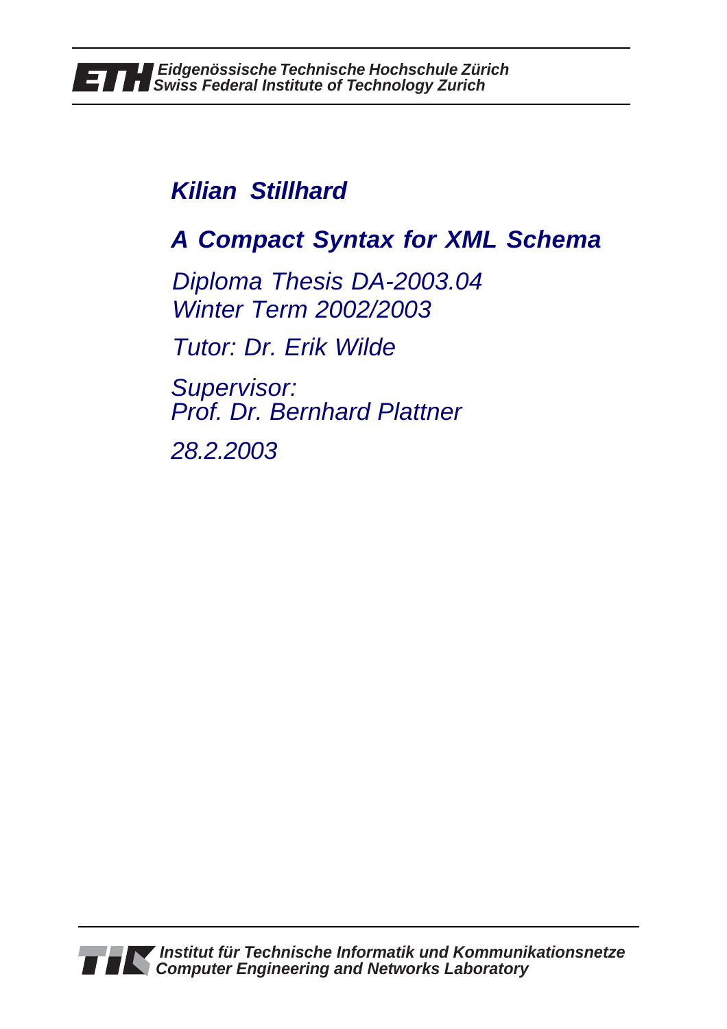Eidgenössische Technische Hochschule Zürich
Swiss Federal Institute of Technology Zurich

***Kilian Stillhard***

# *A Compact Syntax for XML Schema*

*Diploma Thesis DA-2003.04*
*Winter Term 2002/2003*

*Tutor: Dr. Erik Wilde*

*Supervisor:*
*Prof. Dr. Bernhard Plattner*

*28.2.2003*

Institut für Technische Informatik und Kommunikationsnetze
Computer Engineering and Networks Laboratory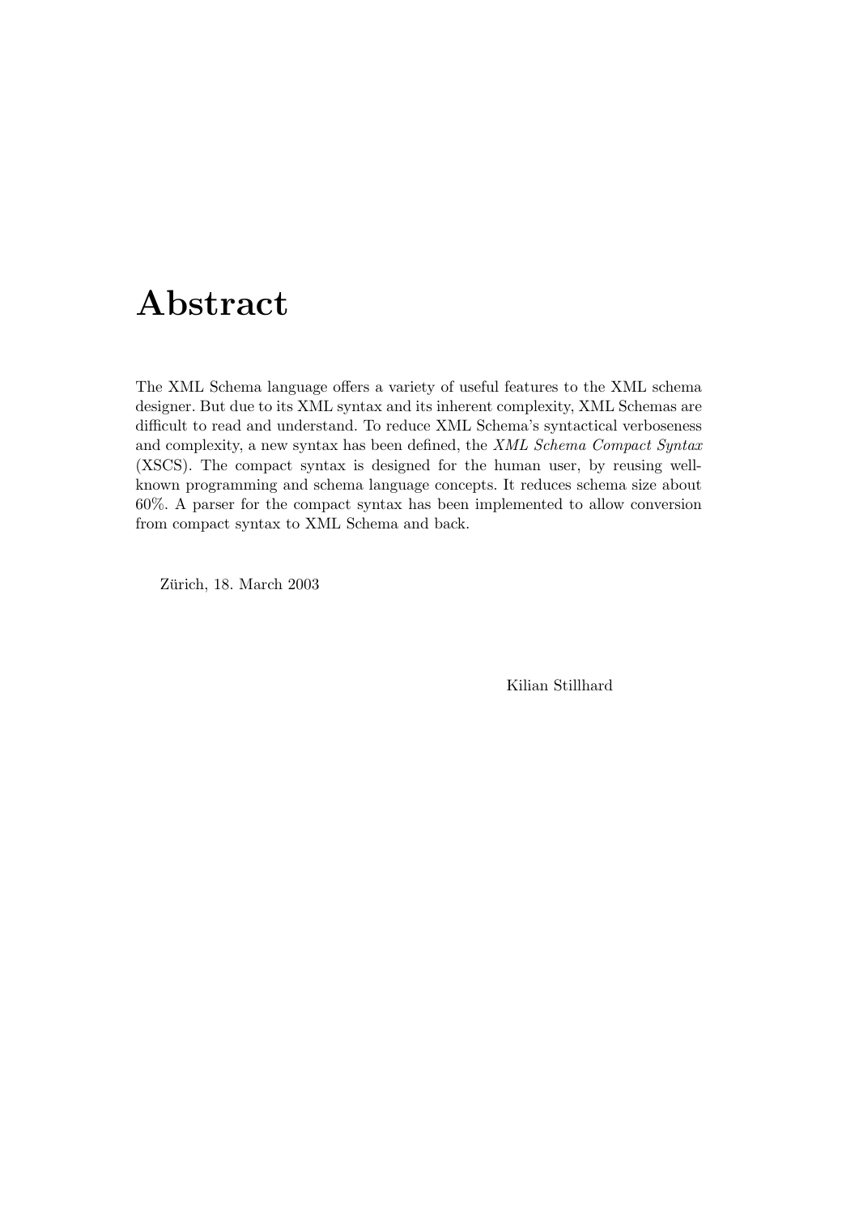# Abstract

The XML Schema language offers a variety of useful features to the XML schema designer. But due to its XML syntax and its inherent complexity, XML Schemas are difficult to read and understand. To reduce XML Schema's syntactical verboseness and complexity, a new syntax has been defined, the *XML Schema Compact Syntax* (XSCS). The compact syntax is designed for the human user, by reusing well-known programming and schema language concepts. It reduces schema size about 60%. A parser for the compact syntax has been implemented to allow conversion from compact syntax to XML Schema and back.

Zürich, 18. March 2003

Kilian Stillhard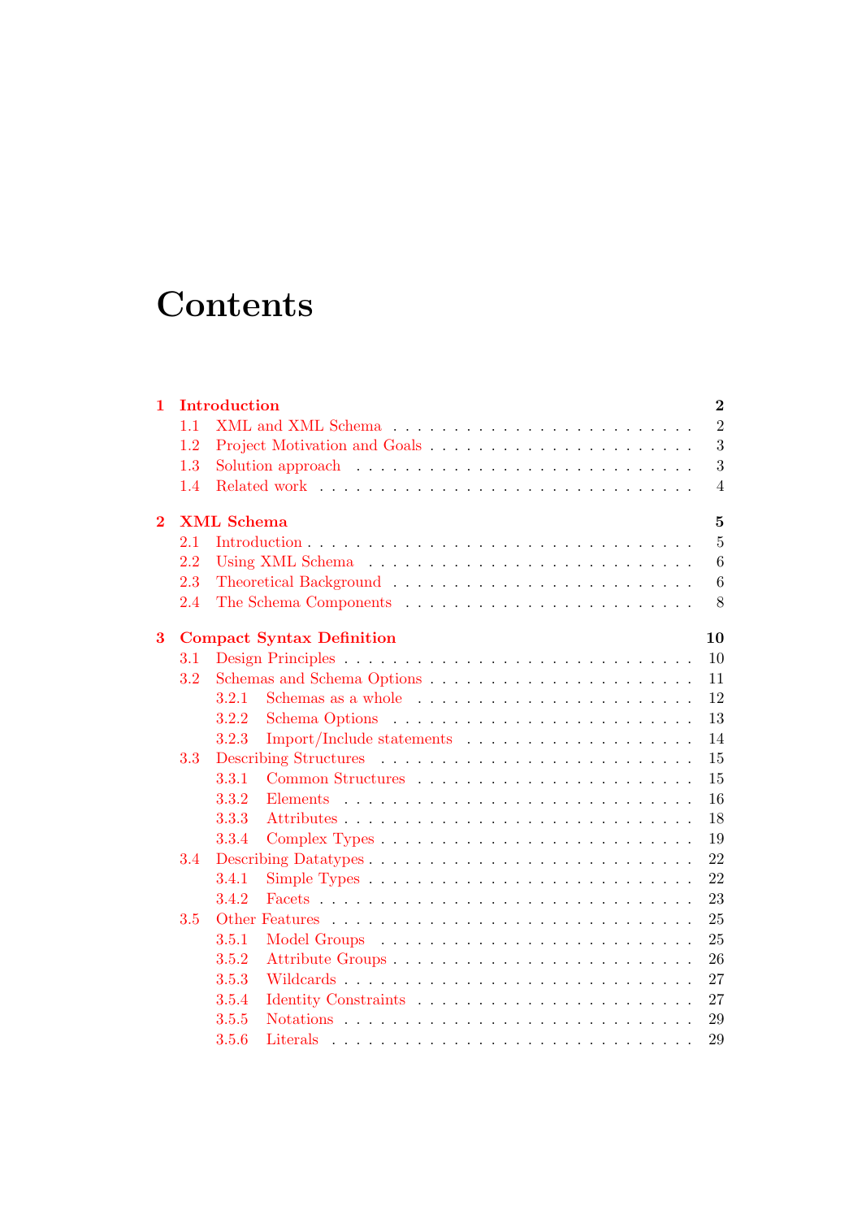# Contents

**1 Introduction** **2**

- 1.1 XML and XML Schema . . . . . . . . . . . . . . . . . . . . . . . 2
- 1.2 Project Motivation and Goals . . . . . . . . . . . . . . . . . . . . . 3
- 1.3 Solution approach . . . . . . . . . . . . . . . . . . . . . . . . . 3
- 1.4 Related work . . . . . . . . . . . . . . . . . . . . . . . . . . . 4

**2 XML Schema** **5**

- 2.1 Introduction . . . . . . . . . . . . . . . . . . . . . . . . . . . . 5
- 2.2 Using XML Schema . . . . . . . . . . . . . . . . . . . . . . . . 6
- 2.3 Theoretical Background . . . . . . . . . . . . . . . . . . . . . . 6
- 2.4 The Schema Components . . . . . . . . . . . . . . . . . . . . . . 8

**3 Compact Syntax Definition** **10**

- 3.1 Design Principles . . . . . . . . . . . . . . . . . . . . . . . . . 10
- 3.2 Schemas and Schema Options . . . . . . . . . . . . . . . . . . . . 11
  - 3.2.1 Schemas as a whole . . . . . . . . . . . . . . . . . . . . . 12
  - 3.2.2 Schema Options . . . . . . . . . . . . . . . . . . . . . . . 13
  - 3.2.3 Import/Include statements . . . . . . . . . . . . . . . . . . 14
- 3.3 Describing Structures . . . . . . . . . . . . . . . . . . . . . . . 15
  - 3.3.1 Common Structures . . . . . . . . . . . . . . . . . . . . . 15
  - 3.3.2 Elements . . . . . . . . . . . . . . . . . . . . . . . . . . 16
  - 3.3.3 Attributes . . . . . . . . . . . . . . . . . . . . . . . . . . 18
  - 3.3.4 Complex Types . . . . . . . . . . . . . . . . . . . . . . . 19
- 3.4 Describing Datatypes . . . . . . . . . . . . . . . . . . . . . . . 22
  - 3.4.1 Simple Types . . . . . . . . . . . . . . . . . . . . . . . . 22
  - 3.4.2 Facets . . . . . . . . . . . . . . . . . . . . . . . . . . . 23
- 3.5 Other Features . . . . . . . . . . . . . . . . . . . . . . . . . . 25
  - 3.5.1 Model Groups . . . . . . . . . . . . . . . . . . . . . . . . 25
  - 3.5.2 Attribute Groups . . . . . . . . . . . . . . . . . . . . . . 26
  - 3.5.3 Wildcards . . . . . . . . . . . . . . . . . . . . . . . . . . 27
  - 3.5.4 Identity Constraints . . . . . . . . . . . . . . . . . . . . . 27
  - 3.5.5 Notations . . . . . . . . . . . . . . . . . . . . . . . . . . 29
  - 3.5.6 Literals . . . . . . . . . . . . . . . . . . . . . . . . . . . 29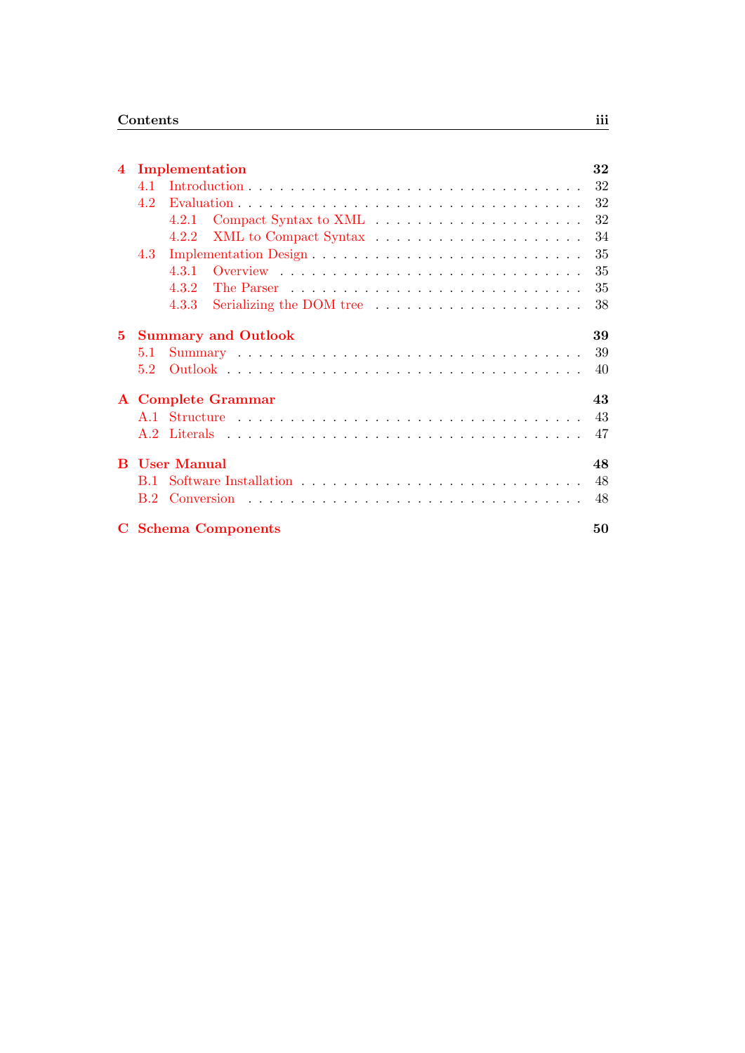**4 Implementation** **32**

- 4.1 Introduction . . . 32
- 4.2 Evaluation . . . 32
  - 4.2.1 Compact Syntax to XML . . . 32
  - 4.2.2 XML to Compact Syntax . . . 34
- 4.3 Implementation Design . . . 35
  - 4.3.1 Overview . . . 35
  - 4.3.2 The Parser . . . 35
  - 4.3.3 Serializing the DOM tree . . . 38

**5 Summary and Outlook** **39**

- 5.1 Summary . . . 39
- 5.2 Outlook . . . 40

**A Complete Grammar** **43**

- A.1 Structure . . . 43
- A.2 Literals . . . 47

**B User Manual** **48**

- B.1 Software Installation . . . 48
- B.2 Conversion . . . 48

**C Schema Components** **50**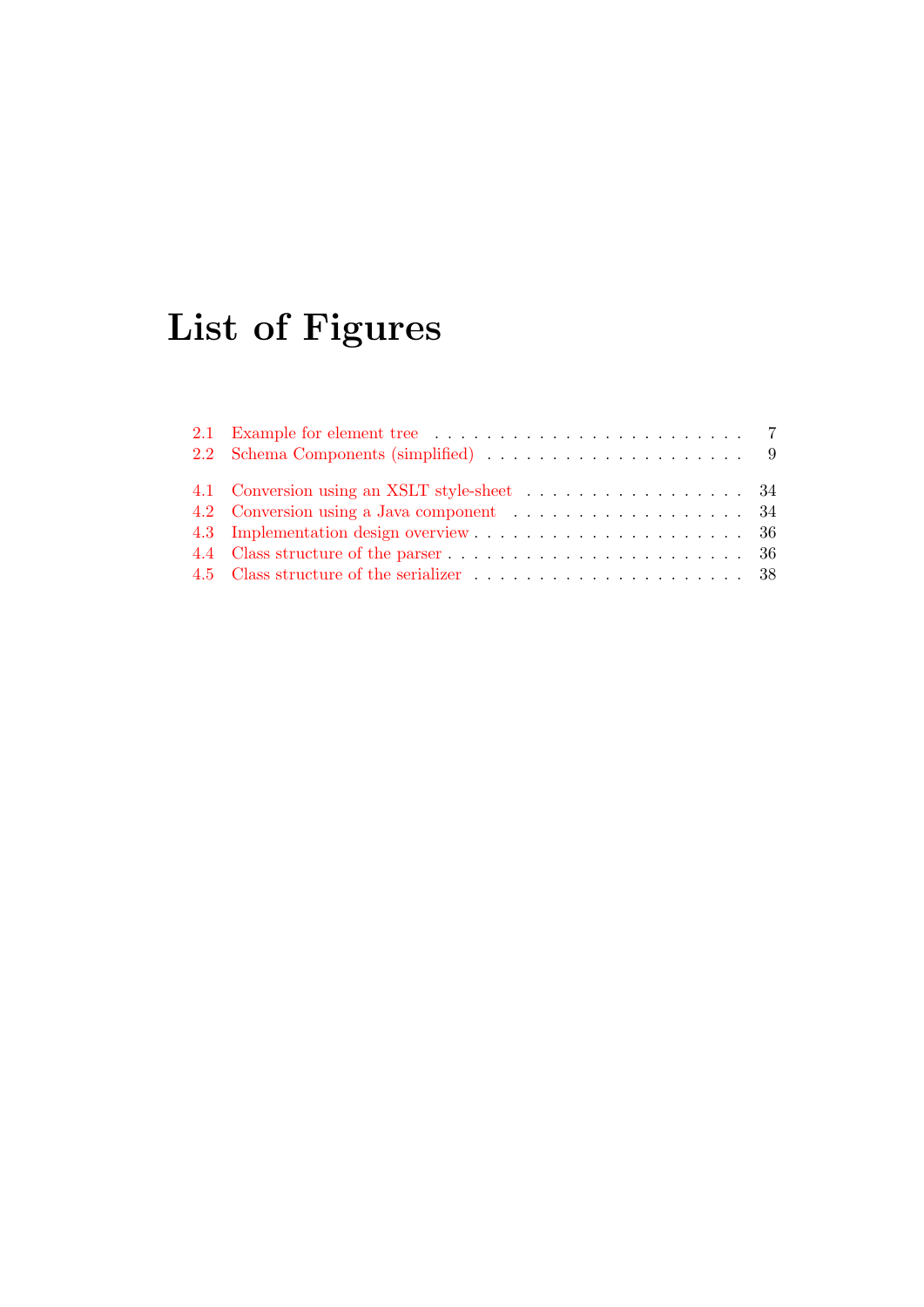# List of Figures

2.1 Example for element tree . . . . . . . . . . . . . . . . . . . . . . . . 7
2.2 Schema Components (simplified) . . . . . . . . . . . . . . . . . . . . 9

4.1 Conversion using an XSLT style-sheet . . . . . . . . . . . . . . . . . . 34
4.2 Conversion using a Java component . . . . . . . . . . . . . . . . . . . 34
4.3 Implementation design overview . . . . . . . . . . . . . . . . . . . . . 36
4.4 Class structure of the parser . . . . . . . . . . . . . . . . . . . . . . . 36
4.5 Class structure of the serializer . . . . . . . . . . . . . . . . . . . . . 38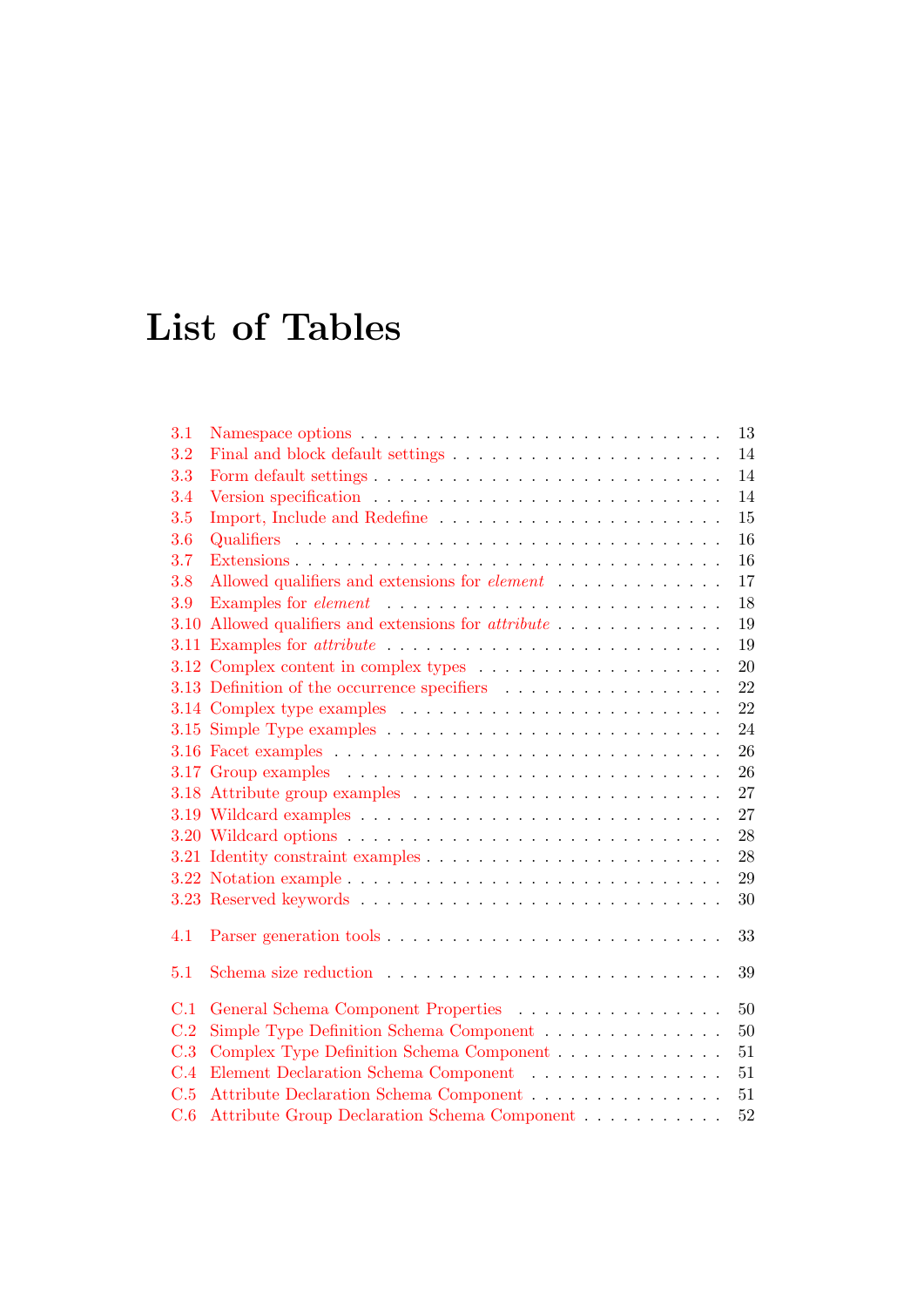# List of Tables

3.1 Namespace options . . . . . . . . . . . . . . . . . . . . . . . . . . 13
3.2 Final and block default settings . . . . . . . . . . . . . . . . . . . . 14
3.3 Form default settings . . . . . . . . . . . . . . . . . . . . . . . . . 14
3.4 Version specification . . . . . . . . . . . . . . . . . . . . . . . . . 14
3.5 Import, Include and Redefine . . . . . . . . . . . . . . . . . . . . . 15
3.6 Qualifiers . . . . . . . . . . . . . . . . . . . . . . . . . . . . . . . 16
3.7 Extensions . . . . . . . . . . . . . . . . . . . . . . . . . . . . . . . 16
3.8 Allowed qualifiers and extensions for *element* . . . . . . . . . . . . 17
3.9 Examples for *element* . . . . . . . . . . . . . . . . . . . . . . . . 18
3.10 Allowed qualifiers and extensions for *attribute* . . . . . . . . . . . 19
3.11 Examples for *attribute* . . . . . . . . . . . . . . . . . . . . . . . . 19
3.12 Complex content in complex types . . . . . . . . . . . . . . . . . . 20
3.13 Definition of the occurrence specifiers . . . . . . . . . . . . . . . . 22
3.14 Complex type examples . . . . . . . . . . . . . . . . . . . . . . . . 22
3.15 Simple Type examples . . . . . . . . . . . . . . . . . . . . . . . . . 24
3.16 Facet examples . . . . . . . . . . . . . . . . . . . . . . . . . . . . . 26
3.17 Group examples . . . . . . . . . . . . . . . . . . . . . . . . . . . . 26
3.18 Attribute group examples . . . . . . . . . . . . . . . . . . . . . . . 27
3.19 Wildcard examples . . . . . . . . . . . . . . . . . . . . . . . . . . . 27
3.20 Wildcard options . . . . . . . . . . . . . . . . . . . . . . . . . . . . 28
3.21 Identity constraint examples . . . . . . . . . . . . . . . . . . . . . . 28
3.22 Notation example . . . . . . . . . . . . . . . . . . . . . . . . . . . . 29
3.23 Reserved keywords . . . . . . . . . . . . . . . . . . . . . . . . . . . 30

4.1 Parser generation tools . . . . . . . . . . . . . . . . . . . . . . . . . 33

5.1 Schema size reduction . . . . . . . . . . . . . . . . . . . . . . . . . 39

C.1 General Schema Component Properties . . . . . . . . . . . . . . . . 50
C.2 Simple Type Definition Schema Component . . . . . . . . . . . . . . 50
C.3 Complex Type Definition Schema Component . . . . . . . . . . . . . 51
C.4 Element Declaration Schema Component . . . . . . . . . . . . . . . 51
C.5 Attribute Declaration Schema Component . . . . . . . . . . . . . . . 51
C.6 Attribute Group Declaration Schema Component . . . . . . . . . . . 52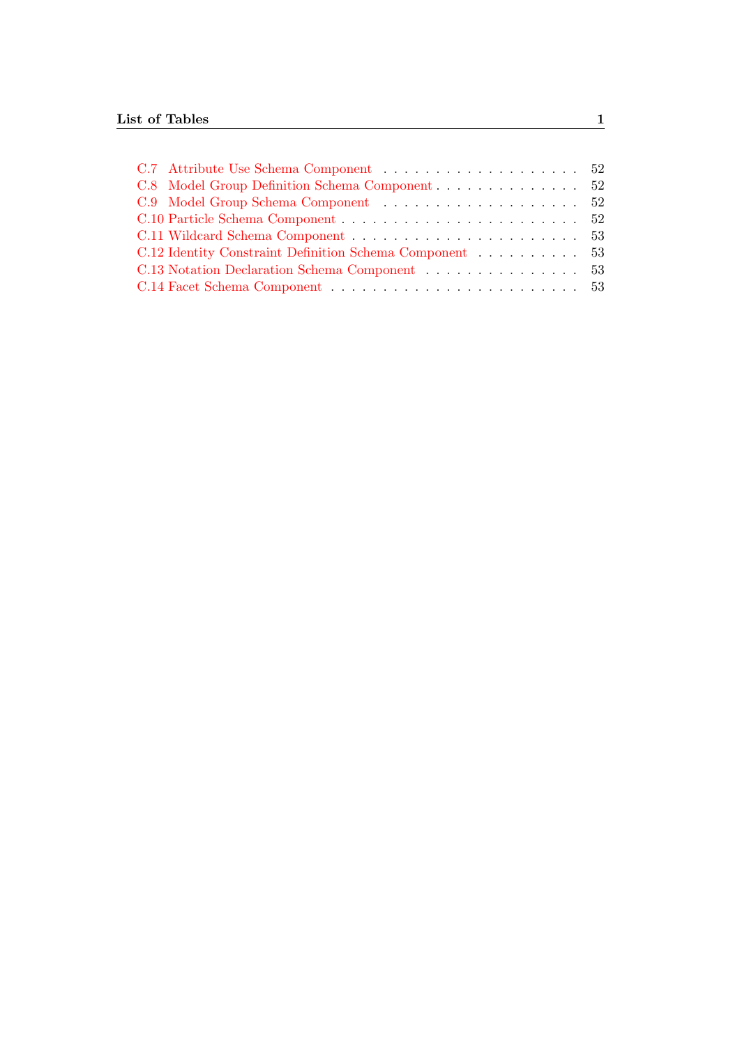C.7 Attribute Use Schema Component . . . . . . . . . . . . . . . . . . . 52
C.8 Model Group Definition Schema Component . . . . . . . . . . . . . . 52
C.9 Model Group Schema Component . . . . . . . . . . . . . . . . . . . 52
C.10 Particle Schema Component . . . . . . . . . . . . . . . . . . . . . . . 52
C.11 Wildcard Schema Component . . . . . . . . . . . . . . . . . . . . . . 53
C.12 Identity Constraint Definition Schema Component . . . . . . . . . . 53
C.13 Notation Declaration Schema Component . . . . . . . . . . . . . . . 53
C.14 Facet Schema Component . . . . . . . . . . . . . . . . . . . . . . . . 53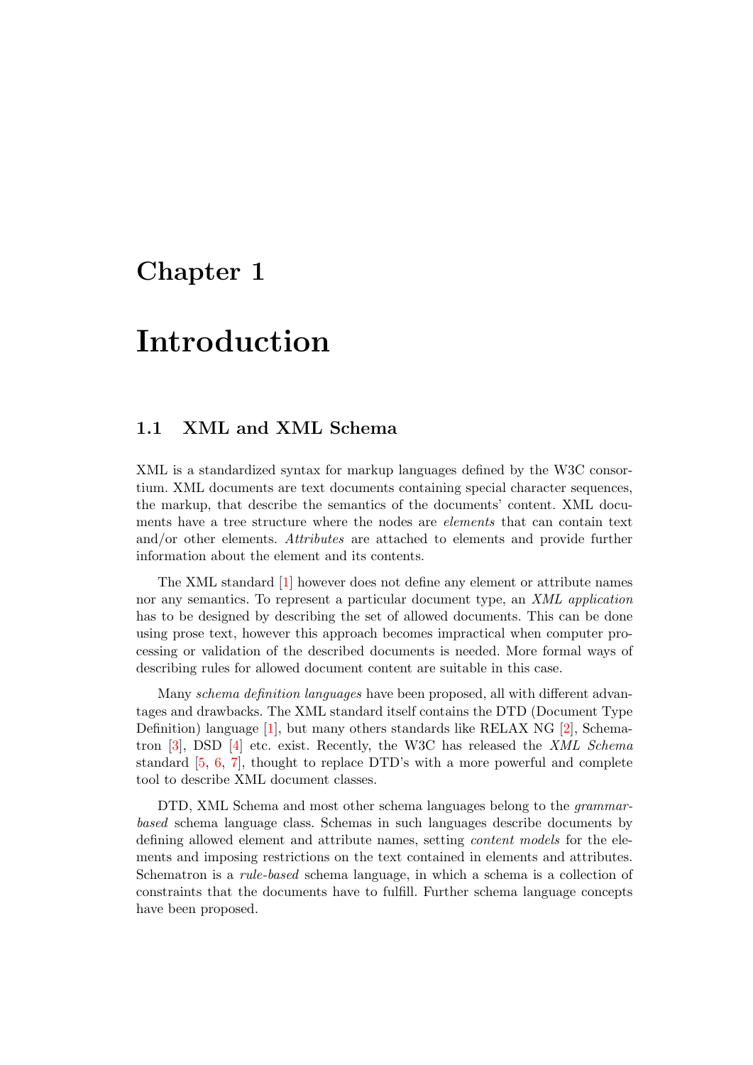// Chapter 1

# Introduction

## 1.1 XML and XML Schema

XML is a standardized syntax for markup languages defined by the W3C consortium. XML documents are text documents containing special character sequences, the markup, that describe the semantics of the documents' content. XML documents have a tree structure where the nodes are *elements* that can contain text and/or other elements. *Attributes* are attached to elements and provide further information about the element and its contents.

The XML standard [1] however does not define any element or attribute names nor any semantics. To represent a particular document type, an *XML application* has to be designed by describing the set of allowed documents. This can be done using prose text, however this approach becomes impractical when computer processing or validation of the described documents is needed. More formal ways of describing rules for allowed document content are suitable in this case.

Many *schema definition languages* have been proposed, all with different advantages and drawbacks. The XML standard itself contains the DTD (Document Type Definition) language [1], but many others standards like RELAX NG [2], Schematron [3], DSD [4] etc. exist. Recently, the W3C has released the *XML Schema* standard [5, 6, 7], thought to replace DTD's with a more powerful and complete tool to describe XML document classes.

DTD, XML Schema and most other schema languages belong to the *grammar-based* schema language class. Schemas in such languages describe documents by defining allowed element and attribute names, setting *content models* for the elements and imposing restrictions on the text contained in elements and attributes. Schematron is a *rule-based* schema language, in which a schema is a collection of constraints that the documents have to fulfill. Further schema language concepts have been proposed.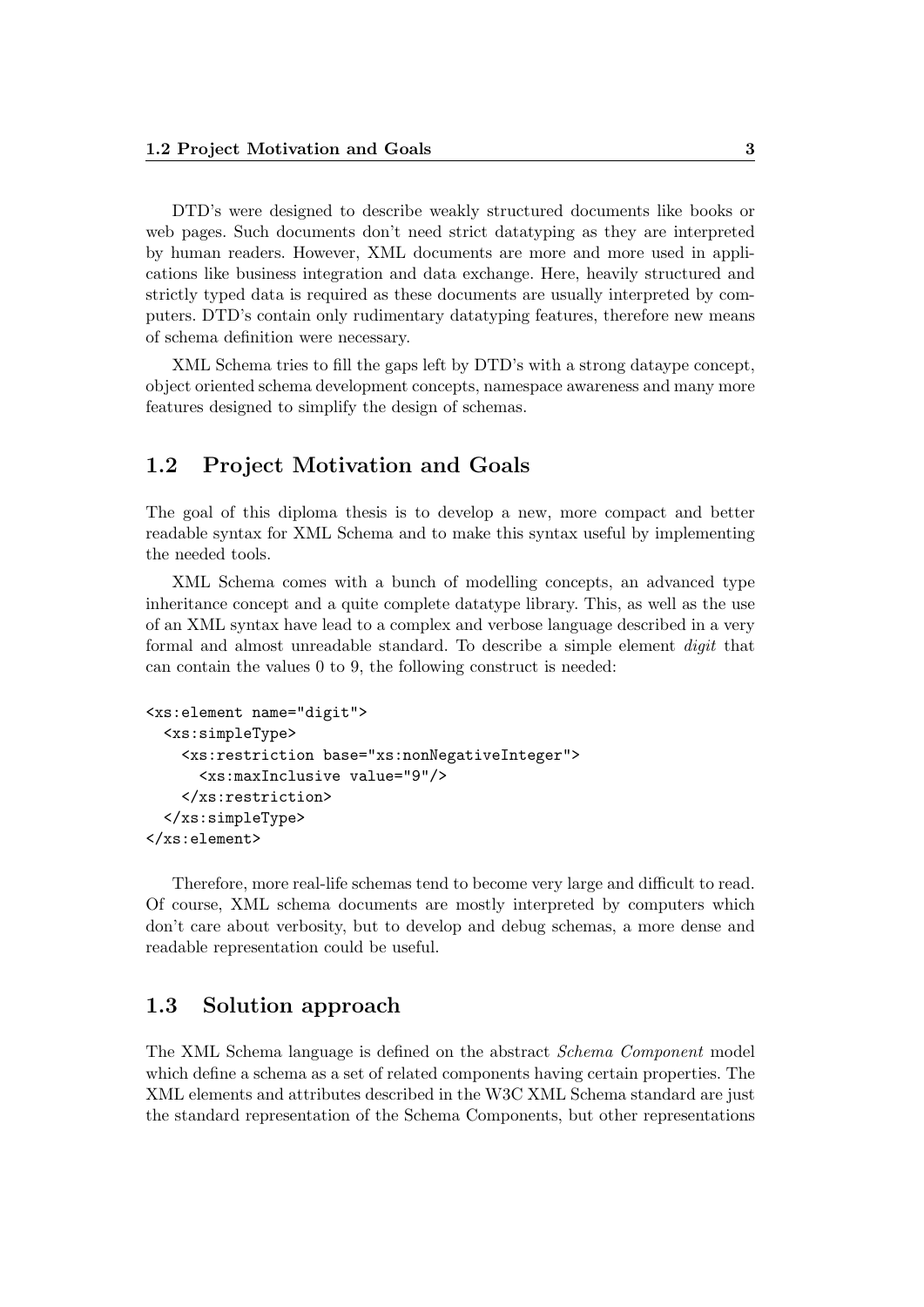DTD's were designed to describe weakly structured documents like books or web pages. Such documents don't need strict datatyping as they are interpreted by human readers. However, XML documents are more and more used in applications like business integration and data exchange. Here, heavily structured and strictly typed data is required as these documents are usually interpreted by computers. DTD's contain only rudimentary datatyping features, therefore new means of schema definition were necessary.

XML Schema tries to fill the gaps left by DTD's with a strong dataype concept, object oriented schema development concepts, namespace awareness and many more features designed to simplify the design of schemas.

## 1.2 Project Motivation and Goals

The goal of this diploma thesis is to develop a new, more compact and better readable syntax for XML Schema and to make this syntax useful by implementing the needed tools.

XML Schema comes with a bunch of modelling concepts, an advanced type inheritance concept and a quite complete datatype library. This, as well as the use of an XML syntax have lead to a complex and verbose language described in a very formal and almost unreadable standard. To describe a simple element *digit* that can contain the values 0 to 9, the following construct is needed:

```
<xs:element name="digit">
  <xs:simpleType>
    <xs:restriction base="xs:nonNegativeInteger">
      <xs:maxInclusive value="9"/>
    </xs:restriction>
  </xs:simpleType>
</xs:element>
```

Therefore, more real-life schemas tend to become very large and difficult to read. Of course, XML schema documents are mostly interpreted by computers which don't care about verbosity, but to develop and debug schemas, a more dense and readable representation could be useful.

## 1.3 Solution approach

The XML Schema language is defined on the abstract *Schema Component* model which define a schema as a set of related components having certain properties. The XML elements and attributes described in the W3C XML Schema standard are just the standard representation of the Schema Components, but other representations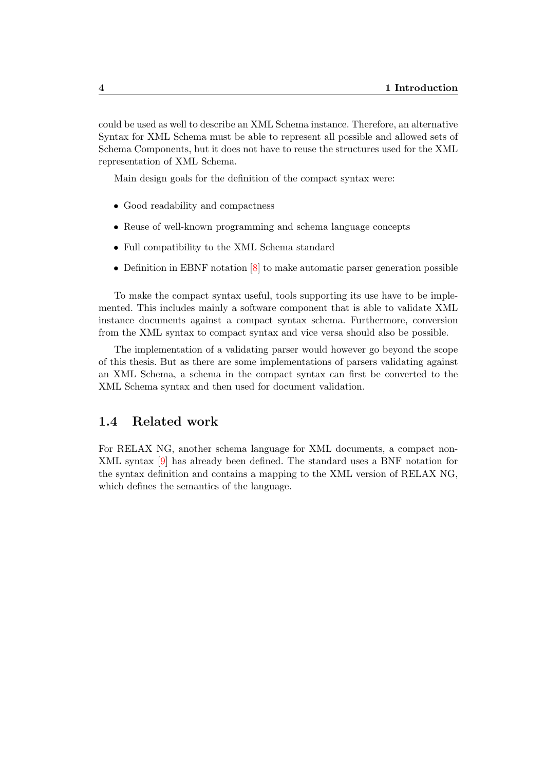could be used as well to describe an XML Schema instance. Therefore, an alternative Syntax for XML Schema must be able to represent all possible and allowed sets of Schema Components, but it does not have to reuse the structures used for the XML representation of XML Schema.

Main design goals for the definition of the compact syntax were:

- Good readability and compactness
- Reuse of well-known programming and schema language concepts
- Full compatibility to the XML Schema standard
- Definition in EBNF notation [8] to make automatic parser generation possible

To make the compact syntax useful, tools supporting its use have to be implemented. This includes mainly a software component that is able to validate XML instance documents against a compact syntax schema. Furthermore, conversion from the XML syntax to compact syntax and vice versa should also be possible.

The implementation of a validating parser would however go beyond the scope of this thesis. But as there are some implementations of parsers validating against an XML Schema, a schema in the compact syntax can first be converted to the XML Schema syntax and then used for document validation.

## 1.4 Related work

For RELAX NG, another schema language for XML documents, a compact non-XML syntax [9] has already been defined. The standard uses a BNF notation for the syntax definition and contains a mapping to the XML version of RELAX NG, which defines the semantics of the language.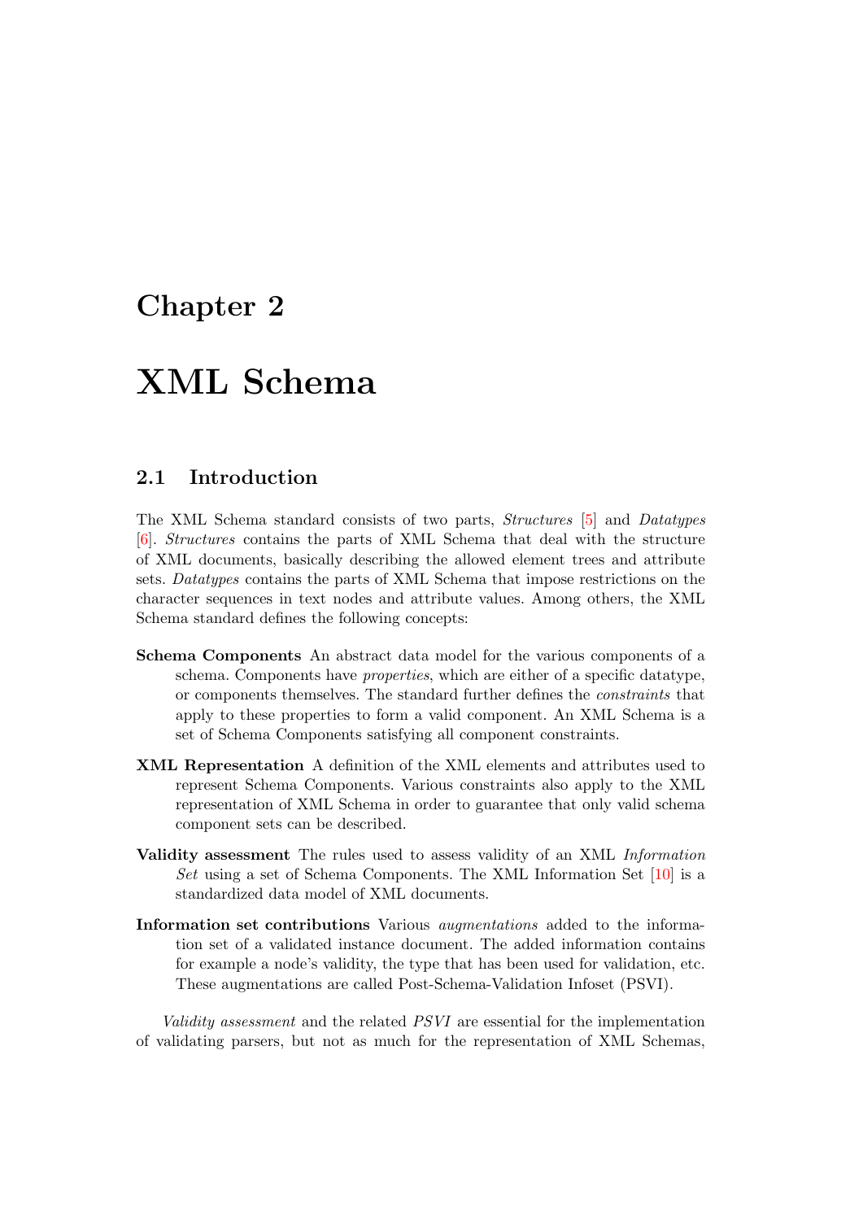# Chapter 2

# XML Schema

## 2.1 Introduction

The XML Schema standard consists of two parts, *Structures* [5] and *Datatypes* [6]. *Structures* contains the parts of XML Schema that deal with the structure of XML documents, basically describing the allowed element trees and attribute sets. *Datatypes* contains the parts of XML Schema that impose restrictions on the character sequences in text nodes and attribute values. Among others, the XML Schema standard defines the following concepts:

**Schema Components** An abstract data model for the various components of a schema. Components have *properties*, which are either of a specific datatype, or components themselves. The standard further defines the *constraints* that apply to these properties to form a valid component. An XML Schema is a set of Schema Components satisfying all component constraints.

**XML Representation** A definition of the XML elements and attributes used to represent Schema Components. Various constraints also apply to the XML representation of XML Schema in order to guarantee that only valid schema component sets can be described.

**Validity assessment** The rules used to assess validity of an XML *Information Set* using a set of Schema Components. The XML Information Set [10] is a standardized data model of XML documents.

**Information set contributions** Various *augmentations* added to the information set of a validated instance document. The added information contains for example a node's validity, the type that has been used for validation, etc. These augmentations are called Post-Schema-Validation Infoset (PSVI).

*Validity assessment* and the related *PSVI* are essential for the implementation of validating parsers, but not as much for the representation of XML Schemas,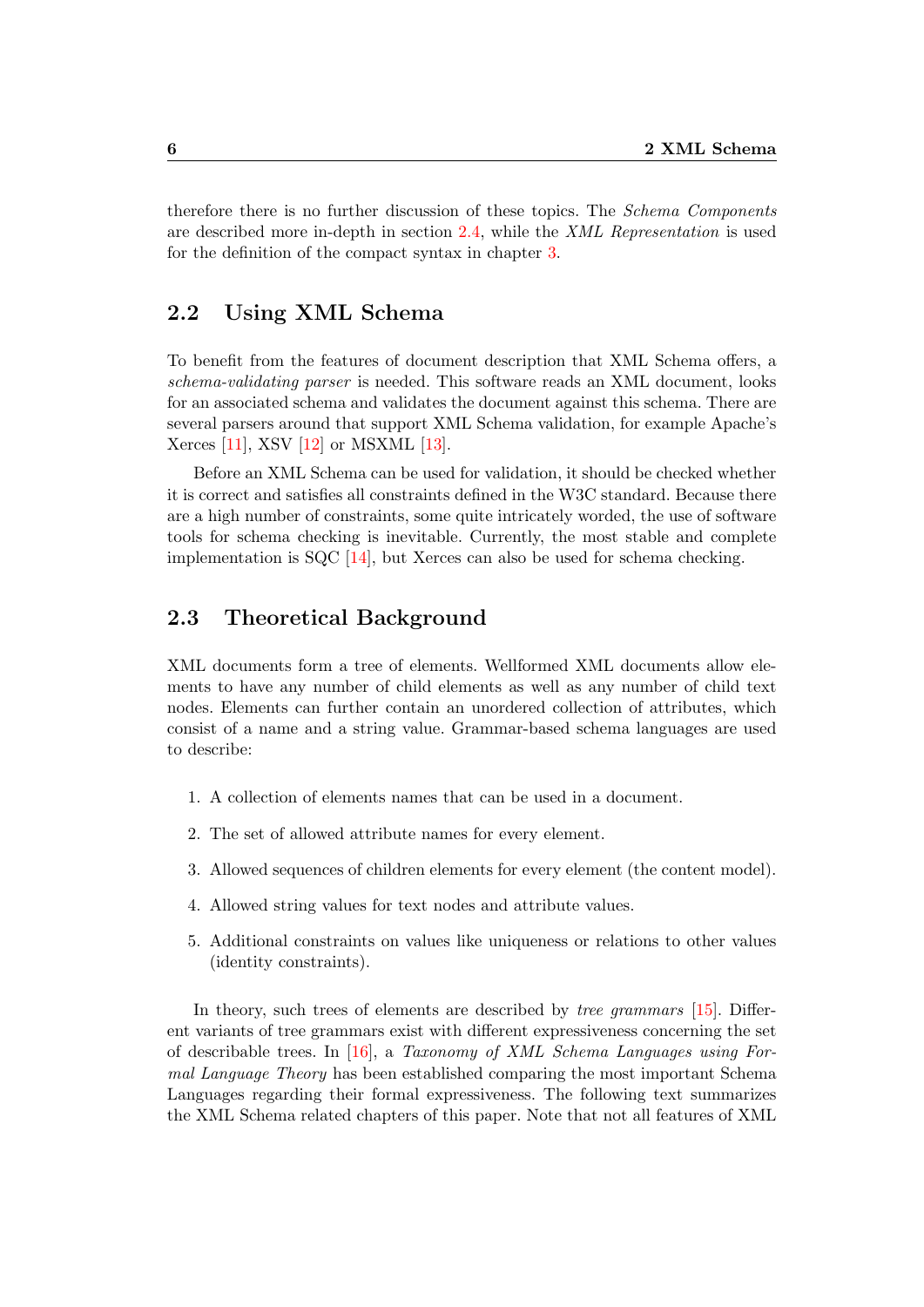therefore there is no further discussion of these topics. The *Schema Components* are described more in-depth in section 2.4, while the *XML Representation* is used for the definition of the compact syntax in chapter 3.

## 2.2 Using XML Schema

To benefit from the features of document description that XML Schema offers, a *schema-validating parser* is needed. This software reads an XML document, looks for an associated schema and validates the document against this schema. There are several parsers around that support XML Schema validation, for example Apache's Xerces [11], XSV [12] or MSXML [13].

Before an XML Schema can be used for validation, it should be checked whether it is correct and satisfies all constraints defined in the W3C standard. Because there are a high number of constraints, some quite intricately worded, the use of software tools for schema checking is inevitable. Currently, the most stable and complete implementation is SQC [14], but Xerces can also be used for schema checking.

## 2.3 Theoretical Background

XML documents form a tree of elements. Wellformed XML documents allow elements to have any number of child elements as well as any number of child text nodes. Elements can further contain an unordered collection of attributes, which consist of a name and a string value. Grammar-based schema languages are used to describe:

1. A collection of elements names that can be used in a document.
2. The set of allowed attribute names for every element.
3. Allowed sequences of children elements for every element (the content model).
4. Allowed string values for text nodes and attribute values.
5. Additional constraints on values like uniqueness or relations to other values (identity constraints).

In theory, such trees of elements are described by *tree grammars* [15]. Different variants of tree grammars exist with different expressiveness concerning the set of describable trees. In [16], a *Taxonomy of XML Schema Languages using Formal Language Theory* has been established comparing the most important Schema Languages regarding their formal expressiveness. The following text summarizes the XML Schema related chapters of this paper. Note that not all features of XML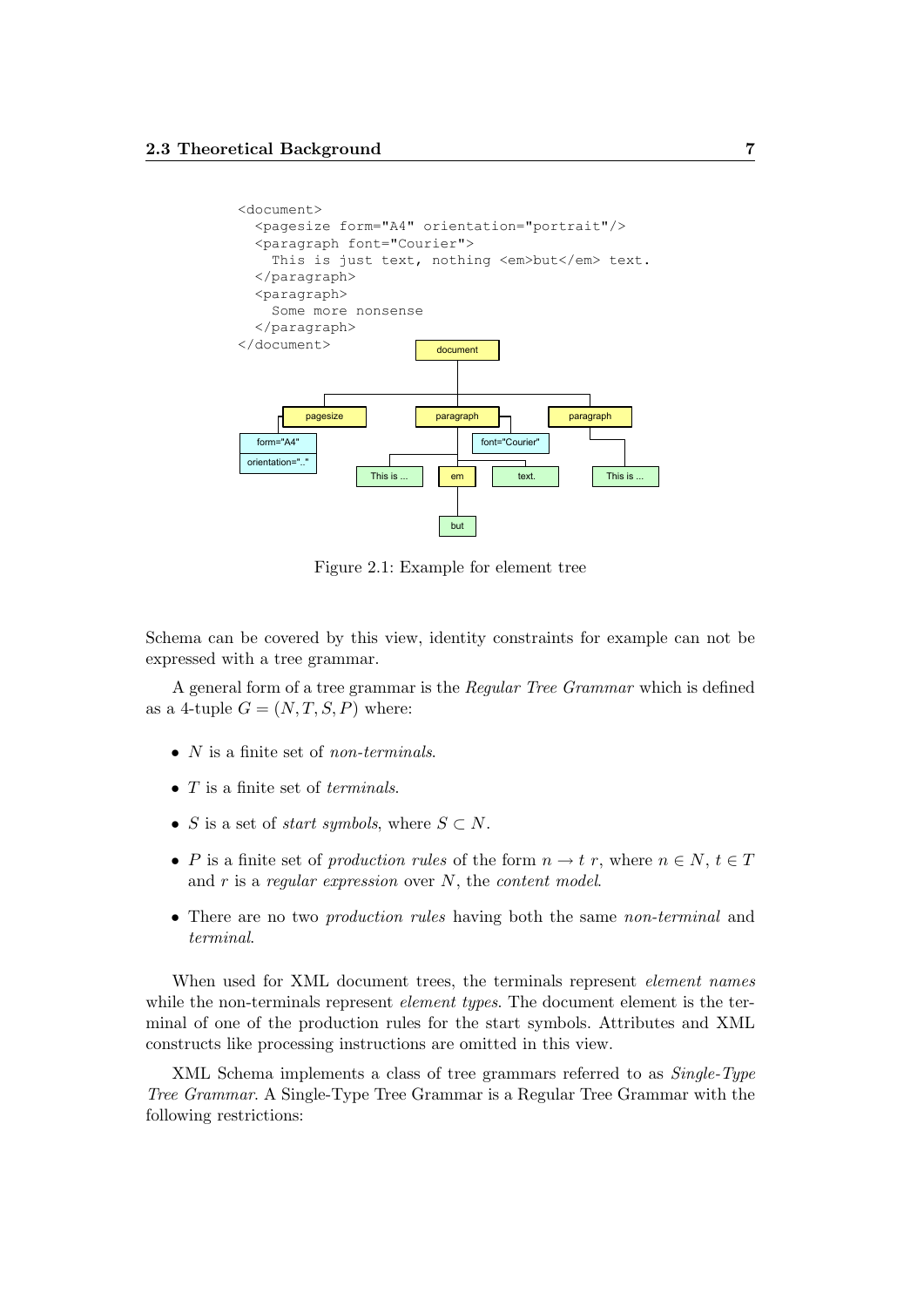```
<document>
  <pagesize form="A4" orientation="portrait"/>
  <paragraph font="Courier">
    This is just text, nothing <em>but</em> text.
  </paragraph>
  <paragraph>
    Some more nonsense
  </paragraph>
</document>
```

Figure 2.1: Example for element tree

Schema can be covered by this view, identity constraints for example can not be expressed with a tree grammar.

A general form of a tree grammar is the *Regular Tree Grammar* which is defined as a 4-tuple $G = (N, T, S, P)$ where:

- $N$ is a finite set of *non-terminals*.
- $T$ is a finite set of *terminals*.
- $S$ is a set of *start symbols*, where $S \subset N$.
- $P$ is a finite set of *production rules* of the form $n \to t\ r$, where $n \in N$, $t \in T$ and $r$ is a *regular expression* over $N$, the *content model*.
- There are no two *production rules* having both the same *non-terminal* and *terminal*.

When used for XML document trees, the terminals represent *element names* while the non-terminals represent *element types*. The document element is the terminal of one of the production rules for the start symbols. Attributes and XML constructs like processing instructions are omitted in this view.

XML Schema implements a class of tree grammars referred to as *Single-Type Tree Grammar*. A Single-Type Tree Grammar is a Regular Tree Grammar with the following restrictions: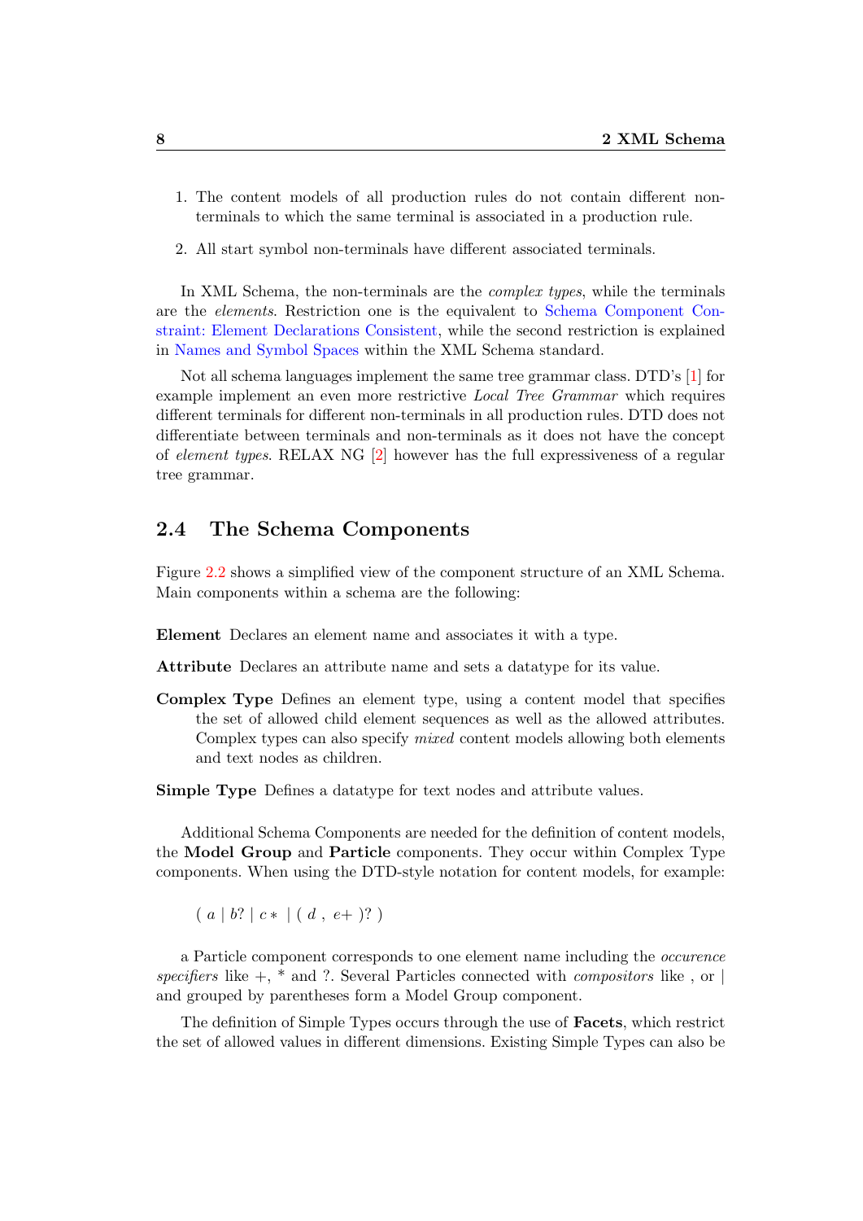1. The content models of all production rules do not contain different non-terminals to which the same terminal is associated in a production rule.
2. All start symbol non-terminals have different associated terminals.

In XML Schema, the non-terminals are the *complex types*, while the terminals are the *elements*. Restriction one is the equivalent to Schema Component Constraint: Element Declarations Consistent, while the second restriction is explained in Names and Symbol Spaces within the XML Schema standard.

Not all schema languages implement the same tree grammar class. DTD's [1] for example implement an even more restrictive *Local Tree Grammar* which requires different terminals for different non-terminals in all production rules. DTD does not differentiate between terminals and non-terminals as it does not have the concept of *element types*. RELAX NG [2] however has the full expressiveness of a regular tree grammar.

## 2.4 The Schema Components

Figure 2.2 shows a simplified view of the component structure of an XML Schema. Main components within a schema are the following:

**Element** Declares an element name and associates it with a type.

**Attribute** Declares an attribute name and sets a datatype for its value.

**Complex Type** Defines an element type, using a content model that specifies the set of allowed child element sequences as well as the allowed attributes. Complex types can also specify *mixed* content models allowing both elements and text nodes as children.

**Simple Type** Defines a datatype for text nodes and attribute values.

Additional Schema Components are needed for the definition of content models, the **Model Group** and **Particle** components. They occur within Complex Type components. When using the DTD-style notation for content models, for example:

$( a \mid b? \mid c* \mid ( d \, , \, e+ )? )$

a Particle component corresponds to one element name including the *occurence specifiers* like +, * and ?. Several Particles connected with *compositors* like , or | and grouped by parentheses form a Model Group component.

The definition of Simple Types occurs through the use of **Facets**, which restrict the set of allowed values in different dimensions. Existing Simple Types can also be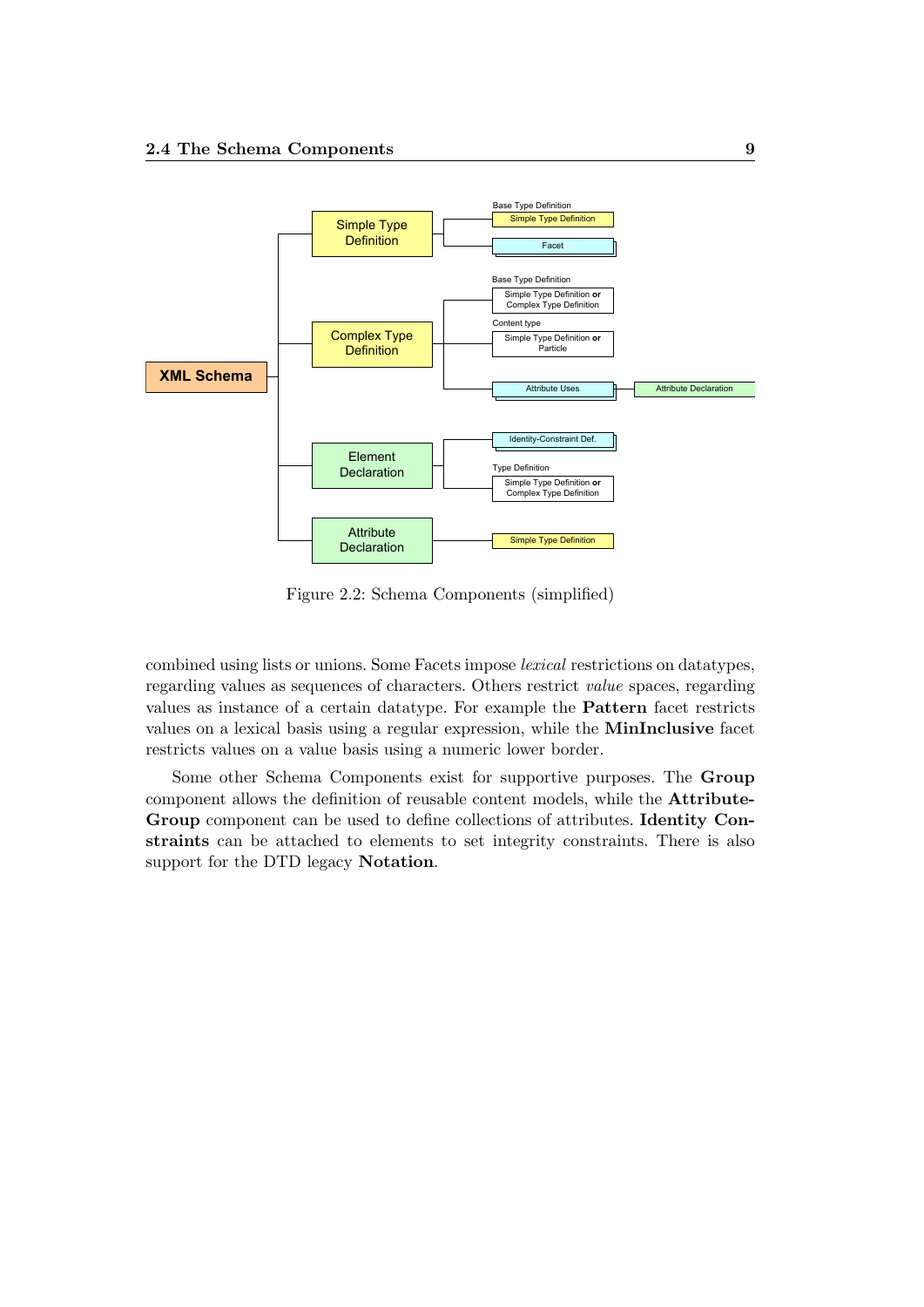Figure 2.2: Schema Components (simplified)

combined using lists or unions. Some Facets impose *lexical* restrictions on datatypes, regarding values as sequences of characters. Others restrict *value* spaces, regarding values as instance of a certain datatype. For example the **Pattern** facet restricts values on a lexical basis using a regular expression, while the **MinInclusive** facet restricts values on a value basis using a numeric lower border.

Some other Schema Components exist for supportive purposes. The **Group** component allows the definition of reusable content models, while the **Attribute-Group** component can be used to define collections of attributes. **Identity Constraints** can be attached to elements to set integrity constraints. There is also support for the DTD legacy **Notation**.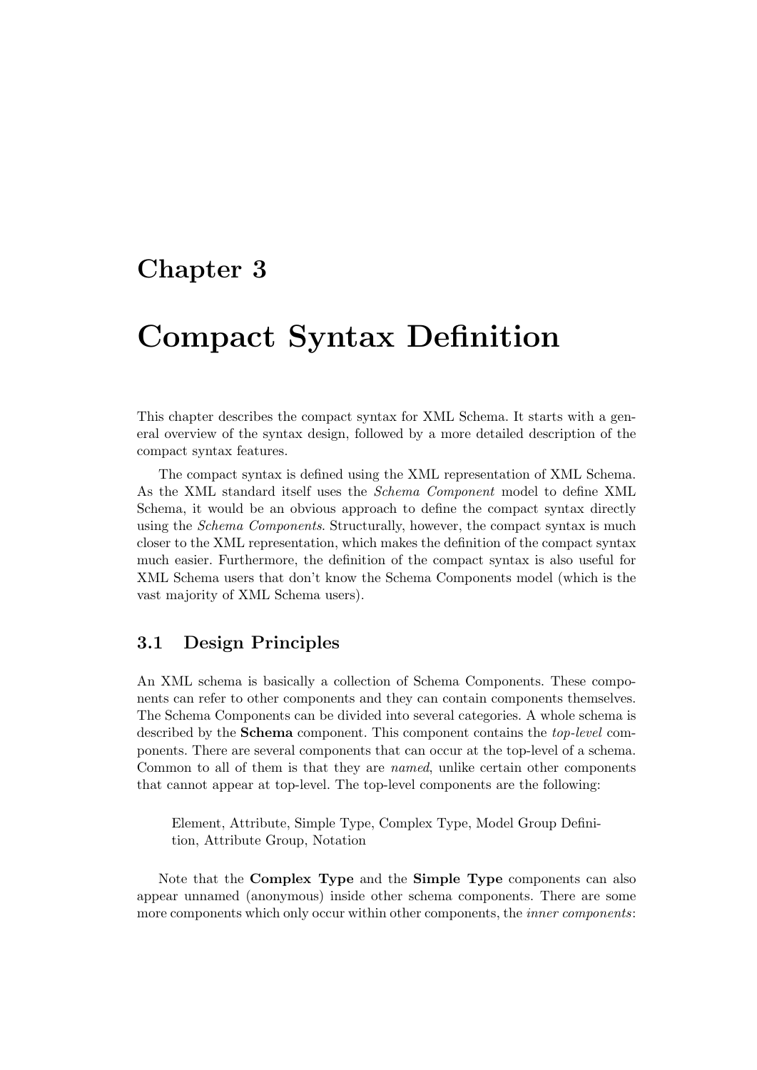# Chapter 3

# Compact Syntax Definition

This chapter describes the compact syntax for XML Schema. It starts with a general overview of the syntax design, followed by a more detailed description of the compact syntax features.

The compact syntax is defined using the XML representation of XML Schema. As the XML standard itself uses the *Schema Component* model to define XML Schema, it would be an obvious approach to define the compact syntax directly using the *Schema Components*. Structurally, however, the compact syntax is much closer to the XML representation, which makes the definition of the compact syntax much easier. Furthermore, the definition of the compact syntax is also useful for XML Schema users that don't know the Schema Components model (which is the vast majority of XML Schema users).

## 3.1 Design Principles

An XML schema is basically a collection of Schema Components. These components can refer to other components and they can contain components themselves. The Schema Components can be divided into several categories. A whole schema is described by the **Schema** component. This component contains the *top-level* components. There are several components that can occur at the top-level of a schema. Common to all of them is that they are *named*, unlike certain other components that cannot appear at top-level. The top-level components are the following:

> Element, Attribute, Simple Type, Complex Type, Model Group Definition, Attribute Group, Notation

Note that the **Complex Type** and the **Simple Type** components can also appear unnamed (anonymous) inside other schema components. There are some more components which only occur within other components, the *inner components*: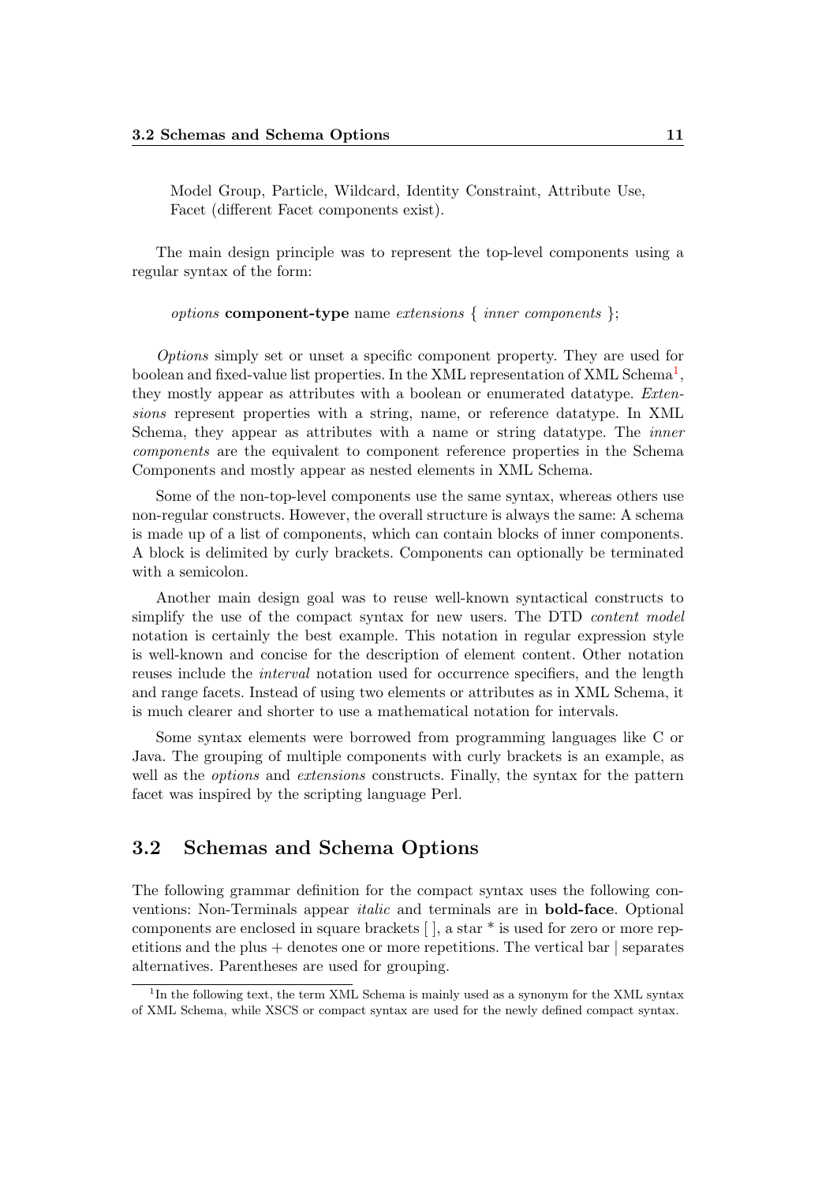Model Group, Particle, Wildcard, Identity Constraint, Attribute Use, Facet (different Facet components exist).

The main design principle was to represent the top-level components using a regular syntax of the form:

*options* **component-type** name *extensions* { *inner components* };

*Options* simply set or unset a specific component property. They are used for boolean and fixed-value list properties. In the XML representation of XML Schema[1], they mostly appear as attributes with a boolean or enumerated datatype. *Extensions* represent properties with a string, name, or reference datatype. In XML Schema, they appear as attributes with a name or string datatype. The *inner components* are the equivalent to component reference properties in the Schema Components and mostly appear as nested elements in XML Schema.

Some of the non-top-level components use the same syntax, whereas others use non-regular constructs. However, the overall structure is always the same: A schema is made up of a list of components, which can contain blocks of inner components. A block is delimited by curly brackets. Components can optionally be terminated with a semicolon.

Another main design goal was to reuse well-known syntactical constructs to simplify the use of the compact syntax for new users. The DTD *content model* notation is certainly the best example. This notation in regular expression style is well-known and concise for the description of element content. Other notation reuses include the *interval* notation used for occurrence specifiers, and the length and range facets. Instead of using two elements or attributes as in XML Schema, it is much clearer and shorter to use a mathematical notation for intervals.

Some syntax elements were borrowed from programming languages like C or Java. The grouping of multiple components with curly brackets is an example, as well as the *options* and *extensions* constructs. Finally, the syntax for the pattern facet was inspired by the scripting language Perl.

## 3.2 Schemas and Schema Options

The following grammar definition for the compact syntax uses the following conventions: Non-Terminals appear *italic* and terminals are in **bold-face**. Optional components are enclosed in square brackets [ ], a star * is used for zero or more repetitions and the plus + denotes one or more repetitions. The vertical bar | separates alternatives. Parentheses are used for grouping.

[1] In the following text, the term XML Schema is mainly used as a synonym for the XML syntax of XML Schema, while XSCS or compact syntax are used for the newly defined compact syntax.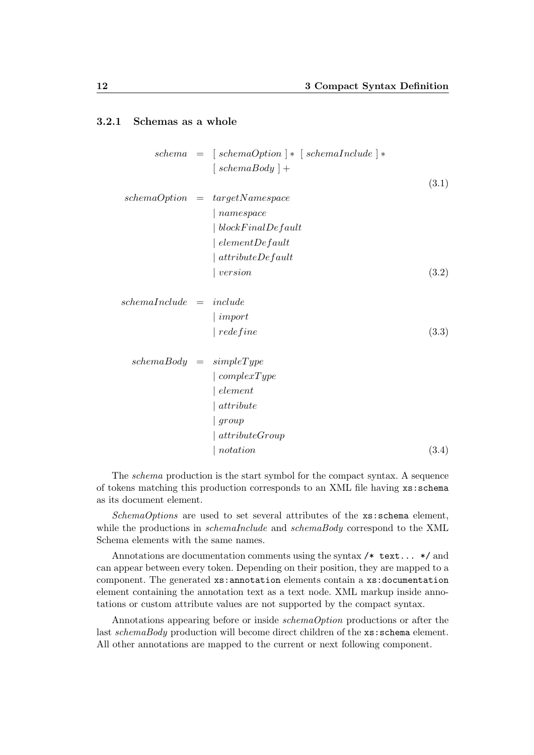### 3.2.1 Schemas as a whole

$$
\begin{aligned}
schema \;&=\; [\; schemaOption \;]* \;\; [\; schemaInclude \;]* \\
&\quad\;\; [\; schemaBody \;]+
\end{aligned}
\tag{3.1}
$$

$$
\begin{aligned}
schemaOption \;&=\; targetNamespace \\
&\quad\;\; |\; namespace \\
&\quad\;\; |\; blockFinalDefault \\
&\quad\;\; |\; elementDefault \\
&\quad\;\; |\; attributeDefault \\
&\quad\;\; |\; version
\end{aligned}
\tag{3.2}
$$

$$
\begin{aligned}
schemaInclude \;&=\; include \\
&\quad\;\; |\; import \\
&\quad\;\; |\; redefine
\end{aligned}
\tag{3.3}
$$

$$
\begin{aligned}
schemaBody \;&=\; simpleType \\
&\quad\;\; |\; complexType \\
&\quad\;\; |\; element \\
&\quad\;\; |\; attribute \\
&\quad\;\; |\; group \\
&\quad\;\; |\; attributeGroup \\
&\quad\;\; |\; notation
\end{aligned}
\tag{3.4}
$$

The *schema* production is the start symbol for the compact syntax. A sequence of tokens matching this production corresponds to an XML file having `xs:schema` as its document element.

*SchemaOptions* are used to set several attributes of the `xs:schema` element, while the productions in *schemaInclude* and *schemaBody* correspond to the XML Schema elements with the same names.

Annotations are documentation comments using the syntax `/* text... */` and can appear between every token. Depending on their position, they are mapped to a component. The generated `xs:annotation` elements contain a `xs:documentation` element containing the annotation text as a text node. XML markup inside annotations or custom attribute values are not supported by the compact syntax.

Annotations appearing before or inside *schemaOption* productions or after the last *schemaBody* production will become direct children of the `xs:schema` element. All other annotations are mapped to the current or next following component.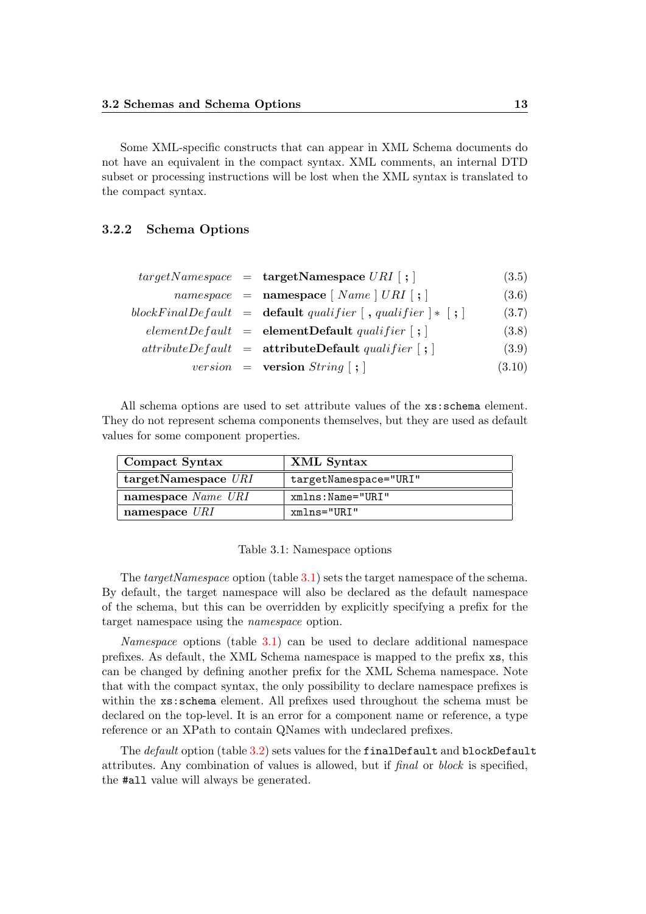Some XML-specific constructs that can appear in XML Schema documents do not have an equivalent in the compact syntax. XML comments, an internal DTD subset or processing instructions will be lost when the XML syntax is translated to the compact syntax.

### 3.2.2 Schema Options

$$targetNamespace \;=\; \textbf{targetNamespace}\ URI\ [\ \textbf{;}\ ] \tag{3.5}$$

$$namespace \;=\; \textbf{namespace}\ [\ Name\ ]\ URI\ [\ \textbf{;}\ ] \tag{3.6}$$

$$blockFinalDefault \;=\; \textbf{default}\ qualifier\ [\ \textbf{,}\ qualifier\ ]*\ [\ \textbf{;}\ ] \tag{3.7}$$

$$elementDefault \;=\; \textbf{elementDefault}\ qualifier\ [\ \textbf{;}\ ] \tag{3.8}$$

$$attributeDefault \;=\; \textbf{attributeDefault}\ qualifier\ [\ \textbf{;}\ ] \tag{3.9}$$

$$version \;=\; \textbf{version}\ String\ [\ \textbf{;}\ ] \tag{3.10}$$

All schema options are used to set attribute values of the `xs:schema` element. They do not represent schema components themselves, but they are used as default values for some component properties.

| Compact Syntax | XML Syntax |
|---|---|
| **targetNamespace** *URI* | `targetNamespace="URI"` |
| **namespace** *Name URI* | `xmlns:Name="URI"` |
| **namespace** *URI* | `xmlns="URI"` |

Table 3.1: Namespace options

The *targetNamespace* option (table 3.1) sets the target namespace of the schema. By default, the target namespace will also be declared as the default namespace of the schema, but this can be overridden by explicitly specifying a prefix for the target namespace using the *namespace* option.

*Namespace* options (table 3.1) can be used to declare additional namespace prefixes. As default, the XML Schema namespace is mapped to the prefix `xs`, this can be changed by defining another prefix for the XML Schema namespace. Note that with the compact syntax, the only possibility to declare namespace prefixes is within the `xs:schema` element. All prefixes used throughout the schema must be declared on the top-level. It is an error for a component name or reference, a type reference or an XPath to contain QNames with undeclared prefixes.

The *default* option (table 3.2) sets values for the `finalDefault` and `blockDefault` attributes. Any combination of values is allowed, but if *final* or *block* is specified, the `#all` value will always be generated.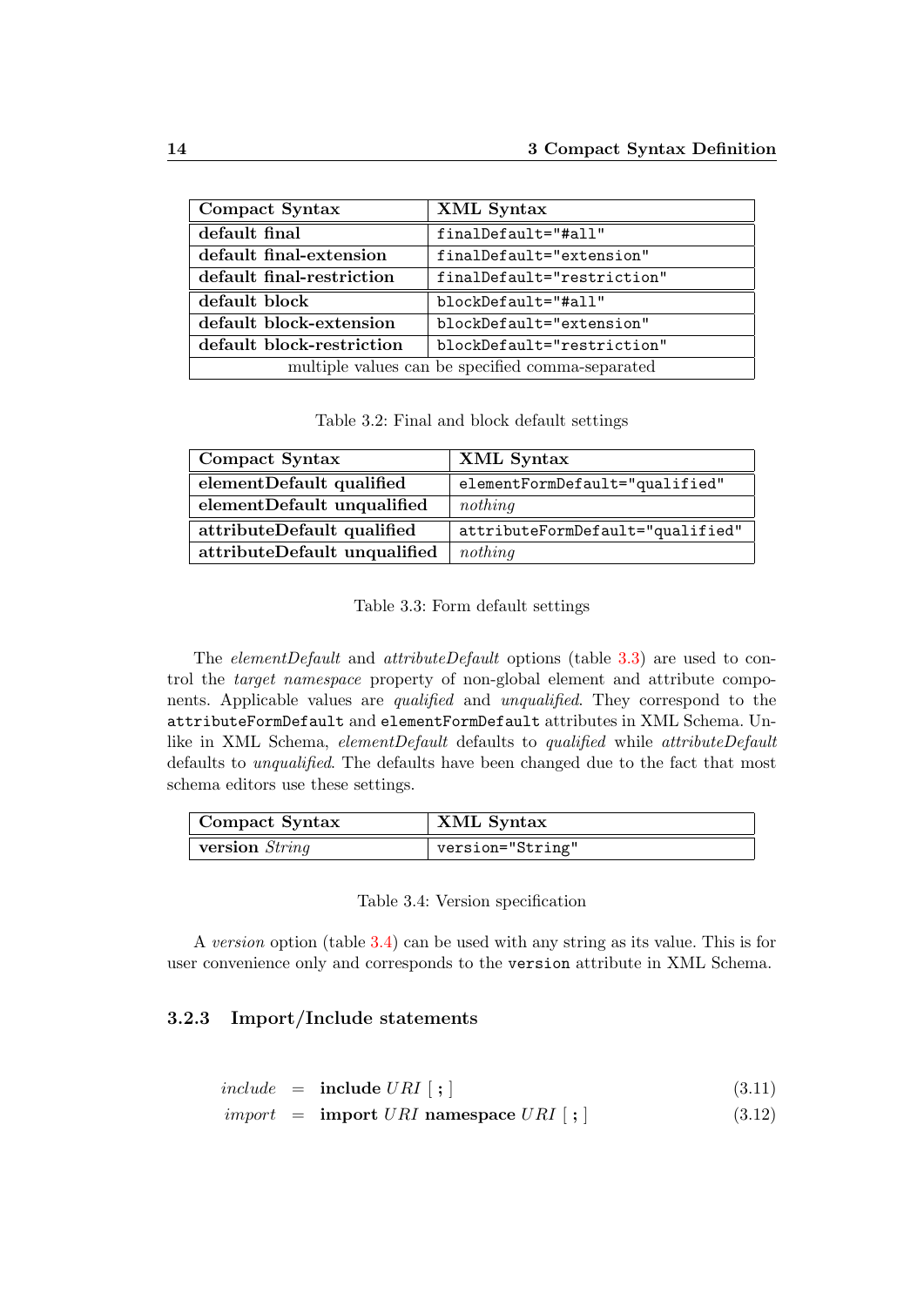| Compact Syntax | XML Syntax |
|---|---|
| **default final** | `finalDefault="#all"` |
| **default final-extension** | `finalDefault="extension"` |
| **default final-restriction** | `finalDefault="restriction"` |
| **default block** | `blockDefault="#all"` |
| **default block-extension** | `blockDefault="extension"` |
| **default block-restriction** | `blockDefault="restriction"` |
| multiple values can be specified comma-separated | |

Table 3.2: Final and block default settings

| Compact Syntax | XML Syntax |
|---|---|
| **elementDefault qualified** | `elementFormDefault="qualified"` |
| **elementDefault unqualified** | *nothing* |
| **attributeDefault qualified** | `attributeFormDefault="qualified"` |
| **attributeDefault unqualified** | *nothing* |

Table 3.3: Form default settings

The *elementDefault* and *attributeDefault* options (table 3.3) are used to control the *target namespace* property of non-global element and attribute components. Applicable values are *qualified* and *unqualified*. They correspond to the `attributeFormDefault` and `elementFormDefault` attributes in XML Schema. Unlike in XML Schema, *elementDefault* defaults to *qualified* while *attributeDefault* defaults to *unqualified*. The defaults have been changed due to the fact that most schema editors use these settings.

| Compact Syntax | XML Syntax |
|---|---|
| **version** *String* | `version="String"` |

Table 3.4: Version specification

A *version* option (table 3.4) can be used with any string as its value. This is for user convenience only and corresponds to the `version` attribute in XML Schema.

### 3.2.3 Import/Include statements

$$include \;=\; \textbf{include}\ URI\ [\ \textbf{;}\ ] \tag{3.11}$$

$$import \;=\; \textbf{import}\ URI\ \textbf{namespace}\ URI\ [\ \textbf{;}\ ] \tag{3.12}$$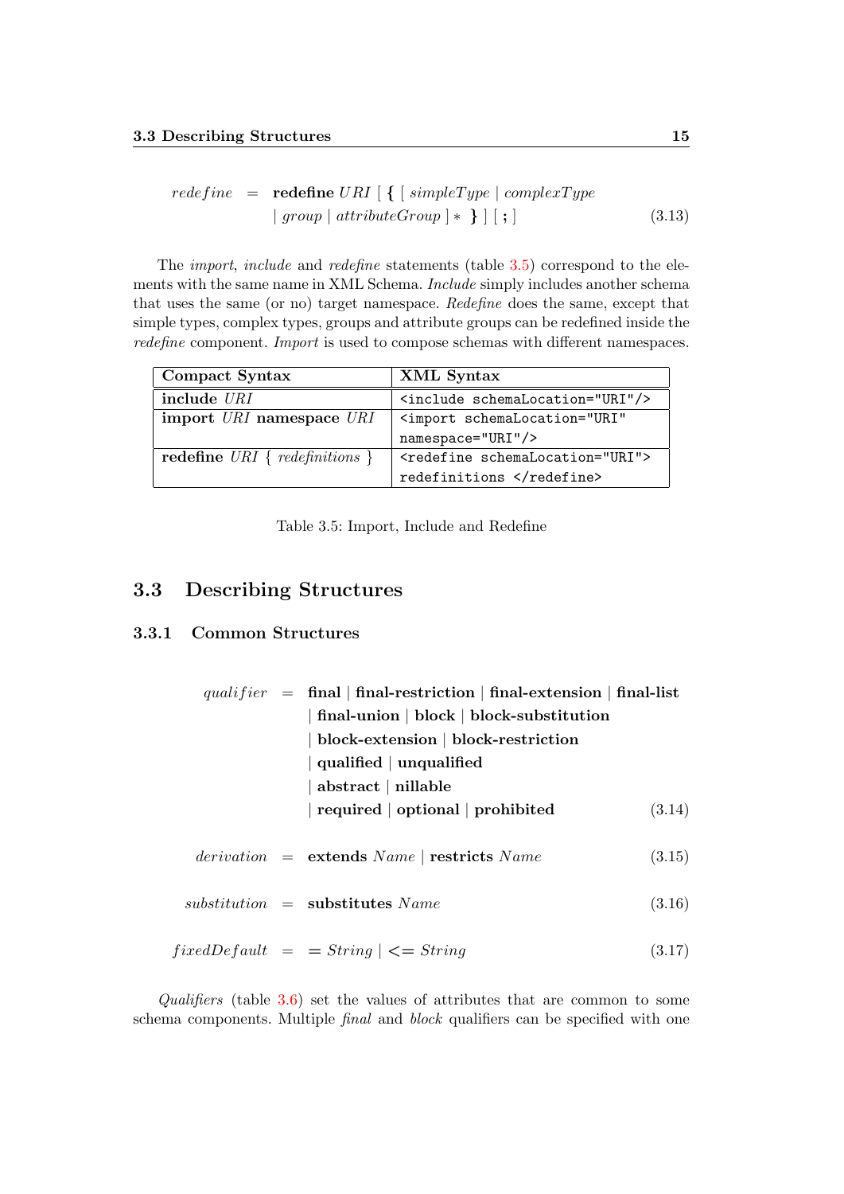$$redefine \;=\; \textbf{redefine}\ URI\ [\ \textbf{\{}\ [\ simpleType \mid complexType \mid group \mid attributeGroup\ ]*\ \textbf{\}}\ ]\ [\ \textbf{;}\ ] \tag{3.13}$$

The *import*, *include* and *redefine* statements (table 3.5) correspond to the elements with the same name in XML Schema. *Include* simply includes another schema that uses the same (or no) target namespace. *Redefine* does the same, except that simple types, complex types, groups and attribute groups can be redefined inside the *redefine* component. *Import* is used to compose schemas with different namespaces.

| Compact Syntax | XML Syntax |
|---|---|
| **include** *URI* | `<include schemaLocation="URI"/>` |
| **import** *URI* **namespace** *URI* | `<import schemaLocation="URI" namespace="URI"/>` |
| **redefine** *URI* { *redefinitions* } | `<redefine schemaLocation="URI"> redefinitions </redefine>` |

Table 3.5: Import, Include and Redefine

## 3.3 Describing Structures

### 3.3.1 Common Structures

$$\begin{aligned} qualifier \;=\; & \textbf{final} \mid \textbf{final-restriction} \mid \textbf{final-extension} \mid \textbf{final-list} \\ & \mid \textbf{final-union} \mid \textbf{block} \mid \textbf{block-substitution} \\ & \mid \textbf{block-extension} \mid \textbf{block-restriction} \\ & \mid \textbf{qualified} \mid \textbf{unqualified} \\ & \mid \textbf{abstract} \mid \textbf{nillable} \\ & \mid \textbf{required} \mid \textbf{optional} \mid \textbf{prohibited} \end{aligned} \tag{3.14}$$

$$derivation \;=\; \textbf{extends}\ Name \mid \textbf{restricts}\ Name \tag{3.15}$$

$$substitution \;=\; \textbf{substitutes}\ Name \tag{3.16}$$

$$fixedDefault \;=\; = String \mid <= String \tag{3.17}$$

*Qualifiers* (table 3.6) set the values of attributes that are common to some schema components. Multiple *final* and *block* qualifiers can be specified with one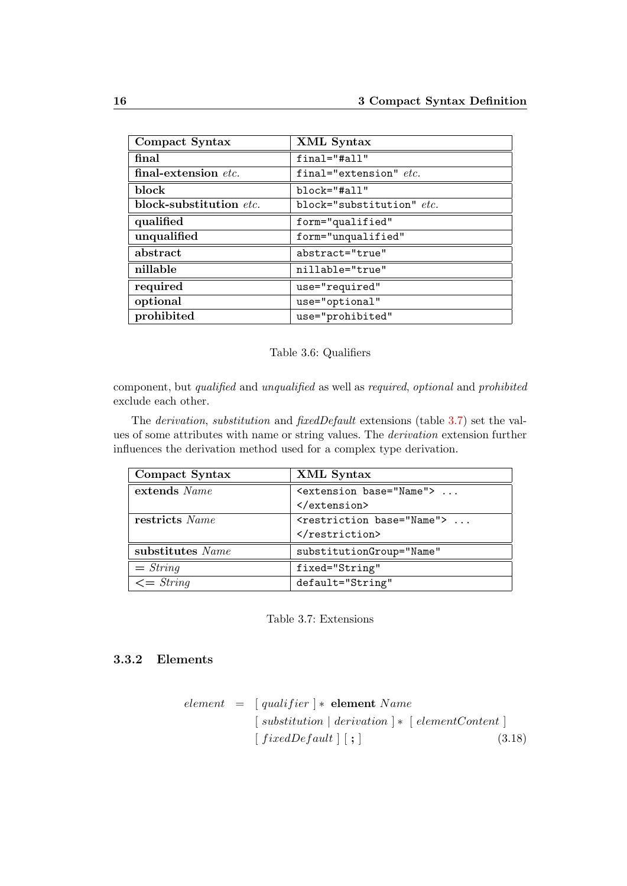| Compact Syntax | XML Syntax |
|---|---|
| **final** | `final="#all"` |
| **final-extension** *etc.* | `final="extension"` *etc.* |
| **block** | `block="#all"` |
| **block-substitution** *etc.* | `block="substitution"` *etc.* |
| **qualified** | `form="qualified"` |
| **unqualified** | `form="unqualified"` |
| **abstract** | `abstract="true"` |
| **nillable** | `nillable="true"` |
| **required** | `use="required"` |
| **optional** | `use="optional"` |
| **prohibited** | `use="prohibited"` |

Table 3.6: Qualifiers

component, but *qualified* and *unqualified* as well as *required*, *optional* and *prohibited* exclude each other.

The *derivation*, *substitution* and *fixedDefault* extensions (table 3.7) set the values of some attributes with name or string values. The *derivation* extension further influences the derivation method used for a complex type derivation.

| Compact Syntax | XML Syntax |
|---|---|
| **extends** *Name* | `<extension base="Name"> ... </extension>` |
| **restricts** *Name* | `<restriction base="Name"> ... </restriction>` |
| **substitutes** *Name* | `substitutionGroup="Name"` |
| = *String* | `fixed="String"` |
| <= *String* | `default="String"` |

Table 3.7: Extensions

### 3.3.2 Elements

$$
\begin{aligned}
element \;\; = \;\; & [\; qualifier \;] * \;\; \textbf{element} \;\; Name \\
& [\; substitution \mid derivation \;] * \;\; [\; elementContent \;] \\
& [\; fixedDefault \;] \;\; [\; \textbf{;} \;]
\end{aligned}
\qquad (3.18)
$$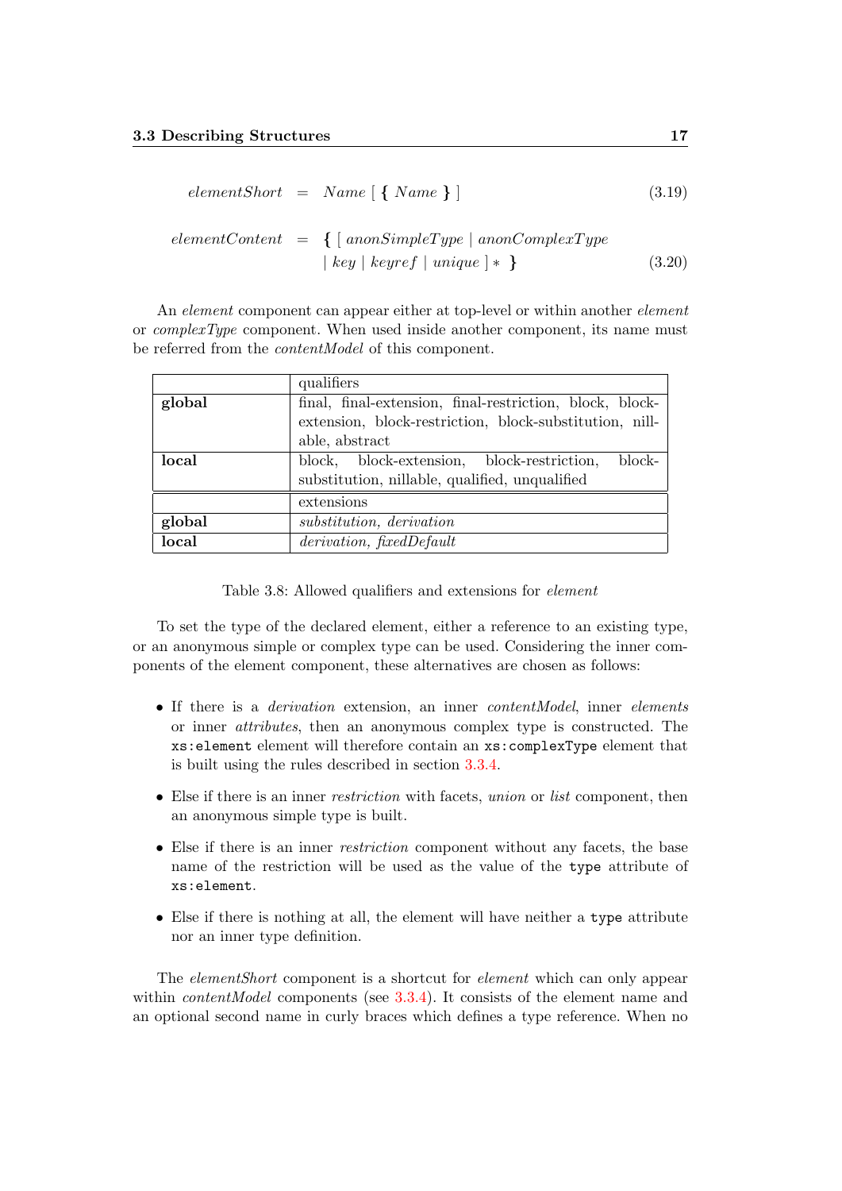$$elementShort \quad = \quad Name \; [\; \textbf{\{}\; Name \;\textbf{\}}\; ] \tag{3.19}$$

$$elementContent \quad = \quad \textbf{\{}\; [\; anonSimpleType \mid anonComplexType \mid key \mid keyref \mid unique \;] * \;\textbf{\}} \tag{3.20}$$

An *element* component can appear either at top-level or within another *element* or *complexType* component. When used inside another component, its name must be referred from the *contentModel* of this component.

| | qualifiers |
|---|---|
| **global** | final, final-extension, final-restriction, block, block-extension, block-restriction, block-substitution, nillable, abstract |
| **local** | block, block-extension, block-restriction, block-substitution, nillable, qualified, unqualified |
| | extensions |
| **global** | *substitution, derivation* |
| **local** | *derivation, fixedDefault* |

Table 3.8: Allowed qualifiers and extensions for *element*

To set the type of the declared element, either a reference to an existing type, or an anonymous simple or complex type can be used. Considering the inner components of the element component, these alternatives are chosen as follows:

- If there is a *derivation* extension, an inner *contentModel*, inner *elements* or inner *attributes*, then an anonymous complex type is constructed. The `xs:element` element will therefore contain an `xs:complexType` element that is built using the rules described in section 3.3.4.
- Else if there is an inner *restriction* with facets, *union* or *list* component, then an anonymous simple type is built.
- Else if there is an inner *restriction* component without any facets, the base name of the restriction will be used as the value of the `type` attribute of `xs:element`.
- Else if there is nothing at all, the element will have neither a `type` attribute nor an inner type definition.

The *elementShort* component is a shortcut for *element* which can only appear within *contentModel* components (see 3.3.4). It consists of the element name and an optional second name in curly braces which defines a type reference. When no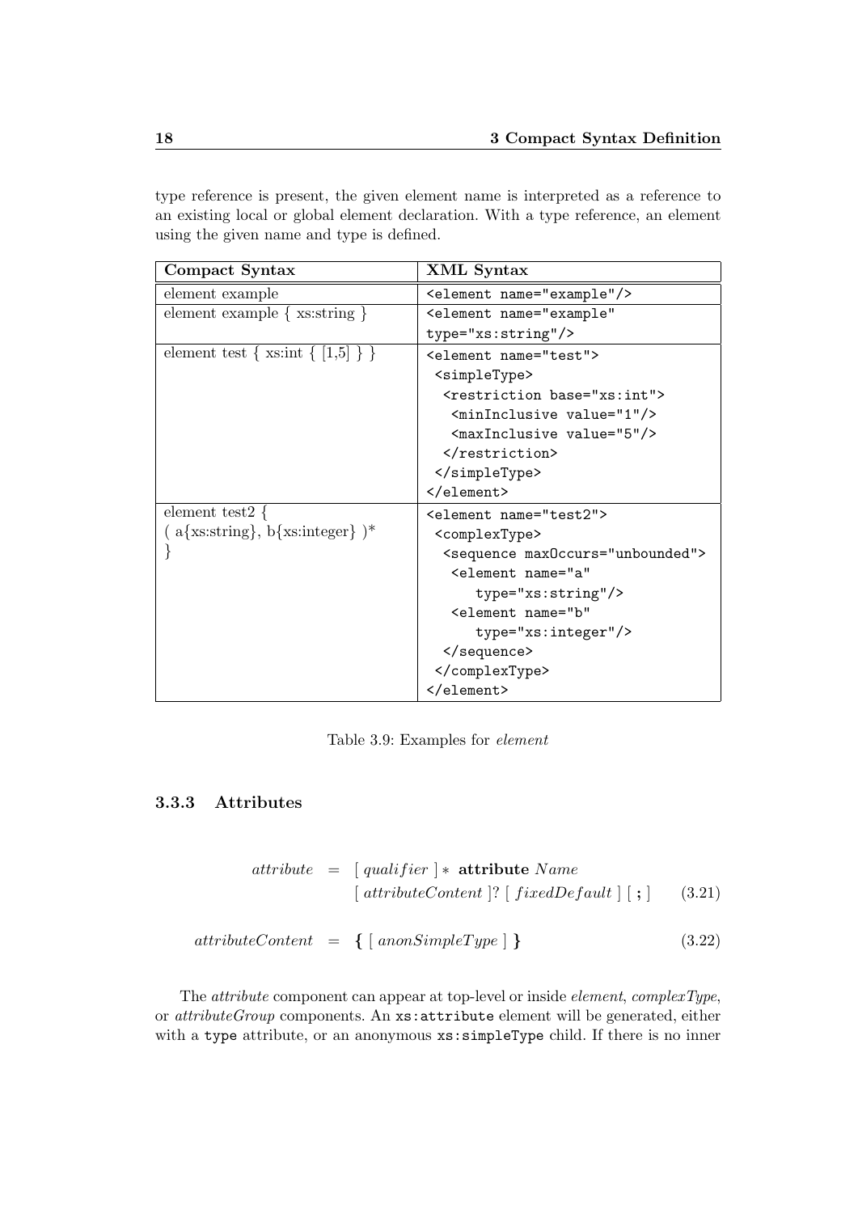type reference is present, the given element name is interpreted as a reference to an existing local or global element declaration. With a type reference, an element using the given name and type is defined.

| Compact Syntax | XML Syntax |
|---|---|
| element example | `<element name="example"/>` |
| element example { xs:string } | `<element name="example" type="xs:string"/>` |
| element test { xs:int { [1,5] } } | `<element name="test"> <simpleType> <restriction base="xs:int"> <minInclusive value="1"/> <maxInclusive value="5"/> </restriction> </simpleType> </element>` |
| element test2 { ( a{xs:string}, b{xs:integer} )* } | `<element name="test2"> <complexType> <sequence maxOccurs="unbounded"> <element name="a" type="xs:string"/> <element name="b" type="xs:integer"/> </sequence> </complexType> </element>` |

Table 3.9: Examples for *element*

### 3.3.3 Attributes

$$attribute \;=\; [\; qualifier \;] * \;\textbf{attribute}\; Name \; [\; attributeContent \;]? \; [\; fixedDefault \;] \; [\; \textbf{;} \;] \tag{3.21}$$

$$attributeContent \;=\; \textbf{\{} \; [\; anonSimpleType \;] \; \textbf{\}} \tag{3.22}$$

The *attribute* component can appear at top-level or inside *element*, *complexType*, or *attributeGroup* components. An `xs:attribute` element will be generated, either with a `type` attribute, or an anonymous `xs:simpleType` child. If there is no inner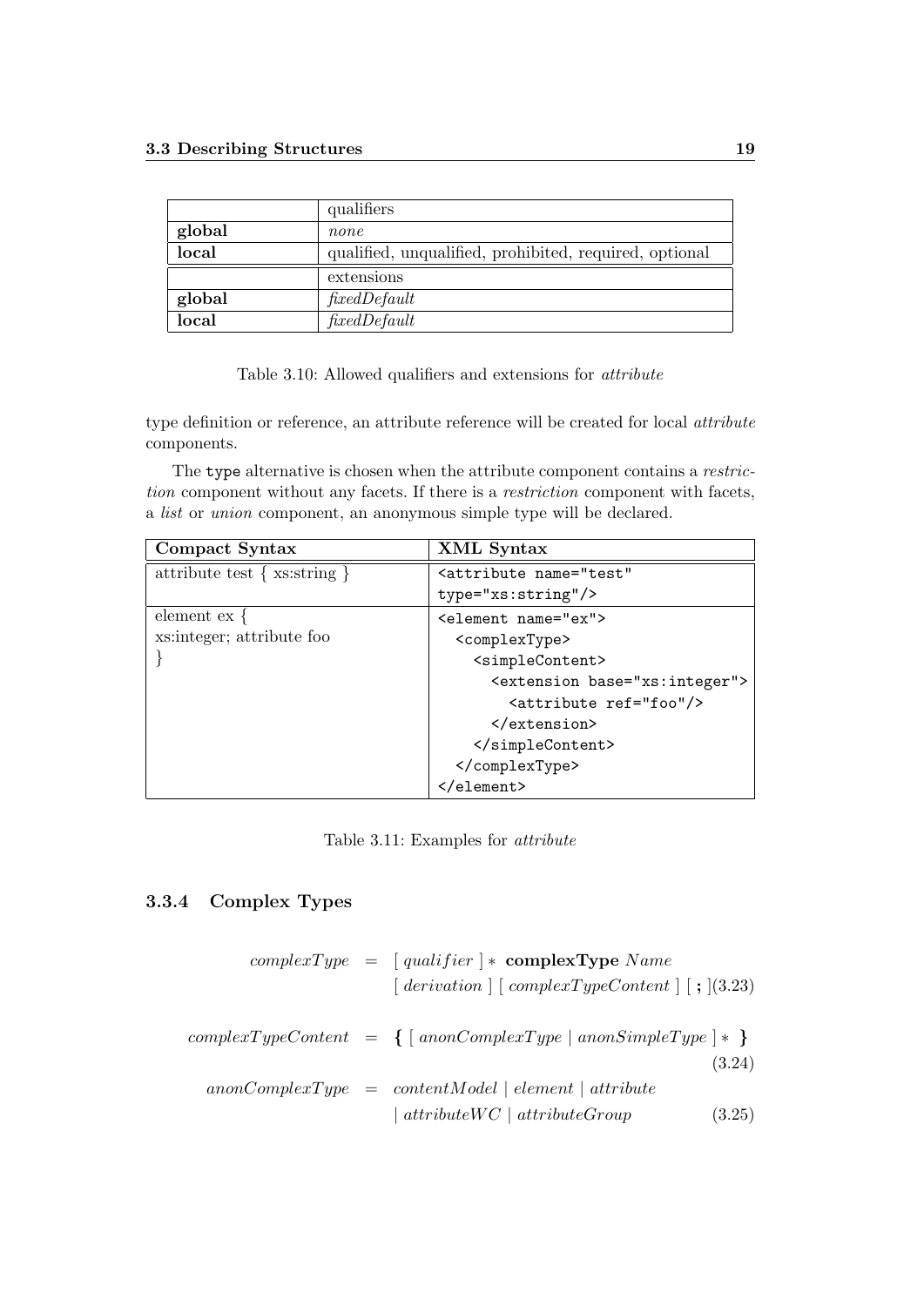| | qualifiers |
|---|---|
| **global** | *none* |
| **local** | qualified, unqualified, prohibited, required, optional |
| | extensions |
| **global** | *fixedDefault* |
| **local** | *fixedDefault* |

Table 3.10: Allowed qualifiers and extensions for *attribute*

type definition or reference, an attribute reference will be created for local *attribute* components.

The `type` alternative is chosen when the attribute component contains a *restriction* component without any facets. If there is a *restriction* component with facets, a *list* or *union* component, an anonymous simple type will be declared.

| **Compact Syntax** | **XML Syntax** |
|---|---|
| attribute test { xs:string } | `<attribute name="test" type="xs:string"/>` |
| element ex { xs:integer; attribute foo } | `<element name="ex"> <complexType> <simpleContent> <extension base="xs:integer"> <attribute ref="foo"/> </extension> </simpleContent> </complexType> </element>` |

Table 3.11: Examples for *attribute*

### 3.3.4 Complex Types

$$complexType \;=\; [\, qualifier \,] * \;\textbf{complexType}\; Name \; [\, derivation \,] \; [\, complexTypeContent \,] \; [\; \textbf{;} \;] \tag{3.23}$$

$$complexTypeContent \;=\; \textbf{\{} \; [\, anonComplexType \mid anonSimpleType \,] * \; \textbf{\}} \tag{3.24}$$

$$anonComplexType \;=\; contentModel \mid element \mid attribute \mid attributeWC \mid attributeGroup \tag{3.25}$$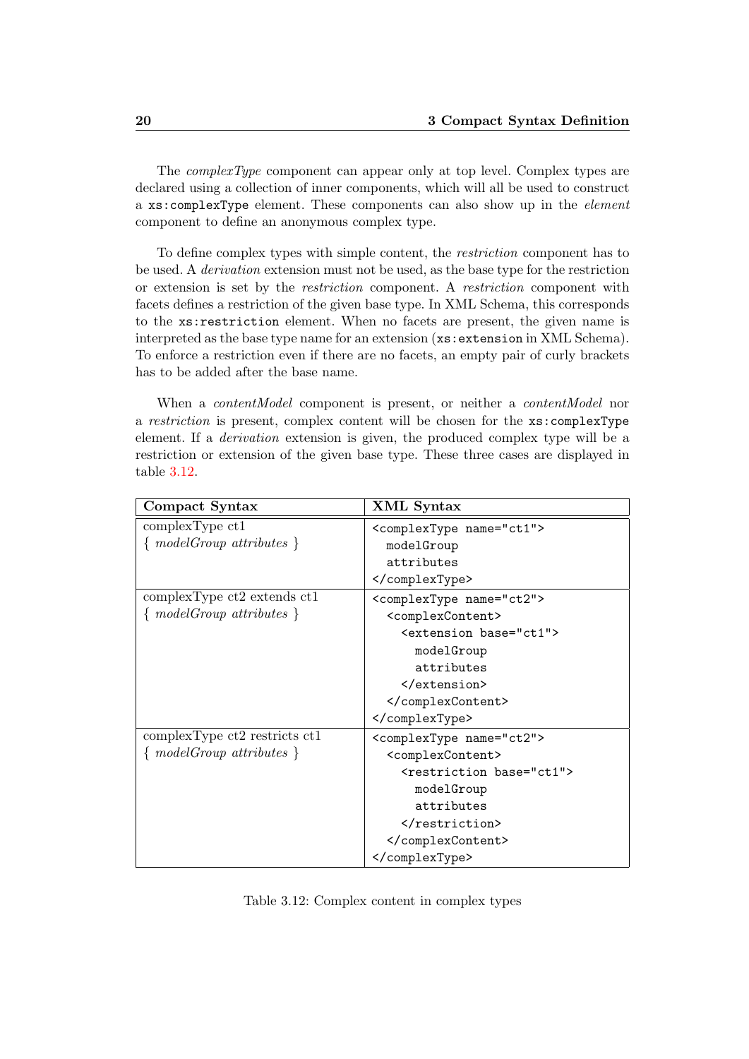The *complexType* component can appear only at top level. Complex types are declared using a collection of inner components, which will all be used to construct a `xs:complexType` element. These components can also show up in the *element* component to define an anonymous complex type.

To define complex types with simple content, the *restriction* component has to be used. A *derivation* extension must not be used, as the base type for the restriction or extension is set by the *restriction* component. A *restriction* component with facets defines a restriction of the given base type. In XML Schema, this corresponds to the `xs:restriction` element. When no facets are present, the given name is interpreted as the base type name for an extension (`xs:extension` in XML Schema). To enforce a restriction even if there are no facets, an empty pair of curly brackets has to be added after the base name.

When a *contentModel* component is present, or neither a *contentModel* nor a *restriction* is present, complex content will be chosen for the `xs:complexType` element. If a *derivation* extension is given, the produced complex type will be a restriction or extension of the given base type. These three cases are displayed in table 3.12.

| Compact Syntax | XML Syntax |
|---|---|
| complexType ct1 { *modelGroup attributes* } | `<complexType name="ct1">` `modelGroup` `attributes` `</complexType>` |
| complexType ct2 extends ct1 { *modelGroup attributes* } | `<complexType name="ct2">` `<complexContent>` `<extension base="ct1">` `modelGroup` `attributes` `</extension>` `</complexContent>` `</complexType>` |
| complexType ct2 restricts ct1 { *modelGroup attributes* } | `<complexType name="ct2">` `<complexContent>` `<restriction base="ct1">` `modelGroup` `attributes` `</restriction>` `</complexContent>` `</complexType>` |

Table 3.12: Complex content in complex types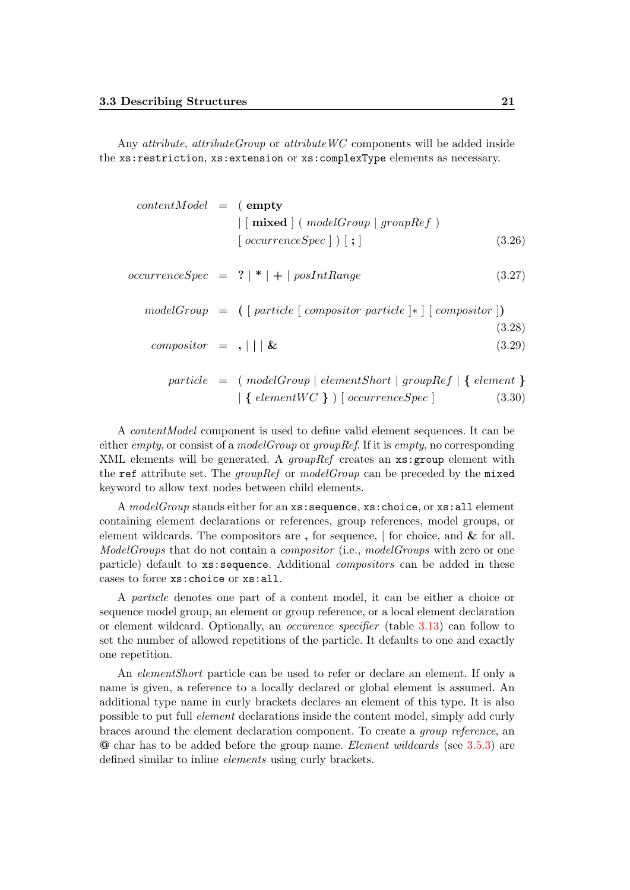Any *attribute*, *attributeGroup* or *attributeWC* components will be added inside the `xs:restriction`, `xs:extension` or `xs:complexType` elements as necessary.

$$contentModel \;=\; (\,\textbf{empty} \;|\; [\,\textbf{mixed}\,]\;(\,modelGroup \;|\; groupRef\,)\;[\,occurrenceSpec\,]\,)\;[\,\textbf{;}\,] \tag{3.26}$$

$$occurrenceSpec \;=\; \textbf{?} \;|\; \textbf{*} \;|\; \textbf{+} \;|\; posIntRange \tag{3.27}$$

$$modelGroup \;=\; \textbf{(}\;[\,particle\;[\,compositor\;particle\,]*\,]\;[\,compositor\,]\,\textbf{)} \tag{3.28}$$

$$compositor \;=\; \textbf{,} \;|\; \textbf{|} \;|\; \textbf{\&} \tag{3.29}$$

$$particle \;=\; (\,modelGroup \;|\; elementShort \;|\; groupRef \;|\; \textbf{\{}\;element\;\textbf{\}} \;|\; \textbf{\{}\;elementWC\;\textbf{\}}\,)\;[\,occurrenceSpec\,] \tag{3.30}$$

A *contentModel* component is used to define valid element sequences. It can be either *empty*, or consist of a *modelGroup* or *groupRef*. If it is *empty*, no corresponding XML elements will be generated. A *groupRef* creates an `xs:group` element with the `ref` attribute set. The *groupRef* or *modelGroup* can be preceded by the `mixed` keyword to allow text nodes between child elements.

A *modelGroup* stands either for an `xs:sequence`, `xs:choice`, or `xs:all` element containing element declarations or references, group references, model groups, or element wildcards. The compositors are **,** for sequence, | for choice, and **&** for all. *ModelGroups* that do not contain a *compositor* (i.e., *modelGroups* with zero or one particle) default to `xs:sequence`. Additional *compositors* can be added in these cases to force `xs:choice` or `xs:all`.

A *particle* denotes one part of a content model, it can be either a choice or sequence model group, an element or group reference, or a local element declaration or element wildcard. Optionally, an *occurence specifier* (table 3.13) can follow to set the number of allowed repetitions of the particle. It defaults to one and exactly one repetition.

An *elementShort* particle can be used to refer or declare an element. If only a name is given, a reference to a locally declared or global element is assumed. An additional type name in curly brackets declares an element of this type. It is also possible to put full *element* declarations inside the content model, simply add curly braces around the element declaration component. To create a *group reference*, an **@** char has to be added before the group name. *Element wildcards* (see 3.5.3) are defined similar to inline *elements* using curly brackets.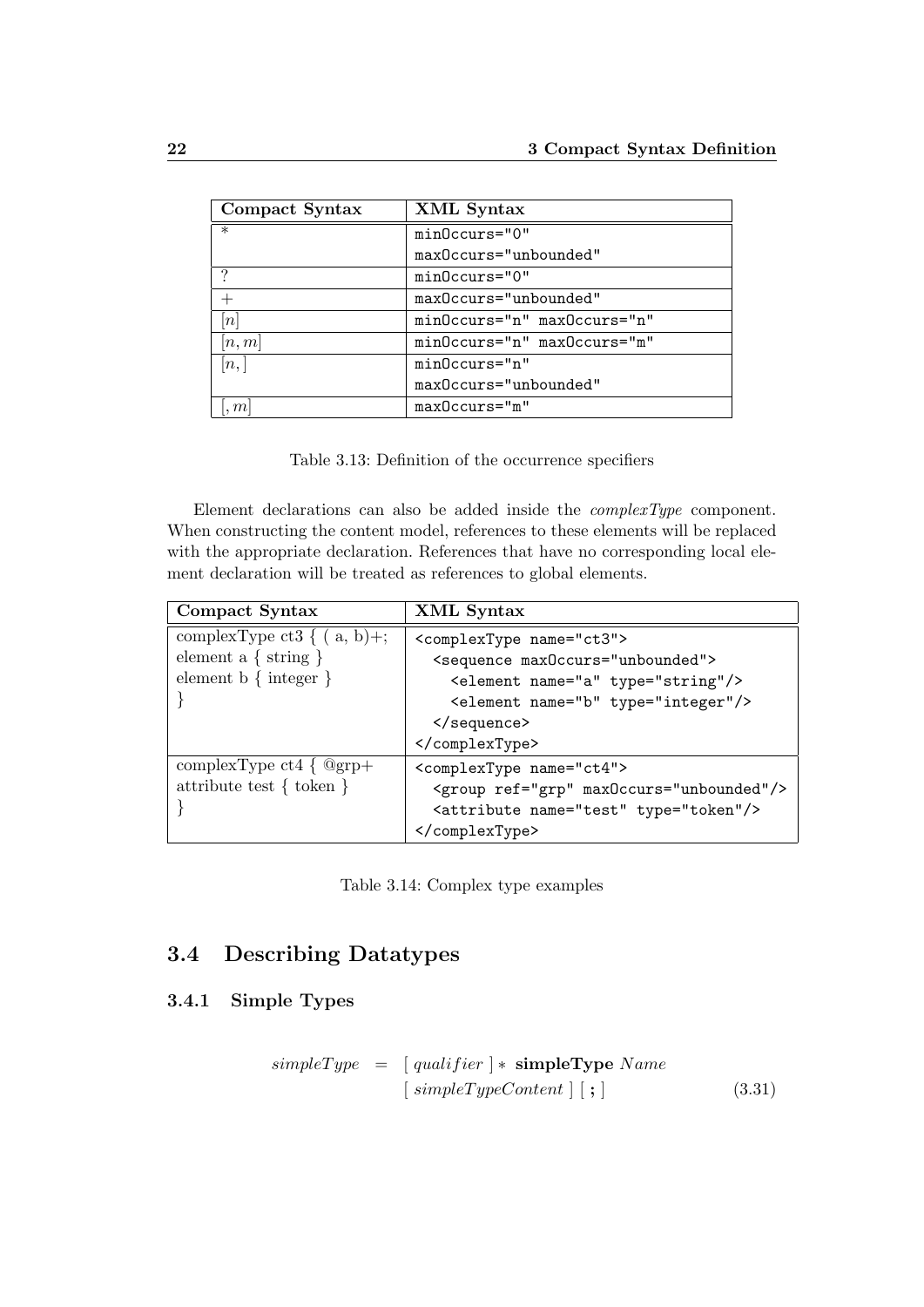| Compact Syntax | XML Syntax |
| --- | --- |
| $*$ | `minOccurs="0"` `maxOccurs="unbounded"` |
| $?$ | `minOccurs="0"` |
| $+$ | `maxOccurs="unbounded"` |
| $[n]$ | `minOccurs="n" maxOccurs="n"` |
| $[n, m]$ | `minOccurs="n" maxOccurs="m"` |
| $[n, ]$ | `minOccurs="n"` `maxOccurs="unbounded"` |
| $[, m]$ | `maxOccurs="m"` |

Table 3.13: Definition of the occurrence specifiers

Element declarations can also be added inside the *complexType* component. When constructing the content model, references to these elements will be replaced with the appropriate declaration. References that have no corresponding local element declaration will be treated as references to global elements.

| Compact Syntax | XML Syntax |
| --- | --- |
| complexType ct3 { ( a, b)+; element a { string } element b { integer } } | `<complexType name="ct3">` `<sequence maxOccurs="unbounded">` `<element name="a" type="string"/>` `<element name="b" type="integer"/>` `</sequence>` `</complexType>` |
| complexType ct4 { @grp+ attribute test { token } } | `<complexType name="ct4">` `<group ref="grp" maxOccurs="unbounded"/>` `<attribute name="test" type="token"/>` `</complexType>` |

Table 3.14: Complex type examples

## 3.4 Describing Datatypes

### 3.4.1 Simple Types

$$simpleType \;=\; [\; qualifier \;] * \;\textbf{simpleType}\; Name \;[\; simpleTypeContent \;]\;[\; \textbf{;} \;] \tag{3.31}$$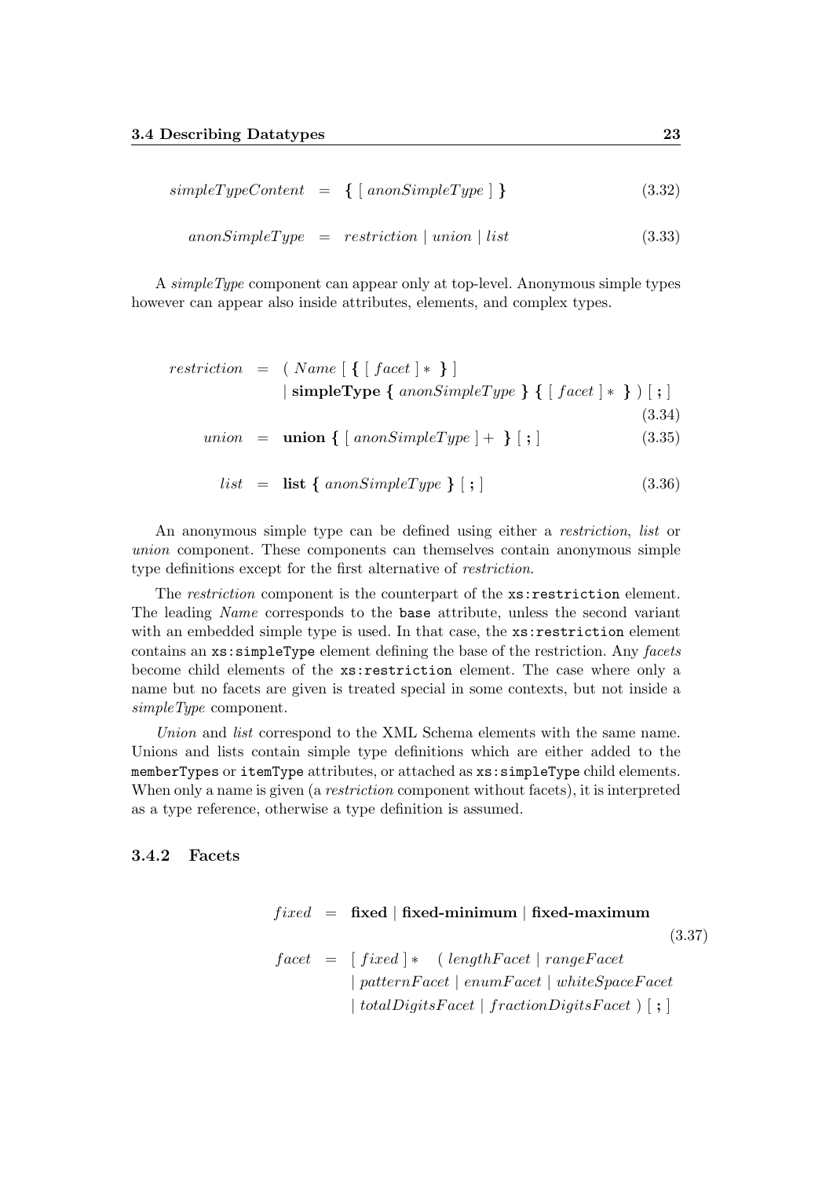$$simpleTypeContent \;=\; \textbf{\{}\ [\ anonSimpleType\ ]\ \textbf{\}} \tag{3.32}$$

$$anonSimpleType \;=\; restriction \mid union \mid list \tag{3.33}$$

A *simpleType* component can appear only at top-level. Anonymous simple types however can appear also inside attributes, elements, and complex types.

$$\begin{aligned} restriction \;=\;& (\ Name\ [\ \textbf{\{}\ [\ facet\ ]*\ \textbf{\}}\ ] \\ & \mid \textbf{simpleType}\ \textbf{\{}\ anonSimpleType\ \textbf{\}}\ \textbf{\{}\ [\ facet\ ]*\ \textbf{\}}\ )\ [\ \textbf{;}\ ] \end{aligned} \tag{3.34}$$

$$union \;=\; \textbf{union}\ \textbf{\{}\ [\ anonSimpleType\ ]+\ \textbf{\}}\ [\ \textbf{;}\ ] \tag{3.35}$$

$$list \;=\; \textbf{list}\ \textbf{\{}\ anonSimpleType\ \textbf{\}}\ [\ \textbf{;}\ ] \tag{3.36}$$

An anonymous simple type can be defined using either a *restriction*, *list* or *union* component. These components can themselves contain anonymous simple type definitions except for the first alternative of *restriction*.

The *restriction* component is the counterpart of the `xs:restriction` element. The leading *Name* corresponds to the `base` attribute, unless the second variant with an embedded simple type is used. In that case, the `xs:restriction` element contains an `xs:simpleType` element defining the base of the restriction. Any *facets* become child elements of the `xs:restriction` element. The case where only a name but no facets are given is treated special in some contexts, but not inside a *simpleType* component.

*Union* and *list* correspond to the XML Schema elements with the same name. Unions and lists contain simple type definitions which are either added to the `memberTypes` or `itemType` attributes, or attached as `xs:simpleType` child elements. When only a name is given (a *restriction* component without facets), it is interpreted as a type reference, otherwise a type definition is assumed.

### 3.4.2 Facets

$$\begin{aligned} fixed \;=\;& \textbf{fixed} \mid \textbf{fixed-minimum} \mid \textbf{fixed-maximum} \\ facet \;=\;& [\ fixed\ ]*\ \ (\ lengthFacet \mid rangeFacet \\ & \mid patternFacet \mid enumFacet \mid whiteSpaceFacet \\ & \mid totalDigitsFacet \mid fractionDigitsFacet\ )\ [\ \textbf{;}\ ] \end{aligned} \tag{3.37}$$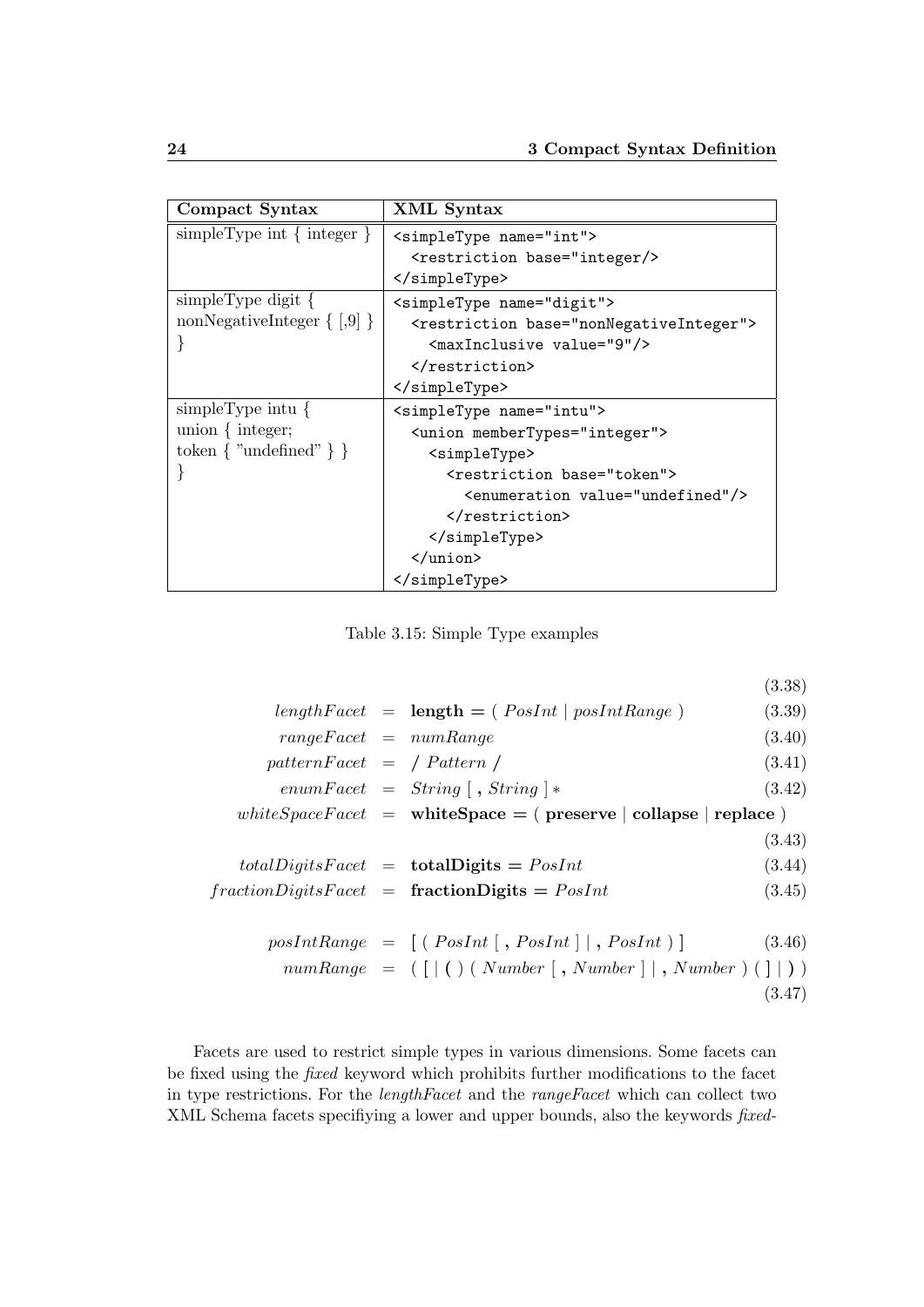| Compact Syntax | XML Syntax |
|---|---|
| simpleType int { integer } | `<simpleType name="int">`<br>`  <restriction base="integer/>`<br>`</simpleType>` |
| simpleType digit {<br>nonNegativeInteger { [,9] }<br>} | `<simpleType name="digit">`<br>`  <restriction base="nonNegativeInteger">`<br>`    <maxInclusive value="9"/>`<br>`  </restriction>`<br>`</simpleType>` |
| simpleType intu {<br>union { integer;<br>token { "undefined" } }<br>} | `<simpleType name="intu">`<br>`  <union memberTypes="integer">`<br>`    <simpleType>`<br>`      <restriction base="token">`<br>`        <enumeration value="undefined"/>`<br>`      </restriction>`<br>`    </simpleType>`<br>`  </union>`<br>`</simpleType>` |

Table 3.15: Simple Type examples

$$(3.38)$$

$$lengthFacet \;=\; \mathbf{length} = (\; PosInt \mid posIntRange \;) \tag{3.39}$$

$$rangeFacet \;=\; numRange \tag{3.40}$$

$$patternFacet \;=\; /\; Pattern \;/ \tag{3.41}$$

$$enumFacet \;=\; String \;[\; \mathbf{,}\; String \;]* \tag{3.42}$$

$$whiteSpaceFacet \;=\; \mathbf{whiteSpace} = (\; \mathbf{preserve} \mid \mathbf{collapse} \mid \mathbf{replace} \;) \tag{3.43}$$

$$totalDigitsFacet \;=\; \mathbf{totalDigits} = PosInt \tag{3.44}$$

$$fractionDigitsFacet \;=\; \mathbf{fractionDigits} = PosInt \tag{3.45}$$

$$posIntRange \;=\; [\; (\; PosInt \;[\; \mathbf{,}\; PosInt \;] \mid \mathbf{,}\; PosInt \;)\; ] \tag{3.46}$$

$$numRange \;=\; (\; [ \mid \mathbf{(}\; )\; (\; Number \;[\; \mathbf{,}\; Number \;] \mid \mathbf{,}\; Number \;)\; (\; ] \mid \mathbf{)}\; ) \tag{3.47}$$

Facets are used to restrict simple types in various dimensions. Some facets can be fixed using the *fixed* keyword which prohibits further modifications to the facet in type restrictions. For the *lengthFacet* and the *rangeFacet* which can collect two XML Schema facets specifiying a lower and upper bounds, also the keywords *fixed-*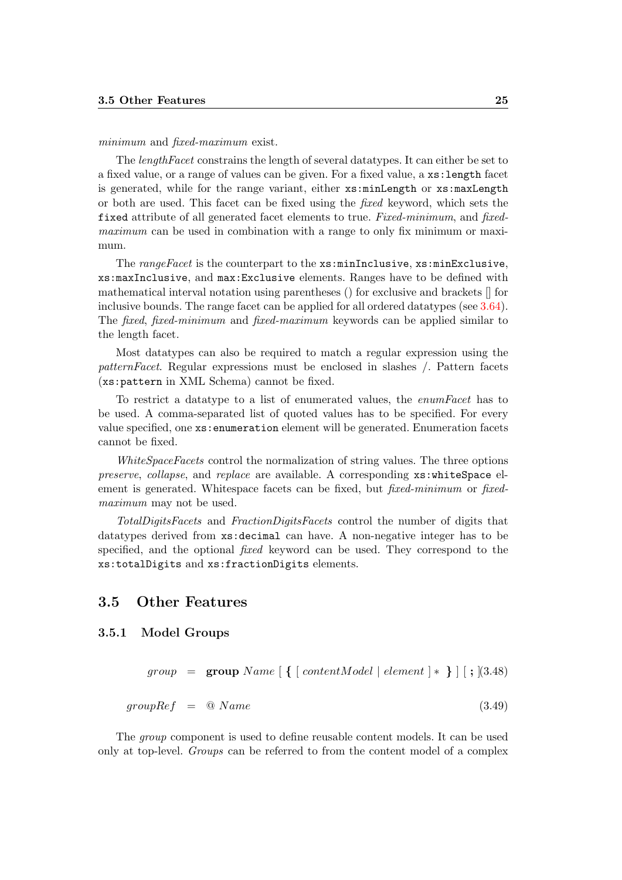*minimum* and *fixed-maximum* exist.

The *lengthFacet* constrains the length of several datatypes. It can either be set to a fixed value, or a range of values can be given. For a fixed value, a `xs:length` facet is generated, while for the range variant, either `xs:minLength` or `xs:maxLength` or both are used. This facet can be fixed using the *fixed* keyword, which sets the `fixed` attribute of all generated facet elements to true. *Fixed-minimum*, and *fixed-maximum* can be used in combination with a range to only fix minimum or maximum.

The *rangeFacet* is the counterpart to the `xs:minInclusive`, `xs:minExclusive`, `xs:maxInclusive`, and `max:Exclusive` elements. Ranges have to be defined with mathematical interval notation using parentheses () for exclusive and brackets [] for inclusive bounds. The range facet can be applied for all ordered datatypes (see 3.64). The *fixed*, *fixed-minimum* and *fixed-maximum* keywords can be applied similar to the length facet.

Most datatypes can also be required to match a regular expression using the *patternFacet*. Regular expressions must be enclosed in slashes /. Pattern facets (`xs:pattern` in XML Schema) cannot be fixed.

To restrict a datatype to a list of enumerated values, the *enumFacet* has to be used. A comma-separated list of quoted values has to be specified. For every value specified, one `xs:enumeration` element will be generated. Enumeration facets cannot be fixed.

*WhiteSpaceFacets* control the normalization of string values. The three options *preserve*, *collapse*, and *replace* are available. A corresponding `xs:whiteSpace` element is generated. Whitespace facets can be fixed, but *fixed-minimum* or *fixed-maximum* may not be used.

*TotalDigitsFacets* and *FractionDigitsFacets* control the number of digits that datatypes derived from `xs:decimal` can have. A non-negative integer has to be specified, and the optional *fixed* keyword can be used. They correspond to the `xs:totalDigits` and `xs:fractionDigits` elements.

## 3.5 Other Features

### 3.5.1 Model Groups

$$group \;=\; \textbf{group}\ Name\ [\ \textbf{\{}\ [\ contentModel \mid element\ ] *\ \textbf{\}}\ ]\ [\ \textbf{;}\ ] \tag{3.48}$$

$$groupRef \;=\; @\ Name \tag{3.49}$$

The *group* component is used to define reusable content models. It can be used only at top-level. *Groups* can be referred to from the content model of a complex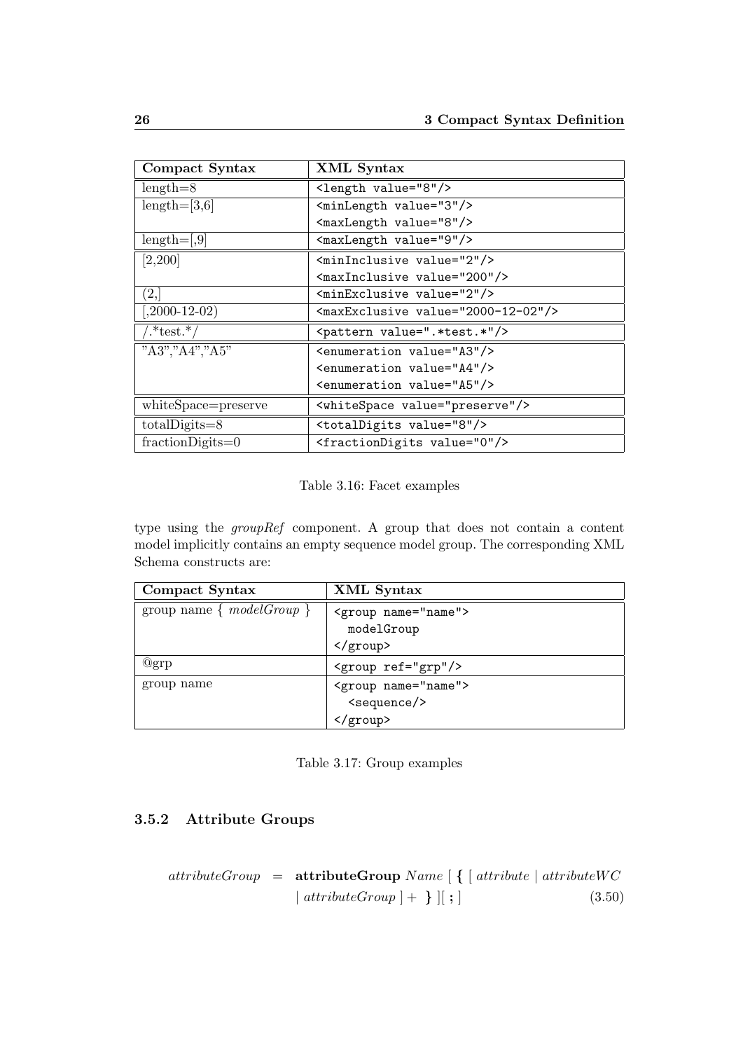| Compact Syntax | XML Syntax |
|---|---|
| length=8 | `<length value="8"/>` |
| length=[3,6] | `<minLength value="3"/>` `<maxLength value="8"/>` |
| length=[,9] | `<maxLength value="9"/>` |
| [2,200] | `<minInclusive value="2"/>` `<maxInclusive value="200"/>` |
| (2,] | `<minExclusive value="2"/>` |
| [,2000-12-02) | `<maxExclusive value="2000-12-02"/>` |
| /.*test.*/ | `<pattern value=".*test.*"/>` |
| "A3","A4","A5" | `<enumeration value="A3"/>` `<enumeration value="A4"/>` `<enumeration value="A5"/>` |
| whiteSpace=preserve | `<whiteSpace value="preserve"/>` |
| totalDigits=8 | `<totalDigits value="8"/>` |
| fractionDigits=0 | `<fractionDigits value="0"/>` |

Table 3.16: Facet examples

type using the *groupRef* component. A group that does not contain a content model implicitly contains an empty sequence model group. The corresponding XML Schema constructs are:

| Compact Syntax | XML Syntax |
|---|---|
| group name { *modelGroup* } | `<group name="name">` `modelGroup` `</group>` |
| @grp | `<group ref="grp"/>` |
| group name | `<group name="name">` `<sequence/>` `</group>` |

Table 3.17: Group examples

### 3.5.2 Attribute Groups

$$attributeGroup \;=\; \textbf{attributeGroup}\ Name\ [\ \textbf{\{}\ [\ attribute\ |\ attributeWC\ |\ attributeGroup\ ]+\ \textbf{\}}\ ][\ \textbf{;}\ ] \tag{3.50}$$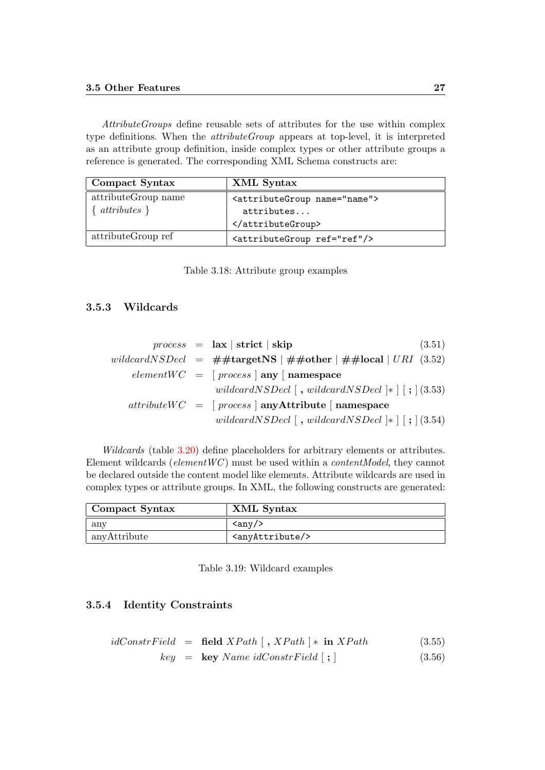*AttributeGroups* define reusable sets of attributes for the use within complex type definitions. When the *attributeGroup* appears at top-level, it is interpreted as an attribute group definition, inside complex types or other attribute groups a reference is generated. The corresponding XML Schema constructs are:

| Compact Syntax | XML Syntax |
|---|---|
| attributeGroup name { *attributes* } | `<attributeGroup name="name">` `attributes...` `</attributeGroup>` |
| attributeGroup ref | `<attributeGroup ref="ref"/>` |

Table 3.18: Attribute group examples

### 3.5.3 Wildcards

$$\begin{aligned}
\mathit{process} &= \textbf{lax} \mid \textbf{strict} \mid \textbf{skip} && (3.51)\\
\mathit{wildcardNSDecl} &= \textbf{\#\#targetNS} \mid \textbf{\#\#other} \mid \textbf{\#\#local} \mid \mathit{URI} && (3.52)\\
\mathit{elementWC} &= [\ \mathit{process}\ ]\ \textbf{any}\ [\ \textbf{namespace} \\
&\quad \mathit{wildcardNSDecl}\ [\ \textbf{,}\ \mathit{wildcardNSDecl}\ ]*\ ]\ [\ \textbf{;}\ ] && (3.53)\\
\mathit{attributeWC} &= [\ \mathit{process}\ ]\ \textbf{anyAttribute}\ [\ \textbf{namespace} \\
&\quad \mathit{wildcardNSDecl}\ [\ \textbf{,}\ \mathit{wildcardNSDecl}\ ]*\ ]\ [\ \textbf{;}\ ] && (3.54)
\end{aligned}$$

*Wildcards* (table 3.20) define placeholders for arbitrary elements or attributes. Element wildcards (*elementWC*) must be used within a *contentModel*, they cannot be declared outside the content model like elements. Attribute wildcards are used in complex types or attribute groups. In XML, the following constructs are generated:

| Compact Syntax | XML Syntax |
|---|---|
| any | `<any/>` |
| anyAttribute | `<anyAttribute/>` |

Table 3.19: Wildcard examples

### 3.5.4 Identity Constraints

$$\begin{aligned}
\mathit{idConstrField} &= \textbf{field}\ \mathit{XPath}\ [\ \textbf{,}\ \mathit{XPath}\ ]*\ \textbf{in}\ \mathit{XPath} && (3.55)\\
\mathit{key} &= \textbf{key}\ \mathit{Name}\ \mathit{idConstrField}\ [\ \textbf{;}\ ] && (3.56)
\end{aligned}$$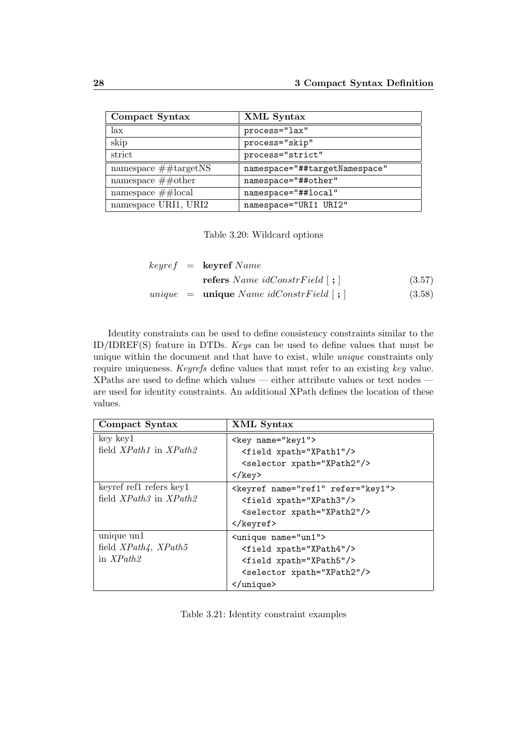| Compact Syntax | XML Syntax |
|---|---|
| lax | `process="lax"` |
| skip | `process="skip"` |
| strict | `process="strict"` |
| namespace ##targetNS | `namespace="##targetNamespace"` |
| namespace ##other | `namespace="##other"` |
| namespace ##local | `namespace="##local"` |
| namespace URI1, URI2 | `namespace="URI1 URI2"` |

Table 3.20: Wildcard options

$$keyref \;=\; \textbf{keyref}\ Name \quad \textbf{refers}\ Name\ idConstrField\ [\ \textbf{;}\ ] \tag{3.57}$$

$$unique \;=\; \textbf{unique}\ Name\ idConstrField\ [\ \textbf{;}\ ] \tag{3.58}$$

Identity constraints can be used to define consistency constraints similar to the ID/IDREF(S) feature in DTDs. *Keys* can be used to define values that must be unique within the document and that have to exist, while *unique* constraints only require uniqueness. *Keyrefs* define values that must refer to an existing *key* value. XPaths are used to define which values — either attribute values or text nodes — are used for identity constraints. An additional XPath defines the location of these values.

| Compact Syntax | XML Syntax |
|---|---|
| key key1<br>field *XPath1* in *XPath2* | `<key name="key1">`<br>`  <field xpath="XPath1"/>`<br>`  <selector xpath="XPath2"/>`<br>`</key>` |
| keyref ref1 refers key1<br>field *XPath3* in *XPath2* | `<keyref name="ref1" refer="key1">`<br>`  <field xpath="XPath3"/>`<br>`  <selector xpath="XPath2"/>`<br>`</keyref>` |
| unique un1<br>field *XPath4*, *XPath5*<br>in *XPath2* | `<unique name="un1">`<br>`  <field xpath="XPath4"/>`<br>`  <field xpath="XPath5"/>`<br>`  <selector xpath="XPath2"/>`<br>`</unique>` |

Table 3.21: Identity constraint examples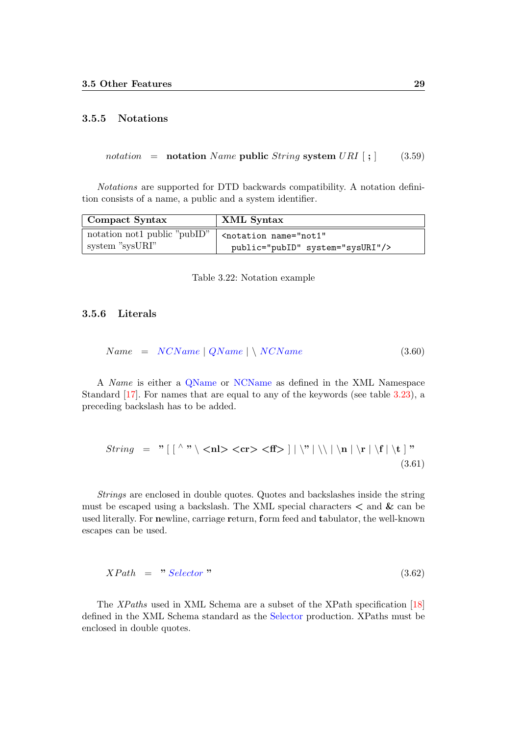### 3.5.5 Notations

$$notation \quad = \quad \textbf{notation}\ Name\ \textbf{public}\ String\ \textbf{system}\ URI\ [\ \textbf{;}\ ] \tag{3.59}$$

*Notations* are supported for DTD backwards compatibility. A notation definition consists of a name, a public and a system identifier.

| Compact Syntax | XML Syntax |
|---|---|
| notation not1 public "pubID" system "sysURI" | `<notation name="not1" public="pubID" system="sysURI"/>` |

Table 3.22: Notation example

### 3.5.6 Literals

$$Name \quad = \quad NCName \mid QName \mid \backslash\ NCName \tag{3.60}$$

A *Name* is either a QName or NCName as defined in the XML Namespace Standard [17]. For names that are equal to any of the keywords (see table 3.23), a preceding backslash has to be added.

$$String \quad = \quad \textbf{"}\ [\ [\ \hat{}\ \textbf{"}\ \backslash\ \textbf{<nl>}\ \textbf{<cr>}\ \textbf{<ff>}\ ]\ \mid \backslash\textbf{"} \mid \backslash\backslash \mid \backslash\textbf{n} \mid \backslash\textbf{r} \mid \backslash\textbf{f} \mid \backslash\textbf{t}\ ]\ \textbf{"} \tag{3.61}$$

*Strings* are enclosed in double quotes. Quotes and backslashes inside the string must be escaped using a backslash. The XML special characters < and & can be used literally. For **n**ewline, carriage **r**eturn, **f**orm feed and **t**abulator, the well-known escapes can be used.

$$XPath \quad = \quad \textbf{"}\ Selector\ \textbf{"} \tag{3.62}$$

The *XPaths* used in XML Schema are a subset of the XPath specification [18] defined in the XML Schema standard as the Selector production. XPaths must be enclosed in double quotes.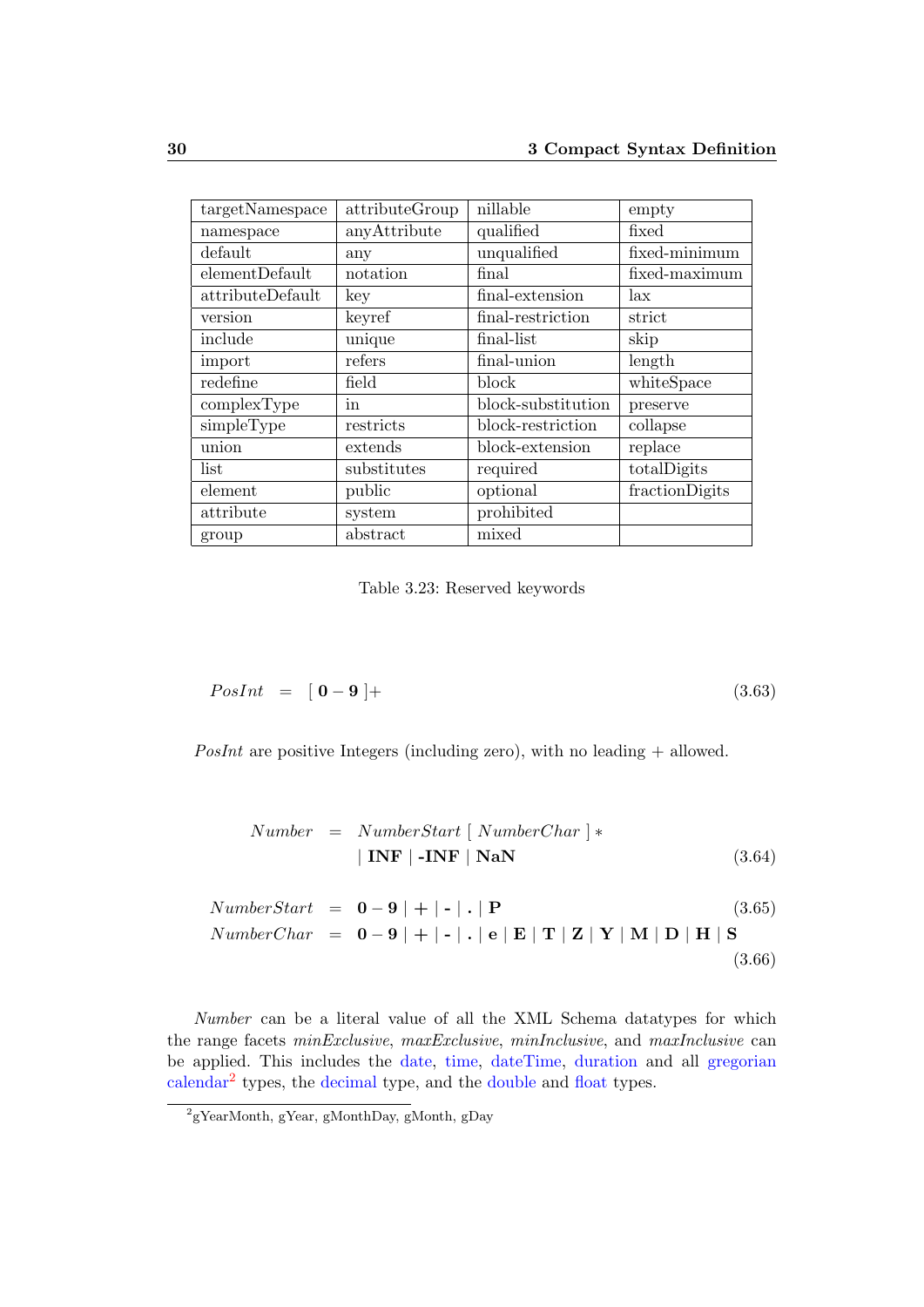| targetNamespace | attributeGroup | nillable | empty |
|---|---|---|---|
| namespace | anyAttribute | qualified | fixed |
| default | any | unqualified | fixed-minimum |
| elementDefault | notation | final | fixed-maximum |
| attributeDefault | key | final-extension | lax |
| version | keyref | final-restriction | strict |
| include | unique | final-list | skip |
| import | refers | final-union | length |
| redefine | field | block | whiteSpace |
| complexType | in | block-substitution | preserve |
| simpleType | restricts | block-restriction | collapse |
| union | extends | block-extension | replace |
| list | substitutes | required | totalDigits |
| element | public | optional | fractionDigits |
| attribute | system | prohibited | |
| group | abstract | mixed | |

Table 3.23: Reserved keywords

$$PosInt \;=\; [\,\mathbf{0} - \mathbf{9}\,]+ \tag{3.63}$$

*PosInt* are positive Integers (including zero), with no leading + allowed.

$$\begin{aligned} Number \;=\; & NumberStart\ [\ NumberChar\ ]* \\ & \mid \textbf{INF} \mid \textbf{-INF} \mid \textbf{NaN} \end{aligned} \tag{3.64}$$

$$NumberStart \;=\; \mathbf{0} - \mathbf{9} \mid \mathbf{+} \mid \textbf{-} \mid \textbf{.} \mid \mathbf{P} \tag{3.65}$$

$$NumberChar \;=\; \mathbf{0} - \mathbf{9} \mid \mathbf{+} \mid \textbf{-} \mid \textbf{.} \mid \mathbf{e} \mid \mathbf{E} \mid \mathbf{T} \mid \mathbf{Z} \mid \mathbf{Y} \mid \mathbf{M} \mid \mathbf{D} \mid \mathbf{H} \mid \mathbf{S} \tag{3.66}$$

*Number* can be a literal value of all the XML Schema datatypes for which the range facets *minExclusive*, *maxExclusive*, *minInclusive*, and *maxInclusive* can be applied. This includes the date, time, dateTime, duration and all gregorian calendar[2] types, the decimal type, and the double and float types.

[2] gYearMonth, gYear, gMonthDay, gMonth, gDay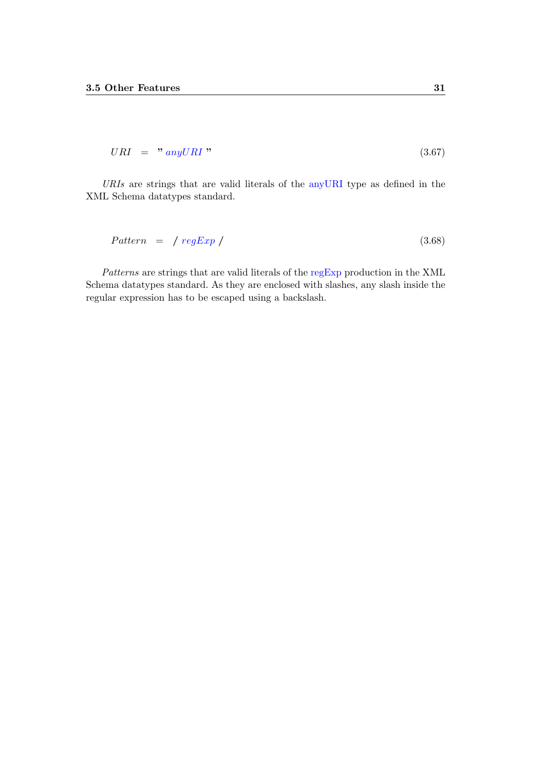$$URI \quad = \quad \text{"} \; anyURI \; \text{"} \tag{3.67}$$

*URIs* are strings that are valid literals of the anyURI type as defined in the XML Schema datatypes standard.

$$Pattern \quad = \quad / \; regExp \; / \tag{3.68}$$

*Patterns* are strings that are valid literals of the regExp production in the XML Schema datatypes standard. As they are enclosed with slashes, any slash inside the regular expression has to be escaped using a backslash.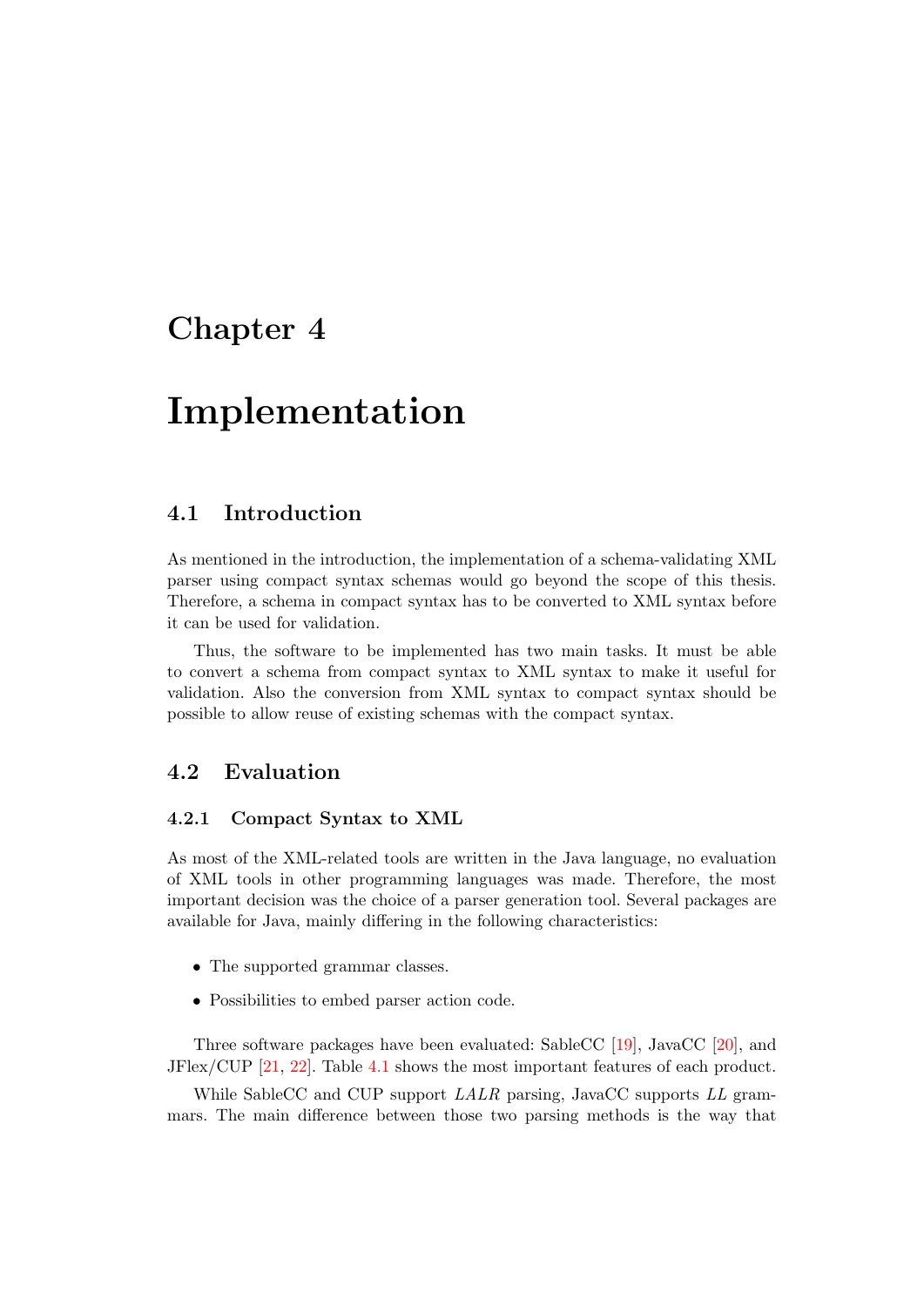# Chapter 4

# Implementation

## 4.1 Introduction

As mentioned in the introduction, the implementation of a schema-validating XML parser using compact syntax schemas would go beyond the scope of this thesis. Therefore, a schema in compact syntax has to be converted to XML syntax before it can be used for validation.

Thus, the software to be implemented has two main tasks. It must be able to convert a schema from compact syntax to XML syntax to make it useful for validation. Also the conversion from XML syntax to compact syntax should be possible to allow reuse of existing schemas with the compact syntax.

## 4.2 Evaluation

### 4.2.1 Compact Syntax to XML

As most of the XML-related tools are written in the Java language, no evaluation of XML tools in other programming languages was made. Therefore, the most important decision was the choice of a parser generation tool. Several packages are available for Java, mainly differing in the following characteristics:

- The supported grammar classes.
- Possibilities to embed parser action code.

Three software packages have been evaluated: SableCC [19], JavaCC [20], and JFlex/CUP [21, 22]. Table 4.1 shows the most important features of each product.

While SableCC and CUP support *LALR* parsing, JavaCC supports *LL* grammars. The main difference between those two parsing methods is the way that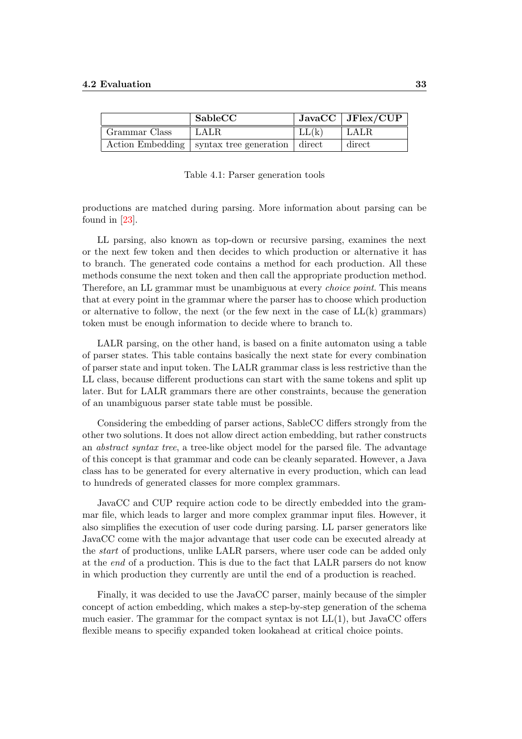| | **SableCC** | **JavaCC** | **JFlex/CUP** |
|---|---|---|---|
| Grammar Class | LALR | LL(k) | LALR |
| Action Embedding | syntax tree generation | direct | direct |

Table 4.1: Parser generation tools

productions are matched during parsing. More information about parsing can be found in [23].

LL parsing, also known as top-down or recursive parsing, examines the next or the next few token and then decides to which production or alternative it has to branch. The generated code contains a method for each production. All these methods consume the next token and then call the appropriate production method. Therefore, an LL grammar must be unambiguous at every *choice point*. This means that at every point in the grammar where the parser has to choose which production or alternative to follow, the next (or the few next in the case of LL(k) grammars) token must be enough information to decide where to branch to.

LALR parsing, on the other hand, is based on a finite automaton using a table of parser states. This table contains basically the next state for every combination of parser state and input token. The LALR grammar class is less restrictive than the LL class, because different productions can start with the same tokens and split up later. But for LALR grammars there are other constraints, because the generation of an unambiguous parser state table must be possible.

Considering the embedding of parser actions, SableCC differs strongly from the other two solutions. It does not allow direct action embedding, but rather constructs an *abstract syntax tree*, a tree-like object model for the parsed file. The advantage of this concept is that grammar and code can be cleanly separated. However, a Java class has to be generated for every alternative in every production, which can lead to hundreds of generated classes for more complex grammars.

JavaCC and CUP require action code to be directly embedded into the grammar file, which leads to larger and more complex grammar input files. However, it also simplifies the execution of user code during parsing. LL parser generators like JavaCC come with the major advantage that user code can be executed already at the *start* of productions, unlike LALR parsers, where user code can be added only at the *end* of a production. This is due to the fact that LALR parsers do not know in which production they currently are until the end of a production is reached.

Finally, it was decided to use the JavaCC parser, mainly because of the simpler concept of action embedding, which makes a step-by-step generation of the schema much easier. The grammar for the compact syntax is not LL(1), but JavaCC offers flexible means to specifiy expanded token lookahead at critical choice points.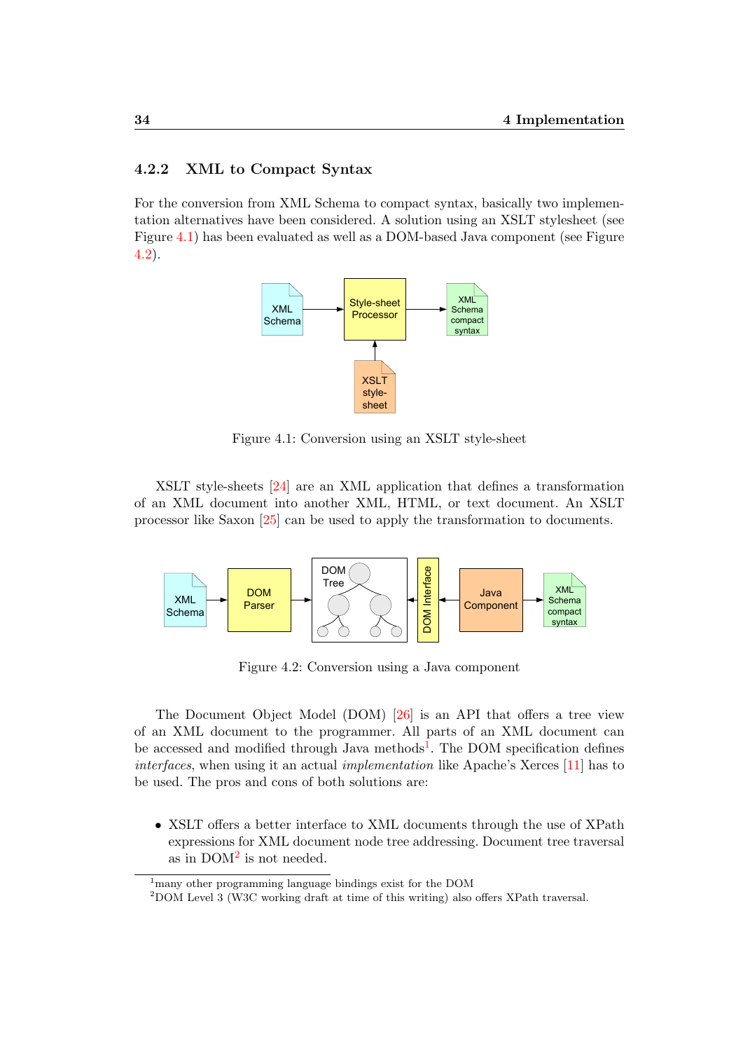### 4.2.2 XML to Compact Syntax

For the conversion from XML Schema to compact syntax, basically two implementation alternatives have been considered. A solution using an XSLT stylesheet (see Figure 4.1) has been evaluated as well as a DOM-based Java component (see Figure 4.2).

Figure 4.1: Conversion using an XSLT style-sheet

XSLT style-sheets [24] are an XML application that defines a transformation of an XML document into another XML, HTML, or text document. An XSLT processor like Saxon [25] can be used to apply the transformation to documents.

Figure 4.2: Conversion using a Java component

The Document Object Model (DOM) [26] is an API that offers a tree view of an XML document to the programmer. All parts of an XML document can be accessed and modified through Java methods[1]. The DOM specification defines *interfaces*, when using it an actual *implementation* like Apache's Xerces [11] has to be used. The pros and cons of both solutions are:

- XSLT offers a better interface to XML documents through the use of XPath expressions for XML document node tree addressing. Document tree traversal as in DOM[2] is not needed.

[1] many other programming language bindings exist for the DOM

[2] DOM Level 3 (W3C working draft at time of this writing) also offers XPath traversal.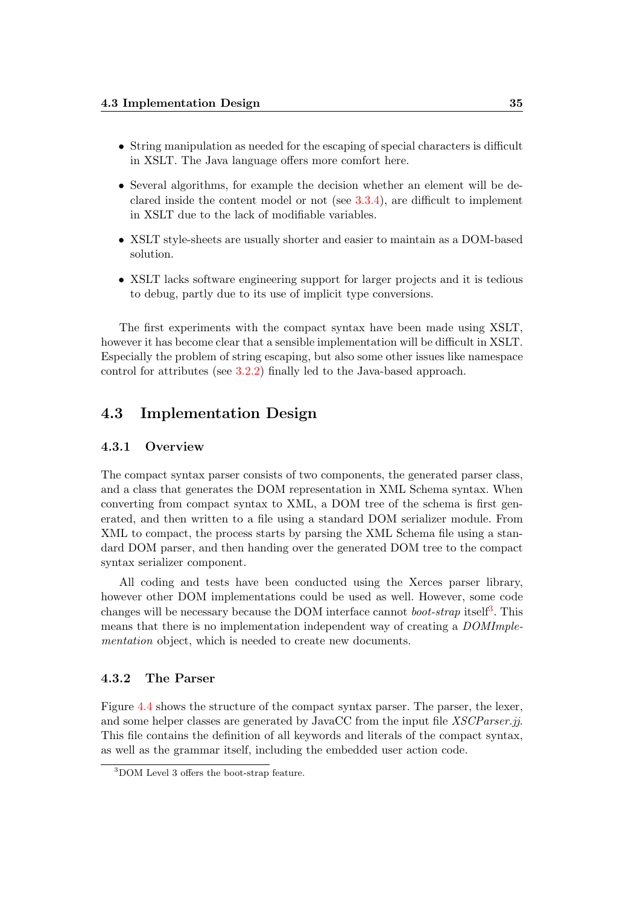- String manipulation as needed for the escaping of special characters is difficult in XSLT. The Java language offers more comfort here.
- Several algorithms, for example the decision whether an element will be declared inside the content model or not (see 3.3.4), are difficult to implement in XSLT due to the lack of modifiable variables.
- XSLT style-sheets are usually shorter and easier to maintain as a DOM-based solution.
- XSLT lacks software engineering support for larger projects and it is tedious to debug, partly due to its use of implicit type conversions.

The first experiments with the compact syntax have been made using XSLT, however it has become clear that a sensible implementation will be difficult in XSLT. Especially the problem of string escaping, but also some other issues like namespace control for attributes (see 3.2.2) finally led to the Java-based approach.

## 4.3 Implementation Design

### 4.3.1 Overview

The compact syntax parser consists of two components, the generated parser class, and a class that generates the DOM representation in XML Schema syntax. When converting from compact syntax to XML, a DOM tree of the schema is first generated, and then written to a file using a standard DOM serializer module. From XML to compact, the process starts by parsing the XML Schema file using a standard DOM parser, and then handing over the generated DOM tree to the compact syntax serializer component.

All coding and tests have been conducted using the Xerces parser library, however other DOM implementations could be used as well. However, some code changes will be necessary because the DOM interface cannot *boot-strap* itself[3]. This means that there is no implementation independent way of creating a *DOMImplementation* object, which is needed to create new documents.

### 4.3.2 The Parser

Figure 4.4 shows the structure of the compact syntax parser. The parser, the lexer, and some helper classes are generated by JavaCC from the input file *XSCParser.jj*. This file contains the definition of all keywords and literals of the compact syntax, as well as the grammar itself, including the embedded user action code.

[3] DOM Level 3 offers the boot-strap feature.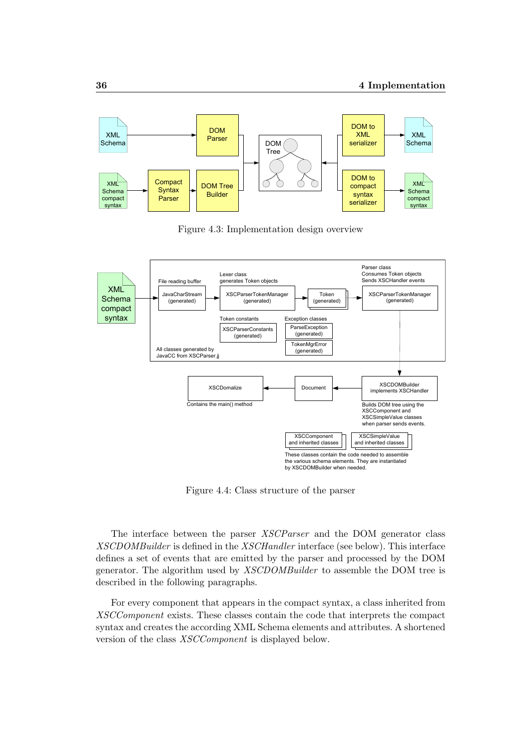Figure 4.3: Implementation design overview

Figure 4.4: Class structure of the parser

The interface between the parser *XSCParser* and the DOM generator class *XSCDOMBuilder* is defined in the *XSCHandler* interface (see below). This interface defines a set of events that are emitted by the parser and processed by the DOM generator. The algorithm used by *XSCDOMBuilder* to assemble the DOM tree is described in the following paragraphs.

For every component that appears in the compact syntax, a class inherited from *XSCComponent* exists. These classes contain the code that interprets the compact syntax and creates the according XML Schema elements and attributes. A shortened version of the class *XSCComponent* is displayed below.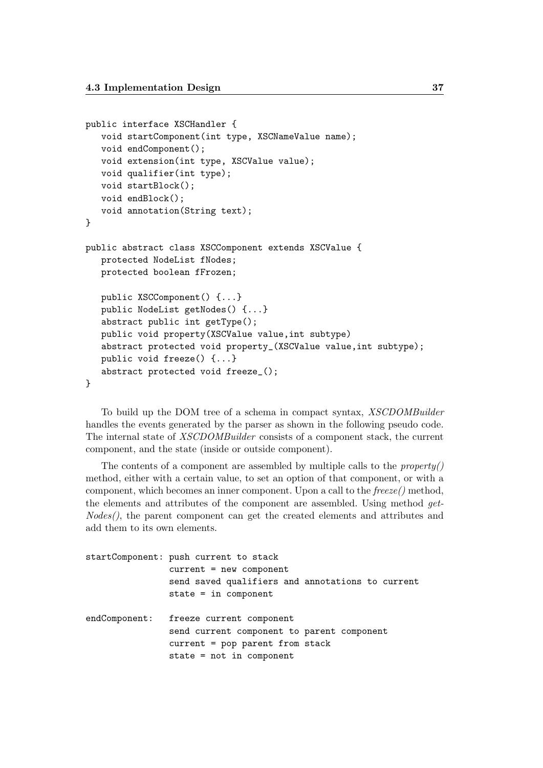```
public interface XSCHandler {
   void startComponent(int type, XSCNameValue name);
   void endComponent();
   void extension(int type, XSCValue value);
   void qualifier(int type);
   void startBlock();
   void endBlock();
   void annotation(String text);
}

public abstract class XSCComponent extends XSCValue {
   protected NodeList fNodes;
   protected boolean fFrozen;

   public XSCComponent() {...}
   public NodeList getNodes() {...}
   abstract public int getType();
   public void property(XSCValue value,int subtype)
   abstract protected void property_(XSCValue value,int subtype);
   public void freeze() {...}
   abstract protected void freeze_();
}
```

To build up the DOM tree of a schema in compact syntax, *XSCDOMBuilder* handles the events generated by the parser as shown in the following pseudo code. The internal state of *XSCDOMBuilder* consists of a component stack, the current component, and the state (inside or outside component).

The contents of a component are assembled by multiple calls to the *property()* method, either with a certain value, to set an option of that component, or with a component, which becomes an inner component. Upon a call to the *freeze()* method, the elements and attributes of the component are assembled. Using method *getNodes()*, the parent component can get the created elements and attributes and add them to its own elements.

```
startComponent: push current to stack
                current = new component
                send saved qualifiers and annotations to current
                state = in component

endComponent:   freeze current component
                send current component to parent component
                current = pop parent from stack
                state = not in component
```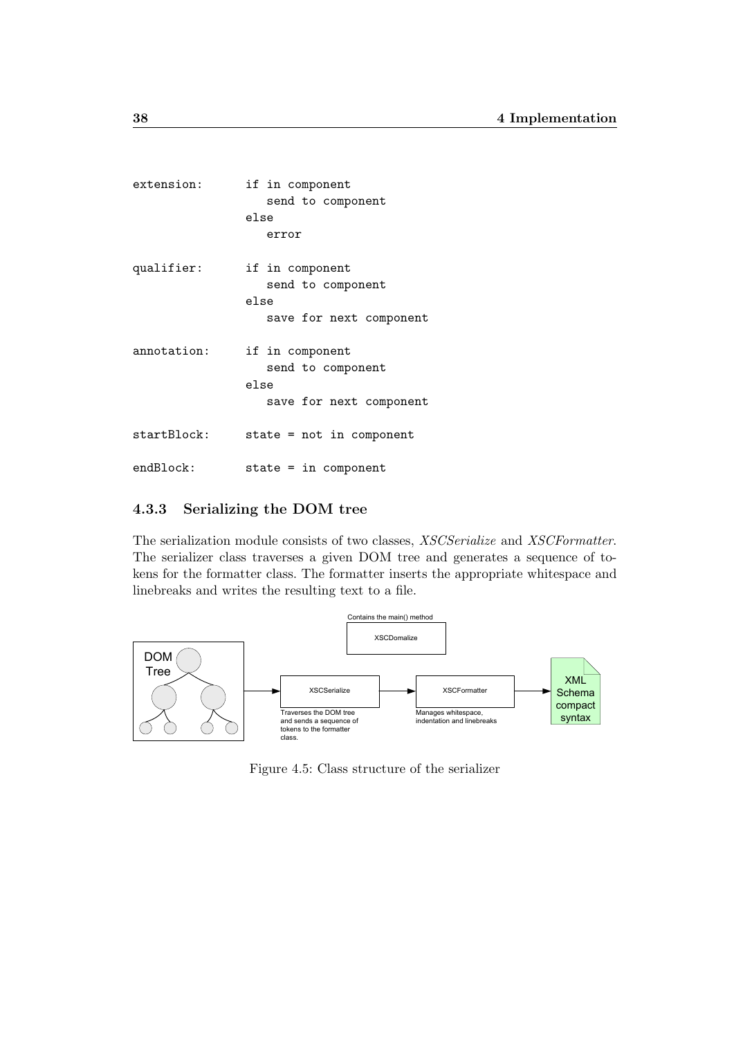```
extension:      if in component
                   send to component
                else
                   error

qualifier:      if in component
                   send to component
                else
                   save for next component

annotation:     if in component
                   send to component
                else
                   save for next component

startBlock:     state = not in component

endBlock:       state = in component
```

### 4.3.3 Serializing the DOM tree

The serialization module consists of two classes, *XSCSerialize* and *XSCFormatter*. The serializer class traverses a given DOM tree and generates a sequence of tokens for the formatter class. The formatter inserts the appropriate whitespace and linebreaks and writes the resulting text to a file.

Figure 4.5: Class structure of the serializer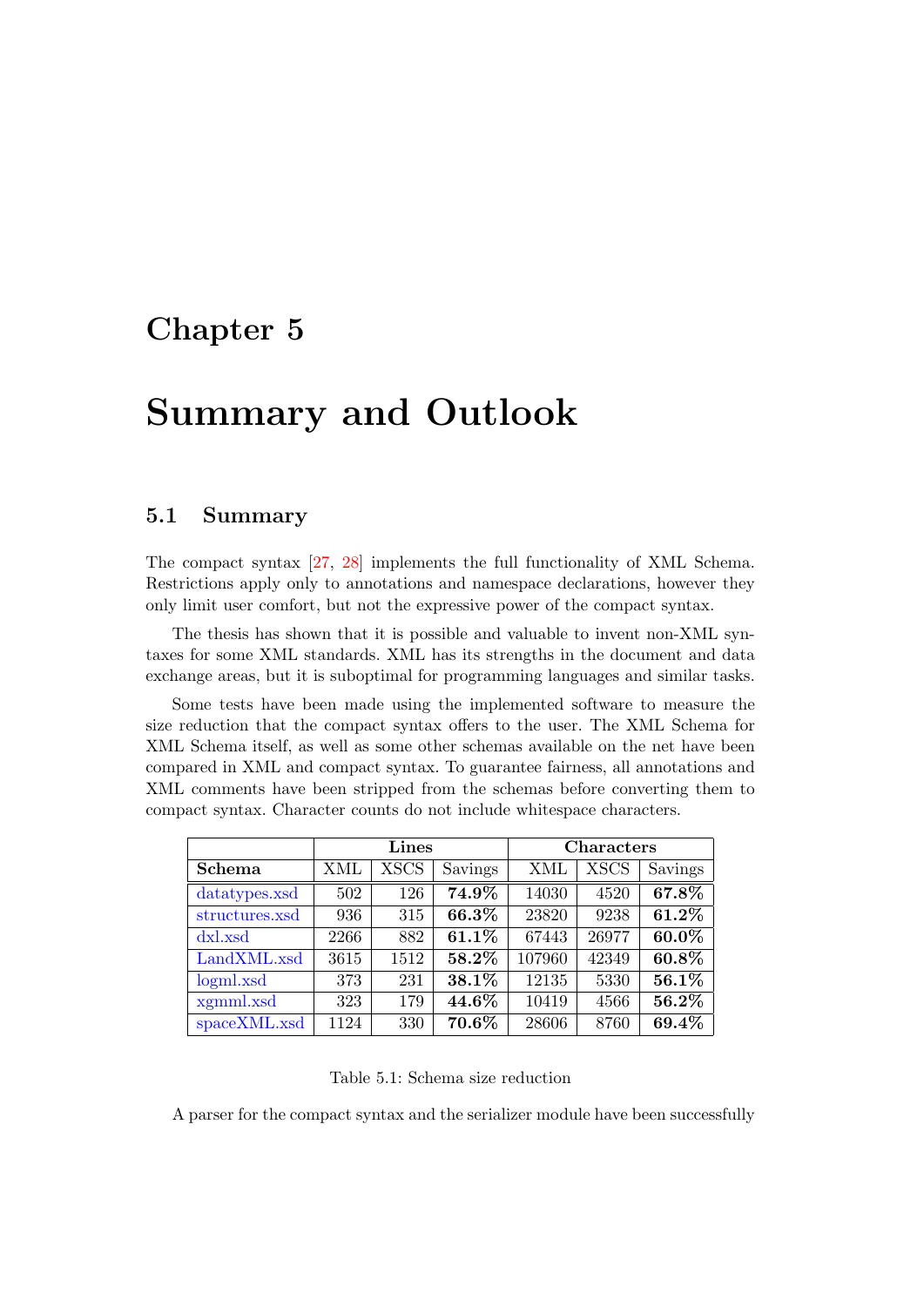# Chapter 5

# Summary and Outlook

## 5.1 Summary

The compact syntax [27, 28] implements the full functionality of XML Schema. Restrictions apply only to annotations and namespace declarations, however they only limit user comfort, but not the expressive power of the compact syntax.

The thesis has shown that it is possible and valuable to invent non-XML syntaxes for some XML standards. XML has its strengths in the document and data exchange areas, but it is suboptimal for programming languages and similar tasks.

Some tests have been made using the implemented software to measure the size reduction that the compact syntax offers to the user. The XML Schema for XML Schema itself, as well as some other schemas available on the net have been compared in XML and compact syntax. To guarantee fairness, all annotations and XML comments have been stripped from the schemas before converting them to compact syntax. Character counts do not include whitespace characters.

| | **Lines** | | | **Characters** | | |
|---|---|---|---|---|---|---|
| **Schema** | XML | XSCS | Savings | XML | XSCS | Savings |
| datatypes.xsd | 502 | 126 | **74.9%** | 14030 | 4520 | **67.8%** |
| structures.xsd | 936 | 315 | **66.3%** | 23820 | 9238 | **61.2%** |
| dxl.xsd | 2266 | 882 | **61.1%** | 67443 | 26977 | **60.0%** |
| LandXML.xsd | 3615 | 1512 | **58.2%** | 107960 | 42349 | **60.8%** |
| logml.xsd | 373 | 231 | **38.1%** | 12135 | 5330 | **56.1%** |
| xgmml.xsd | 323 | 179 | **44.6%** | 10419 | 4566 | **56.2%** |
| spaceXML.xsd | 1124 | 330 | **70.6%** | 28606 | 8760 | **69.4%** |

Table 5.1: Schema size reduction

A parser for the compact syntax and the serializer module have been successfully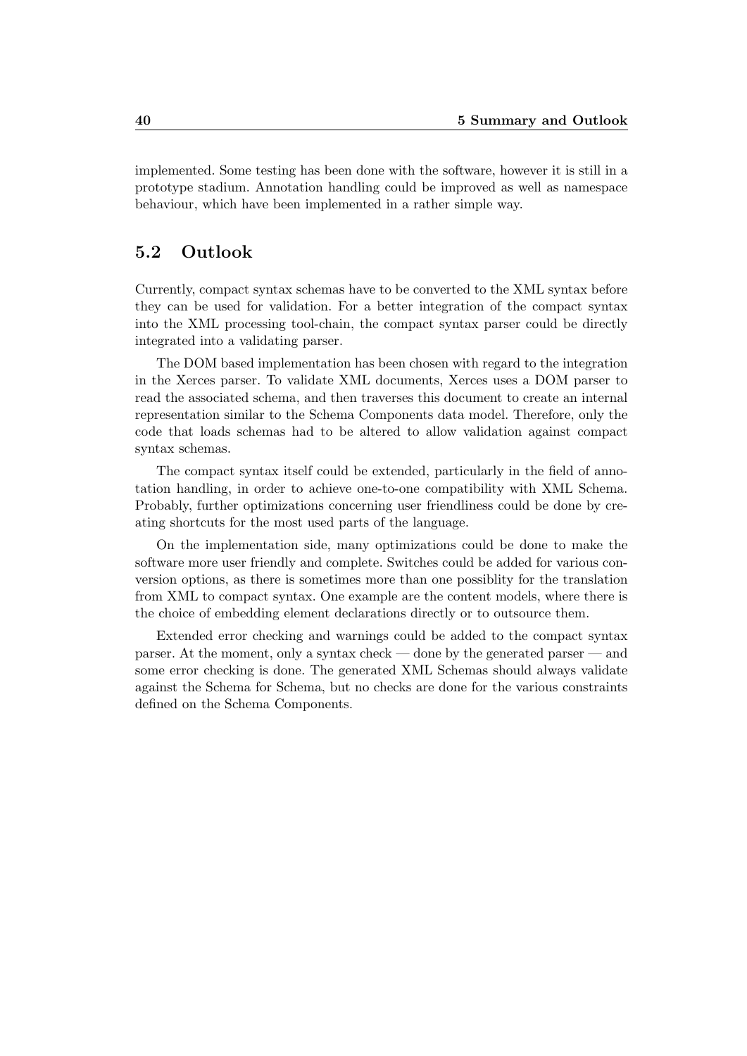implemented. Some testing has been done with the software, however it is still in a prototype stadium. Annotation handling could be improved as well as namespace behaviour, which have been implemented in a rather simple way.

## 5.2 Outlook

Currently, compact syntax schemas have to be converted to the XML syntax before they can be used for validation. For a better integration of the compact syntax into the XML processing tool-chain, the compact syntax parser could be directly integrated into a validating parser.

The DOM based implementation has been chosen with regard to the integration in the Xerces parser. To validate XML documents, Xerces uses a DOM parser to read the associated schema, and then traverses this document to create an internal representation similar to the Schema Components data model. Therefore, only the code that loads schemas had to be altered to allow validation against compact syntax schemas.

The compact syntax itself could be extended, particularly in the field of annotation handling, in order to achieve one-to-one compatibility with XML Schema. Probably, further optimizations concerning user friendliness could be done by creating shortcuts for the most used parts of the language.

On the implementation side, many optimizations could be done to make the software more user friendly and complete. Switches could be added for various conversion options, as there is sometimes more than one possiblity for the translation from XML to compact syntax. One example are the content models, where there is the choice of embedding element declarations directly or to outsource them.

Extended error checking and warnings could be added to the compact syntax parser. At the moment, only a syntax check — done by the generated parser — and some error checking is done. The generated XML Schemas should always validate against the Schema for Schema, but no checks are done for the various constraints defined on the Schema Components.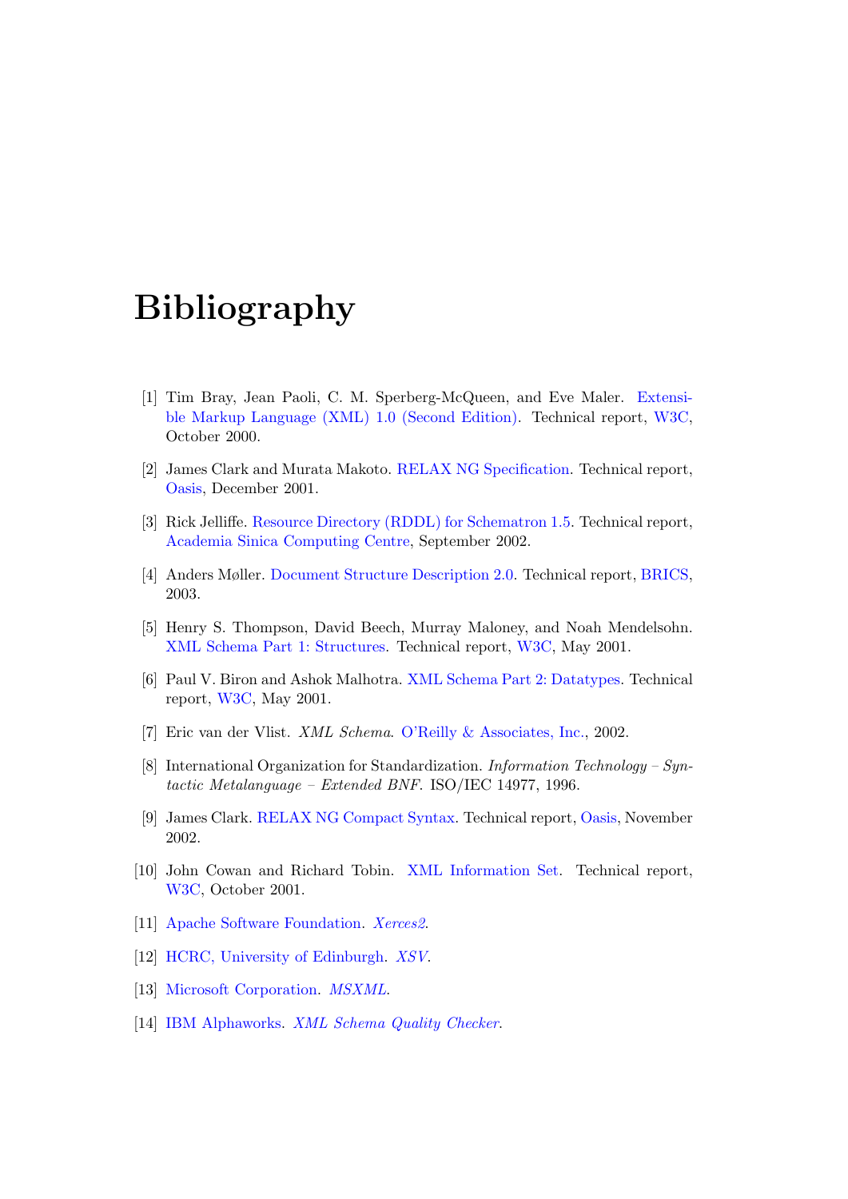# Bibliography

[1] Tim Bray, Jean Paoli, C. M. Sperberg-McQueen, and Eve Maler. Extensible Markup Language (XML) 1.0 (Second Edition). Technical report, W3C, October 2000.

[2] James Clark and Murata Makoto. RELAX NG Specification. Technical report, Oasis, December 2001.

[3] Rick Jelliffe. Resource Directory (RDDL) for Schematron 1.5. Technical report, Academia Sinica Computing Centre, September 2002.

[4] Anders Møller. Document Structure Description 2.0. Technical report, BRICS, 2003.

[5] Henry S. Thompson, David Beech, Murray Maloney, and Noah Mendelsohn. XML Schema Part 1: Structures. Technical report, W3C, May 2001.

[6] Paul V. Biron and Ashok Malhotra. XML Schema Part 2: Datatypes. Technical report, W3C, May 2001.

[7] Eric van der Vlist. *XML Schema*. O'Reilly & Associates, Inc., 2002.

[8] International Organization for Standardization. *Information Technology – Syntactic Metalanguage – Extended BNF*. ISO/IEC 14977, 1996.

[9] James Clark. RELAX NG Compact Syntax. Technical report, Oasis, November 2002.

[10] John Cowan and Richard Tobin. XML Information Set. Technical report, W3C, October 2001.

[11] Apache Software Foundation. *Xerces2*.

[12] HCRC, University of Edinburgh. *XSV*.

[13] Microsoft Corporation. *MSXML*.

[14] IBM Alphaworks. *XML Schema Quality Checker*.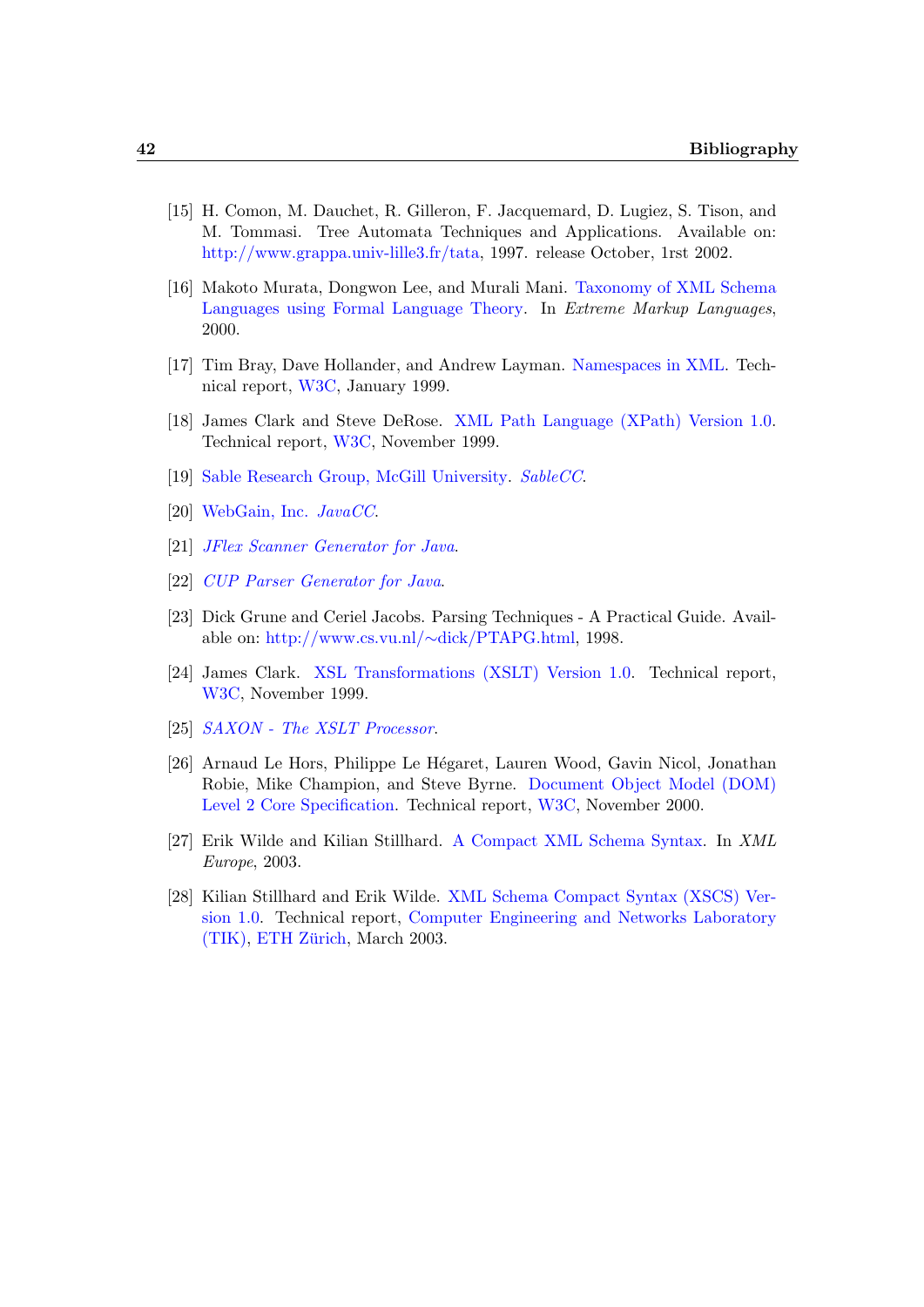[15] H. Comon, M. Dauchet, R. Gilleron, F. Jacquemard, D. Lugiez, S. Tison, and M. Tommasi. Tree Automata Techniques and Applications. Available on: http://www.grappa.univ-lille3.fr/tata, 1997. release October, 1rst 2002.

[16] Makoto Murata, Dongwon Lee, and Murali Mani. Taxonomy of XML Schema Languages using Formal Language Theory. In *Extreme Markup Languages*, 2000.

[17] Tim Bray, Dave Hollander, and Andrew Layman. Namespaces in XML. Technical report, W3C, January 1999.

[18] James Clark and Steve DeRose. XML Path Language (XPath) Version 1.0. Technical report, W3C, November 1999.

[19] Sable Research Group, McGill University. *SableCC*.

[20] WebGain, Inc. *JavaCC*.

[21] *JFlex Scanner Generator for Java*.

[22] *CUP Parser Generator for Java*.

[23] Dick Grune and Ceriel Jacobs. Parsing Techniques - A Practical Guide. Available on: http://www.cs.vu.nl/~dick/PTAPG.html, 1998.

[24] James Clark. XSL Transformations (XSLT) Version 1.0. Technical report, W3C, November 1999.

[25] *SAXON - The XSLT Processor*.

[26] Arnaud Le Hors, Philippe Le Hégaret, Lauren Wood, Gavin Nicol, Jonathan Robie, Mike Champion, and Steve Byrne. Document Object Model (DOM) Level 2 Core Specification. Technical report, W3C, November 2000.

[27] Erik Wilde and Kilian Stillhard. A Compact XML Schema Syntax. In *XML Europe*, 2003.

[28] Kilian Stillhard and Erik Wilde. XML Schema Compact Syntax (XSCS) Version 1.0. Technical report, Computer Engineering and Networks Laboratory (TIK), ETH Zürich, March 2003.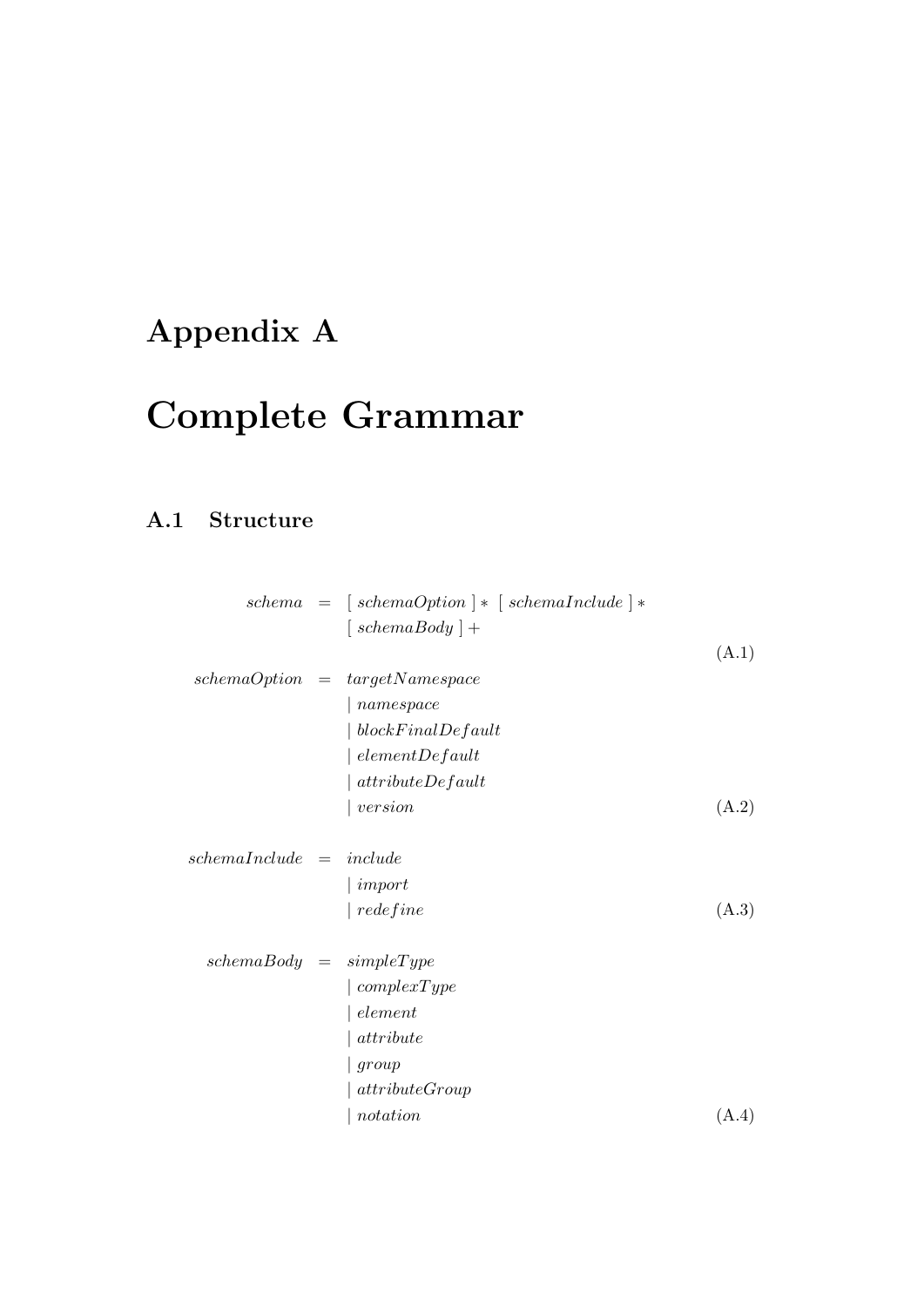# Appendix A

# Complete Grammar

## A.1 Structure

$$
\begin{aligned}
schema \;=\;& [\; schemaOption \;] * \;\; [\; schemaInclude \;] * \\
& [\; schemaBody \;] +
\end{aligned}
\tag{A.1}
$$

$$
\begin{aligned}
schemaOption \;=\;& targetNamespace \\
& |\; namespace \\
& |\; blockFinalDefault \\
& |\; elementDefault \\
& |\; attributeDefault \\
& |\; version
\end{aligned}
\tag{A.2}
$$

$$
\begin{aligned}
schemaInclude \;=\;& include \\
& |\; import \\
& |\; redefine
\end{aligned}
\tag{A.3}
$$

$$
\begin{aligned}
schemaBody \;=\;& simpleType \\
& |\; complexType \\
& |\; element \\
& |\; attribute \\
& |\; group \\
& |\; attributeGroup \\
& |\; notation
\end{aligned}
\tag{A.4}
$$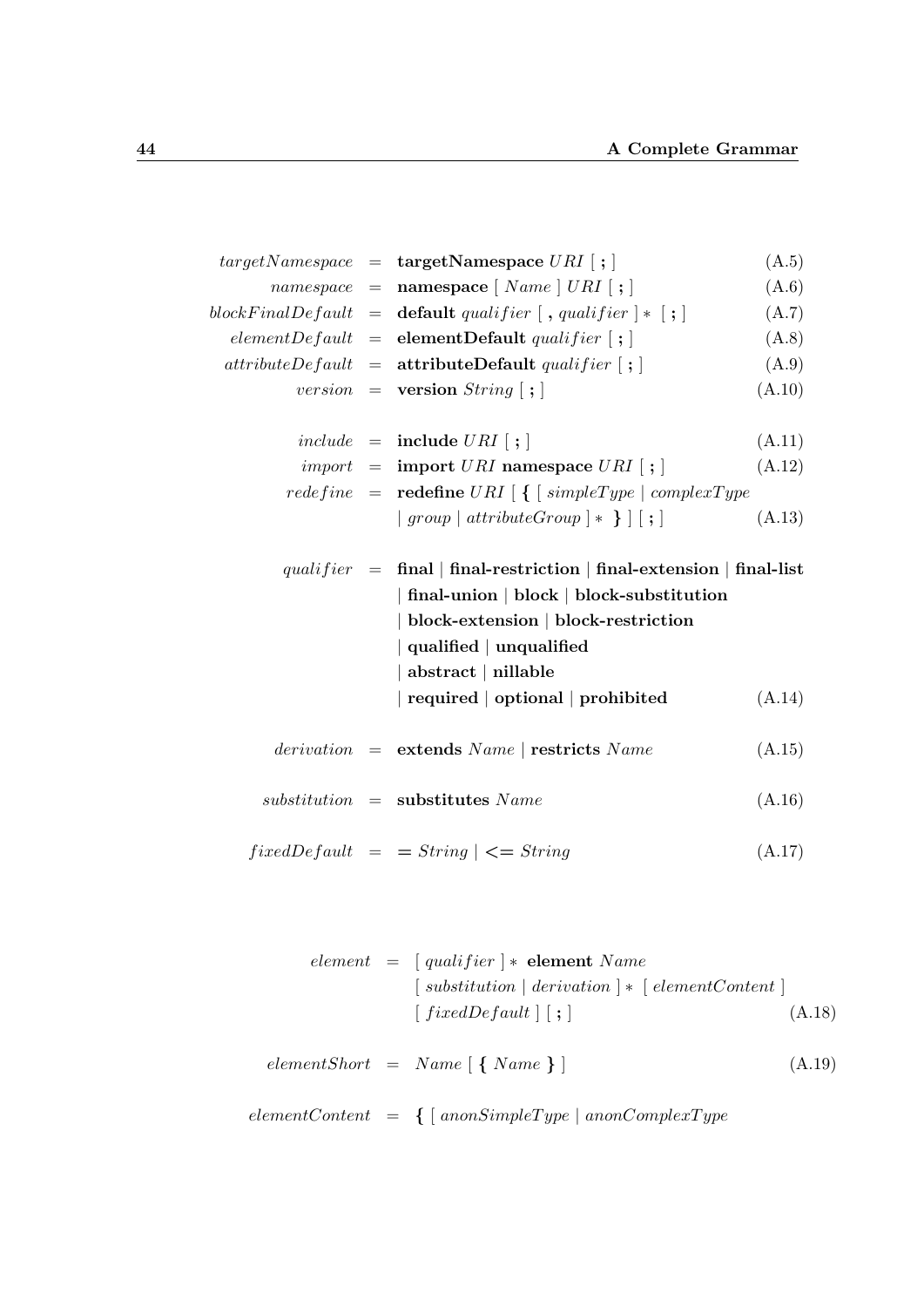$$targetNamespace = \textbf{targetNamespace}\ URI\ [\ \textbf{;}\ ] \tag{A.5}$$

$$namespace = \textbf{namespace}\ [\ Name\ ]\ URI\ [\ \textbf{;}\ ] \tag{A.6}$$

$$blockFinalDefault = \textbf{default}\ qualifier\ [\ \textbf{,}\ qualifier\ ]*\ [\ \textbf{;}\ ] \tag{A.7}$$

$$elementDefault = \textbf{elementDefault}\ qualifier\ [\ \textbf{;}\ ] \tag{A.8}$$

$$attributeDefault = \textbf{attributeDefault}\ qualifier\ [\ \textbf{;}\ ] \tag{A.9}$$

$$version = \textbf{version}\ String\ [\ \textbf{;}\ ] \tag{A.10}$$

$$include = \textbf{include}\ URI\ [\ \textbf{;}\ ] \tag{A.11}$$

$$import = \textbf{import}\ URI\ \textbf{namespace}\ URI\ [\ \textbf{;}\ ] \tag{A.12}$$

$$redefine = \textbf{redefine}\ URI\ [\ \textbf{\{}\ [\ simpleType \mid complexType \mid group \mid attributeGroup\ ]*\ \textbf{\}}\ ]\ [\ \textbf{;}\ ] \tag{A.13}$$

$$qualifier = \textbf{final} \mid \textbf{final-restriction} \mid \textbf{final-extension} \mid \textbf{final-list} \mid \textbf{final-union} \mid \textbf{block} \mid \textbf{block-substitution} \mid \textbf{block-extension} \mid \textbf{block-restriction} \mid \textbf{qualified} \mid \textbf{unqualified} \mid \textbf{abstract} \mid \textbf{nillable} \mid \textbf{required} \mid \textbf{optional} \mid \textbf{prohibited} \tag{A.14}$$

$$derivation = \textbf{extends}\ Name \mid \textbf{restricts}\ Name \tag{A.15}$$

$$substitution = \textbf{substitutes}\ Name \tag{A.16}$$

$$fixedDefault = \textbf{=}\ String \mid \textbf{<=}\ String \tag{A.17}$$

$$element = [\ qualifier\ ]*\ \textbf{element}\ Name\ [\ substitution \mid derivation\ ]*\ [\ elementContent\ ]\ [\ fixedDefault\ ]\ [\ \textbf{;}\ ] \tag{A.18}$$

$$elementShort = Name\ [\ \textbf{\{}\ Name\ \textbf{\}}\ ] \tag{A.19}$$

$$elementContent = \textbf{\{}\ [\ anonSimpleType \mid anonComplexType$$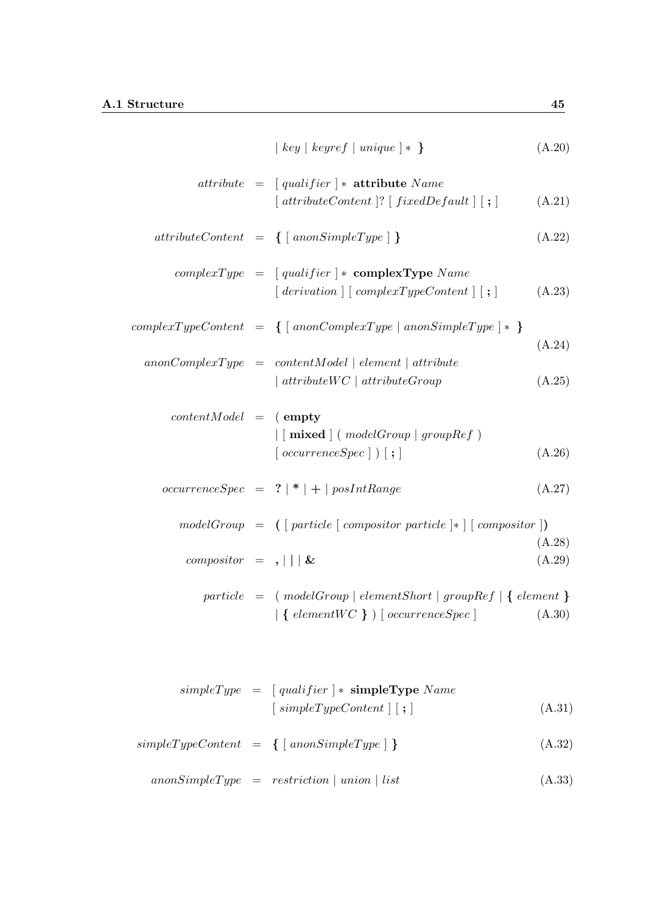$$| \; key \; | \; keyref \; | \; unique \; ] * \; \textbf{\}} \tag{A.20}$$

$$attribute \;=\; [\; qualifier \;] * \; \textbf{attribute} \; Name \; [\; attributeContent \;]? \; [\; fixedDefault \;] \; [\; \textbf{;} \;] \tag{A.21}$$

$$attributeContent \;=\; \textbf{\{} \; [\; anonSimpleType \;] \; \textbf{\}} \tag{A.22}$$

$$complexType \;=\; [\; qualifier \;] * \; \textbf{complexType} \; Name \; [\; derivation \;] \; [\; complexTypeContent \;] \; [\; \textbf{;} \;] \tag{A.23}$$

$$complexTypeContent \;=\; \textbf{\{} \; [\; anonComplexType \; | \; anonSimpleType \;] * \; \textbf{\}} \tag{A.24}$$

$$anonComplexType \;=\; contentModel \; | \; element \; | \; attribute \; | \; attributeWC \; | \; attributeGroup \tag{A.25}$$

$$contentModel \;=\; (\; \textbf{empty} \; | \; [\; \textbf{mixed} \;] \; (\; modelGroup \; | \; groupRef \;) \; [\; occurrenceSpec \;] \;) \; [\; \textbf{;} \;] \tag{A.26}$$

$$occurrenceSpec \;=\; \textbf{?} \; | \; \textbf{*} \; | \; \textbf{+} \; | \; posIntRange \tag{A.27}$$

$$modelGroup \;=\; \textbf{(} \; [\; particle \; [\; compositor \; particle \;]* \;] \; [\; compositor \;] \textbf{)} \tag{A.28}$$

$$compositor \;=\; \textbf{,} \; | \; \textbf{|} \; | \; \textbf{\&} \tag{A.29}$$

$$particle \;=\; (\; modelGroup \; | \; elementShort \; | \; groupRef \; | \; \textbf{\{} \; element \; \textbf{\}} \; | \; \textbf{\{} \; elementWC \; \textbf{\}} \;) \; [\; occurrenceSpec \;] \tag{A.30}$$

$$simpleType \;=\; [\; qualifier \;] * \; \textbf{simpleType} \; Name \; [\; simpleTypeContent \;] \; [\; \textbf{;} \;] \tag{A.31}$$

$$simpleTypeContent \;=\; \textbf{\{} \; [\; anonSimpleType \;] \; \textbf{\}} \tag{A.32}$$

$$anonSimpleType \;=\; restriction \; | \; union \; | \; list \tag{A.33}$$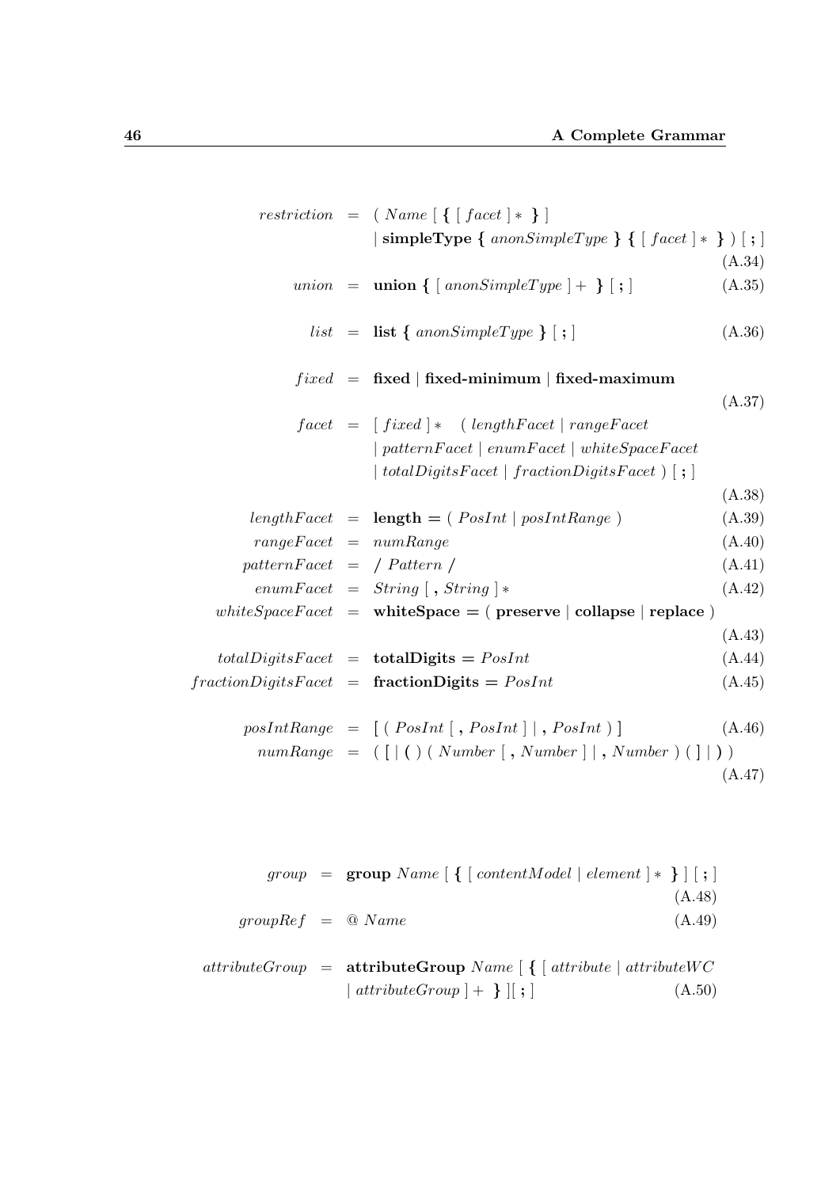$$
\begin{aligned}
\mathit{restriction} &= (\ \mathit{Name}\ [\ \textbf{\{}\ [\ \mathit{facet}\ ]*\ \textbf{\}}\ ] \\
&\quad |\ \textbf{simpleType}\ \textbf{\{}\ \mathit{anonSimpleType}\ \textbf{\}}\ \textbf{\{}\ [\ \mathit{facet}\ ]*\ \textbf{\}}\ )\ [\ \textbf{;}\ ] && \text{(A.34)} \\
\mathit{union} &= \textbf{union}\ \textbf{\{}\ [\ \mathit{anonSimpleType}\ ]+\ \textbf{\}}\ [\ \textbf{;}\ ] && \text{(A.35)} \\
\mathit{list} &= \textbf{list}\ \textbf{\{}\ \mathit{anonSimpleType}\ \textbf{\}}\ [\ \textbf{;}\ ] && \text{(A.36)} \\
\mathit{fixed} &= \textbf{fixed}\ |\ \textbf{fixed-minimum}\ |\ \textbf{fixed-maximum} && \text{(A.37)} \\
\mathit{facet} &= [\ \mathit{fixed}\ ]*\quad (\ \mathit{lengthFacet}\ |\ \mathit{rangeFacet} \\
&\quad |\ \mathit{patternFacet}\ |\ \mathit{enumFacet}\ |\ \mathit{whiteSpaceFacet} \\
&\quad |\ \mathit{totalDigitsFacet}\ |\ \mathit{fractionDigitsFacet}\ )\ [\ \textbf{;}\ ] && \text{(A.38)} \\
\mathit{lengthFacet} &= \textbf{length}\ \textbf{=}\ (\ \mathit{PosInt}\ |\ \mathit{posIntRange}\ ) && \text{(A.39)} \\
\mathit{rangeFacet} &= \mathit{numRange} && \text{(A.40)} \\
\mathit{patternFacet} &= \textbf{/}\ \mathit{Pattern}\ \textbf{/} && \text{(A.41)} \\
\mathit{enumFacet} &= \mathit{String}\ [\ \textbf{,}\ \mathit{String}\ ]* && \text{(A.42)} \\
\mathit{whiteSpaceFacet} &= \textbf{whiteSpace}\ \textbf{=}\ (\ \textbf{preserve}\ |\ \textbf{collapse}\ |\ \textbf{replace}\ ) && \text{(A.43)} \\
\mathit{totalDigitsFacet} &= \textbf{totalDigits}\ \textbf{=}\ \mathit{PosInt} && \text{(A.44)} \\
\mathit{fractionDigitsFacet} &= \textbf{fractionDigits}\ \textbf{=}\ \mathit{PosInt} && \text{(A.45)} \\
\mathit{posIntRange} &= \textbf{[}\ (\ \mathit{PosInt}\ [\ \textbf{,}\ \mathit{PosInt}\ ]\ |\ \textbf{,}\ \mathit{PosInt}\ )\ \textbf{]} && \text{(A.46)} \\
\mathit{numRange} &= (\ \textbf{[}\ |\ \textbf{(}\ )\ (\ \mathit{Number}\ [\ \textbf{,}\ \mathit{Number}\ ]\ |\ \textbf{,}\ \mathit{Number}\ )\ (\ \textbf{]}\ |\ \textbf{)}\ ) && \text{(A.47)}
\end{aligned}
$$

$$
\begin{aligned}
\mathit{group} &= \textbf{group}\ \mathit{Name}\ [\ \textbf{\{}\ [\ \mathit{contentModel}\ |\ \mathit{element}\ ]*\ \textbf{\}}\ ]\ [\ \textbf{;}\ ] && \text{(A.48)} \\
\mathit{groupRef} &= \textbf{@}\ \mathit{Name} && \text{(A.49)} \\
\mathit{attributeGroup} &= \textbf{attributeGroup}\ \mathit{Name}\ [\ \textbf{\{}\ [\ \mathit{attribute}\ |\ \mathit{attributeWC} \\
&\quad |\ \mathit{attributeGroup}\ ]+\ \textbf{\}}\ ][\ \textbf{;}\ ] && \text{(A.50)}
\end{aligned}
$$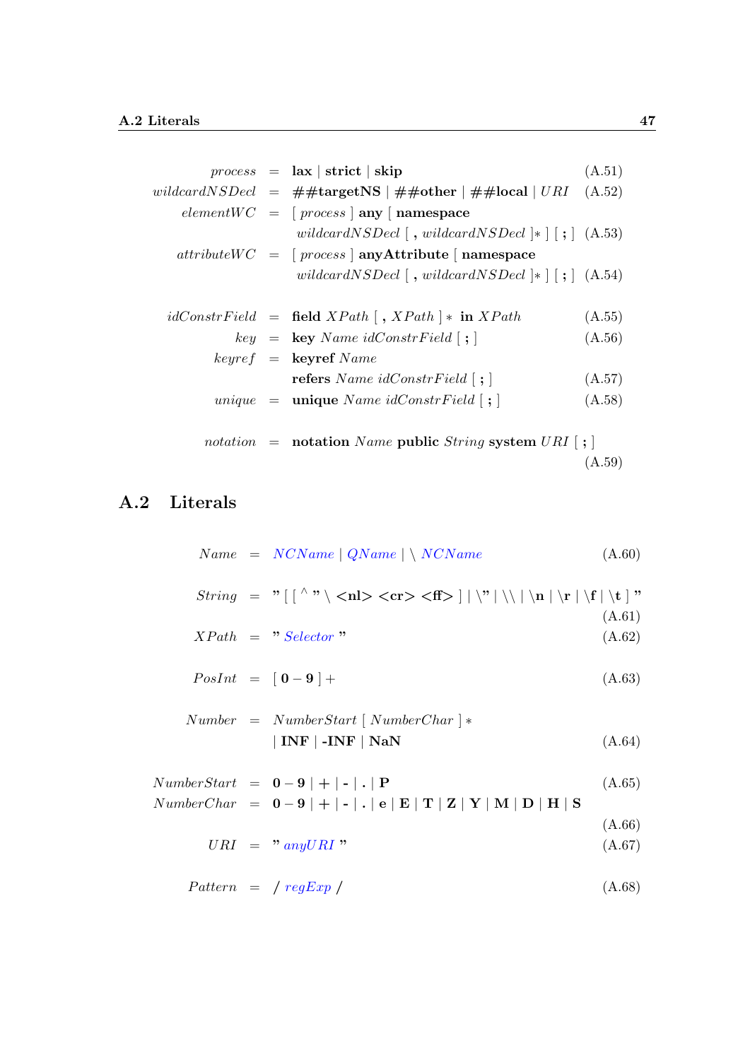| | | | |
|---|---|---|---|
| *process* | = | **lax** \| **strict** \| **skip** | (A.51) |
| *wildcardNSDecl* | = | **##targetNS** \| **##other** \| **##local** \| *URI* | (A.52) |
| *elementWC* | = | [ *process* ] **any** [ **namespace** *wildcardNSDecl* [ **,** *wildcardNSDecl* ]∗ ] [ **;** ] | (A.53) |
| *attributeWC* | = | [ *process* ] **anyAttribute** [ **namespace** *wildcardNSDecl* [ **,** *wildcardNSDecl* ]∗ ] [ **;** ] | (A.54) |
| *idConstrField* | = | **field** *XPath* [ **,** *XPath* ] ∗ **in** *XPath* | (A.55) |
| *key* | = | **key** *Name idConstrField* [ **;** ] | (A.56) |
| *keyref* | = | **keyref** *Name* **refers** *Name idConstrField* [ **;** ] | (A.57) |
| *unique* | = | **unique** *Name idConstrField* [ **;** ] | (A.58) |
| *notation* | = | **notation** *Name* **public** *String* **system** *URI* [ **;** ] | (A.59) |

## A.2 Literals

| | | | |
|---|---|---|---|
| *Name* | = | *NCName* \| *QName* \| \ *NCName* | (A.60) |
| *String* | = | **"** [ [ ^ **"** \ **<nl>** **<cr>** **<ff>** ] \| **\\"** \| **\\\\** \| **\n** \| **\r** \| **\f** \| **\t** ] **"** | (A.61) |
| *XPath* | = | **"** *Selector* **"** | (A.62) |
| *PosInt* | = | [ **0** – **9** ] + | (A.63) |
| *Number* | = | *NumberStart* [ *NumberChar* ] ∗ \| **INF** \| **-INF** \| **NaN** | (A.64) |
| *NumberStart* | = | **0** – **9** \| **+** \| **-** \| **.** \| **P** | (A.65) |
| *NumberChar* | = | **0** – **9** \| **+** \| **-** \| **.** \| **e** \| **E** \| **T** \| **Z** \| **Y** \| **M** \| **D** \| **H** \| **S** | (A.66) |
| *URI* | = | **"** *anyURI* **"** | (A.67) |
| *Pattern* | = | **/** *regExp* **/** | (A.68) |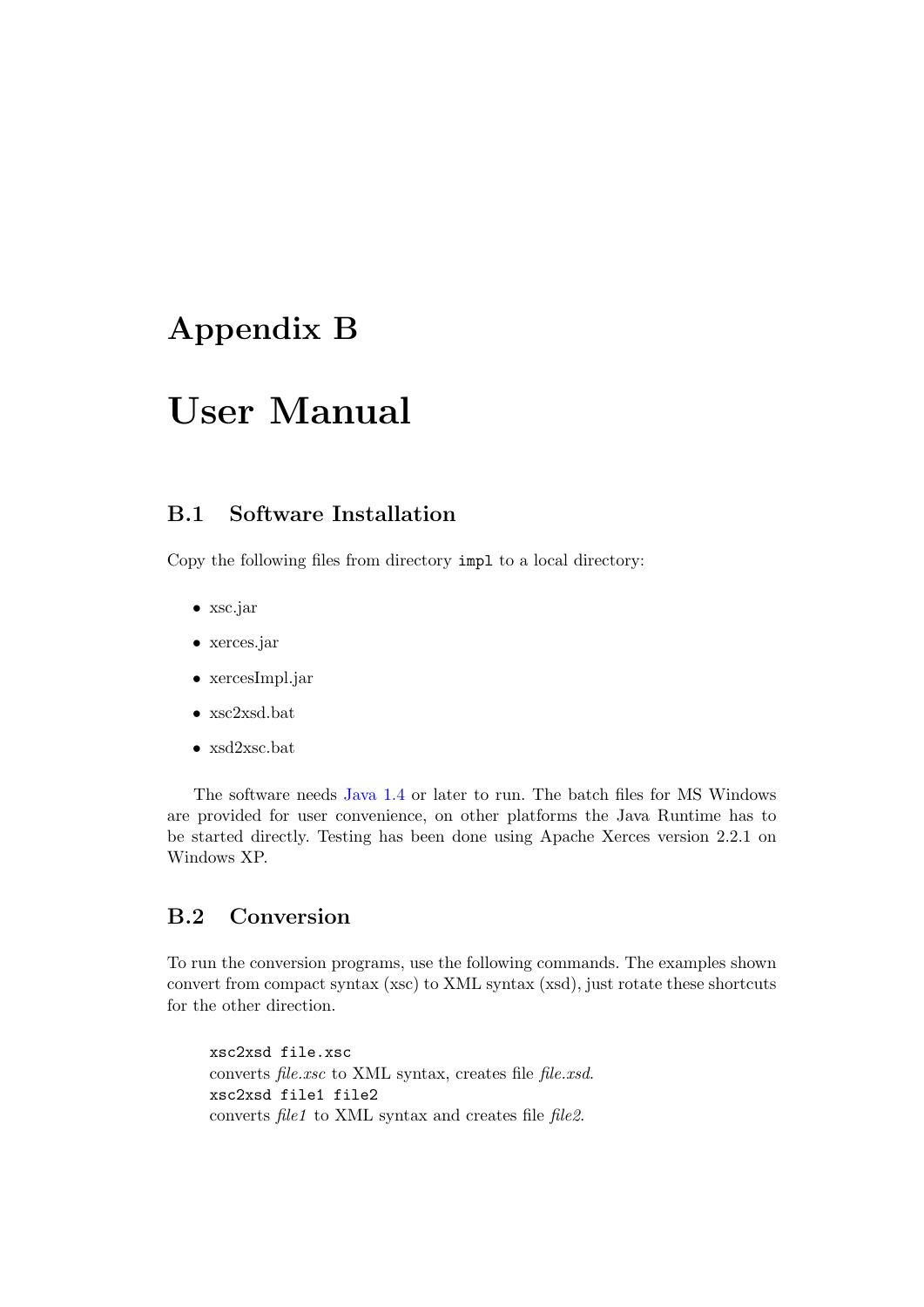# Appendix B

# User Manual

## B.1 Software Installation

Copy the following files from directory `impl` to a local directory:

- xsc.jar
- xerces.jar
- xercesImpl.jar
- xsc2xsd.bat
- xsd2xsc.bat

The software needs Java 1.4 or later to run. The batch files for MS Windows are provided for user convenience, on other platforms the Java Runtime has to be started directly. Testing has been done using Apache Xerces version 2.2.1 on Windows XP.

## B.2 Conversion

To run the conversion programs, use the following commands. The examples shown convert from compact syntax (xsc) to XML syntax (xsd), just rotate these shortcuts for the other direction.

`xsc2xsd file.xsc`
converts *file.xsc* to XML syntax, creates file *file.xsd*.
`xsc2xsd file1 file2`
converts *file1* to XML syntax and creates file *file2*.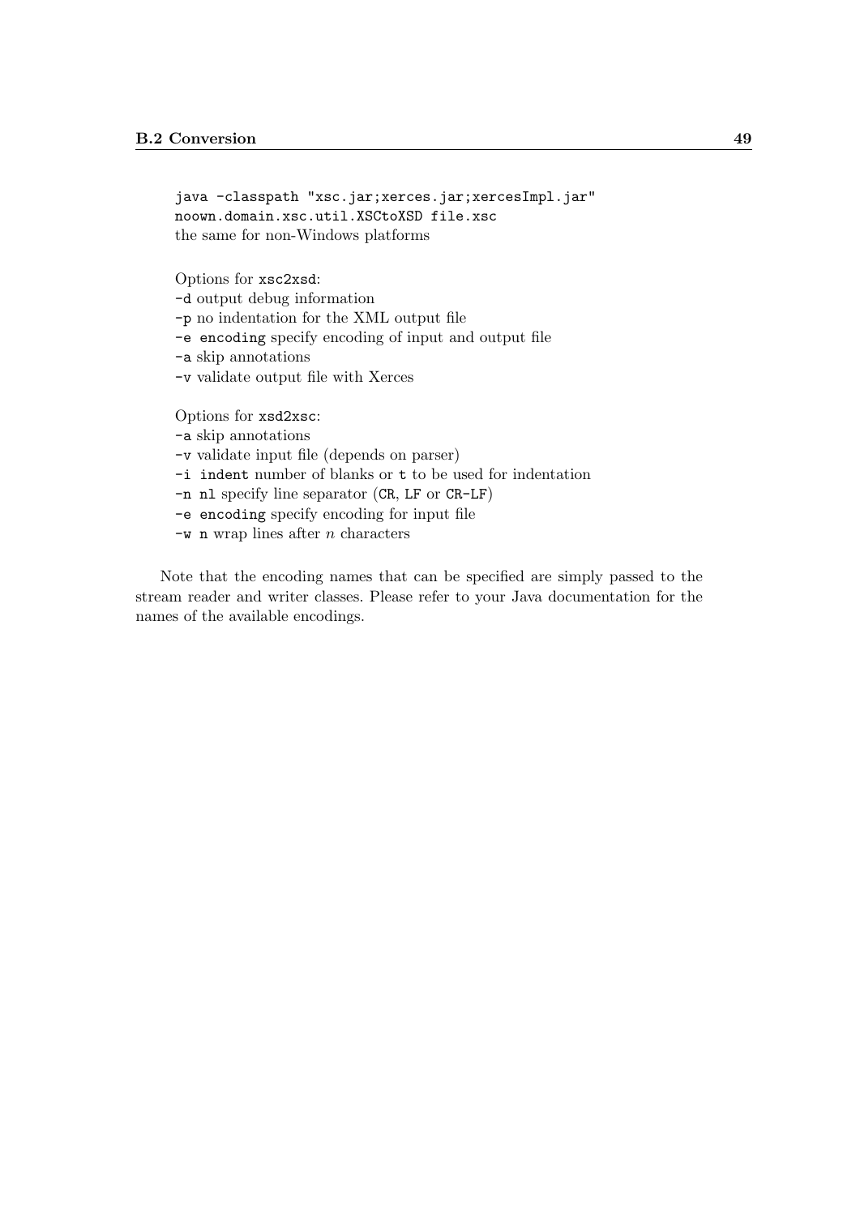java -classpath "xsc.jar;xerces.jar;xercesImpl.jar" noown.domain.xsc.util.XSCtoXSD file.xsc
the same for non-Windows platforms

Options for `xsc2xsd`:
`-d` output debug information
`-p` no indentation for the XML output file
`-e encoding` specify encoding of input and output file
`-a` skip annotations
`-v` validate output file with Xerces

Options for `xsd2xsc`:
`-a` skip annotations
`-v` validate input file (depends on parser)
`-i indent` number of blanks or `t` to be used for indentation
`-n nl` specify line separator (`CR`, `LF` or `CR-LF`)
`-e encoding` specify encoding for input file
`-w n` wrap lines after $n$ characters

Note that the encoding names that can be specified are simply passed to the stream reader and writer classes. Please refer to your Java documentation for the names of the available encodings.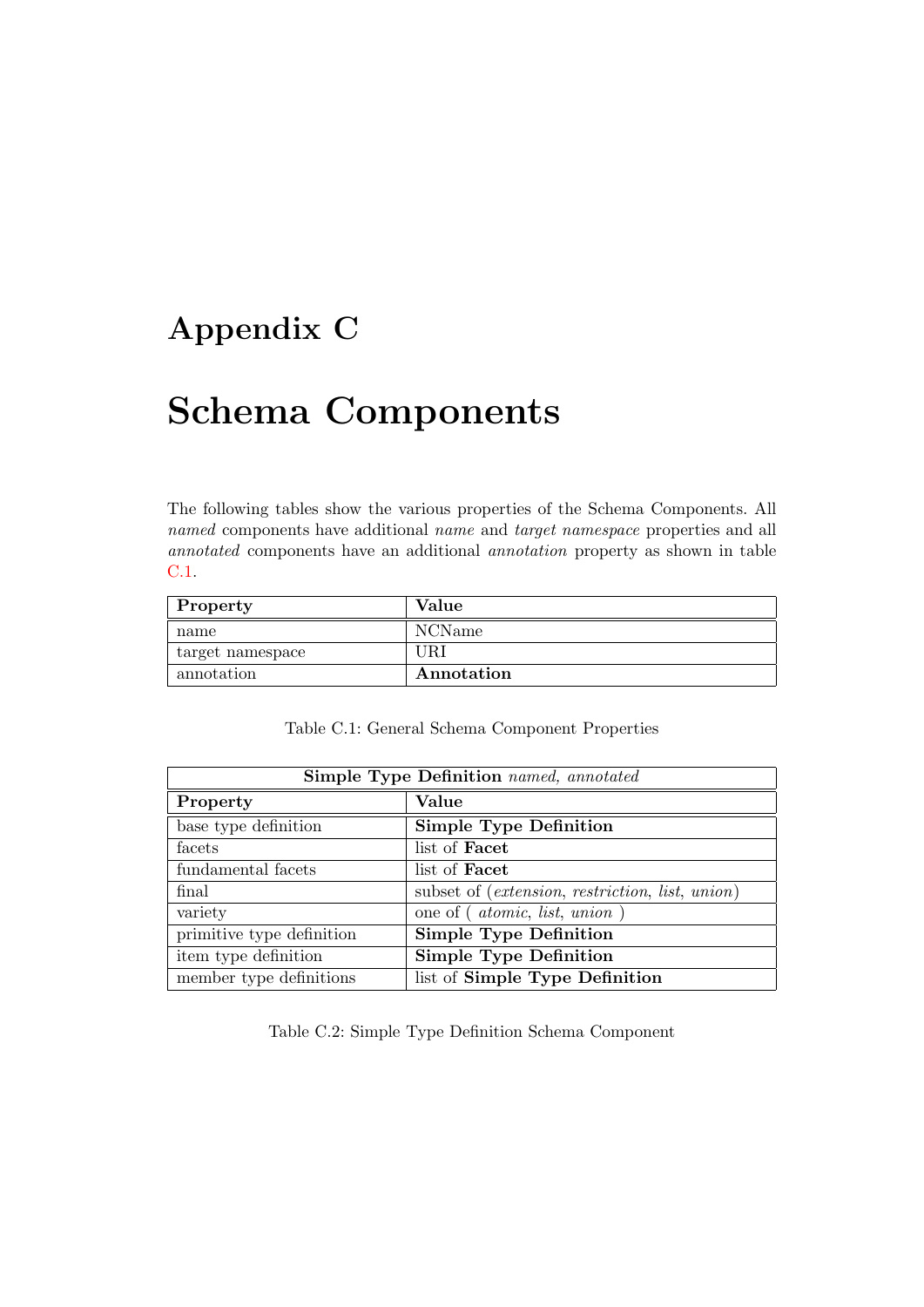# Appendix C

# Schema Components

The following tables show the various properties of the Schema Components. All *named* components have additional *name* and *target namespace* properties and all *annotated* components have an additional *annotation* property as shown in table C.1.

| **Property** | **Value** |
|---|---|
| name | NCName |
| target namespace | URI |
| annotation | **Annotation** |

Table C.1: General Schema Component Properties

| **Simple Type Definition** *named, annotated* | |
|---|---|
| **Property** | **Value** |
| base type definition | **Simple Type Definition** |
| facets | list of **Facet** |
| fundamental facets | list of **Facet** |
| final | subset of (*extension*, *restriction*, *list*, *union*) |
| variety | one of ( *atomic*, *list*, *union* ) |
| primitive type definition | **Simple Type Definition** |
| item type definition | **Simple Type Definition** |
| member type definitions | list of **Simple Type Definition** |

Table C.2: Simple Type Definition Schema Component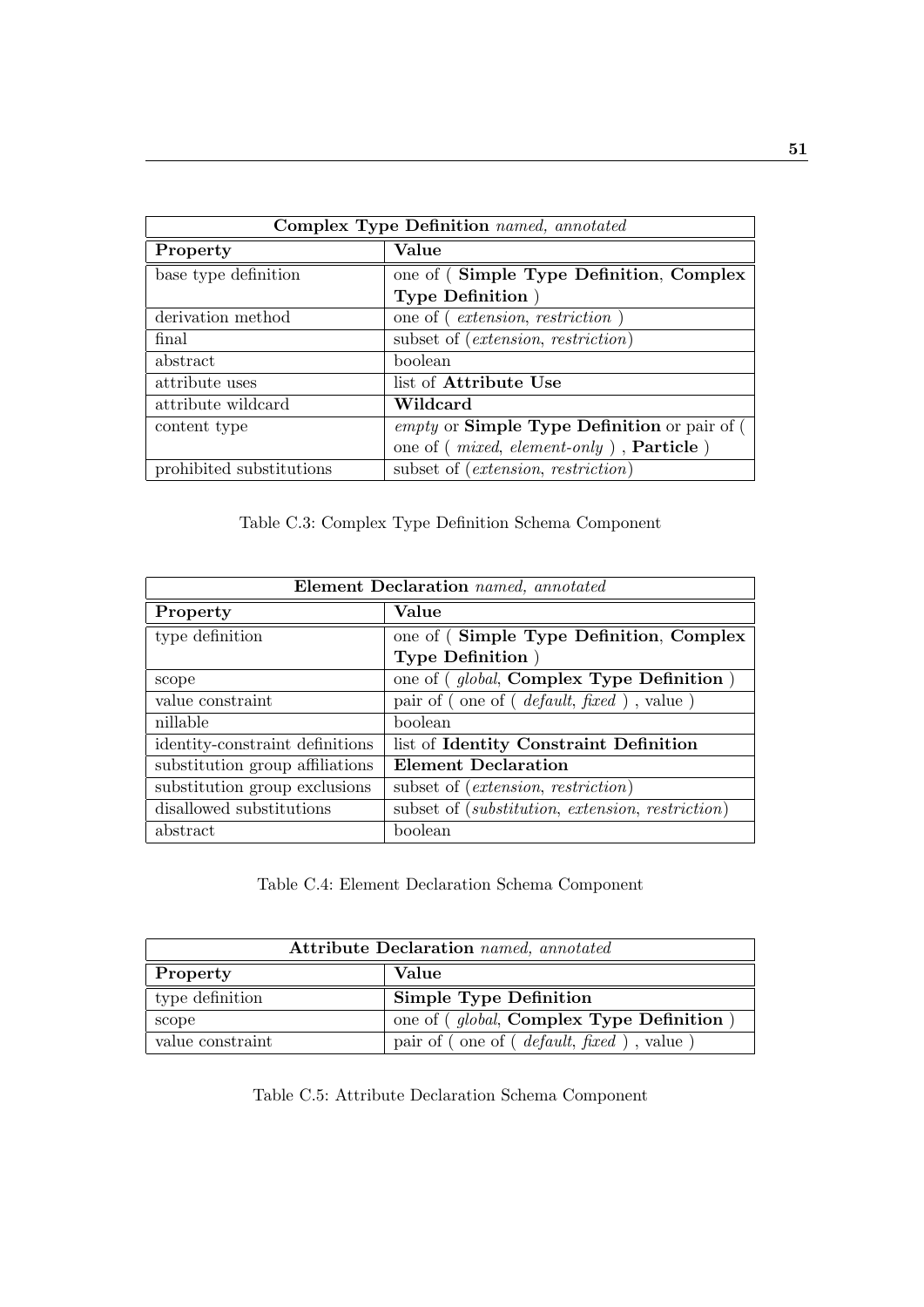| **Complex Type Definition** *named, annotated* | |
|---|---|
| **Property** | **Value** |
| base type definition | one of ( **Simple Type Definition**, **Complex Type Definition** ) |
| derivation method | one of ( *extension*, *restriction* ) |
| final | subset of (*extension*, *restriction*) |
| abstract | boolean |
| attribute uses | list of **Attribute Use** |
| attribute wildcard | **Wildcard** |
| content type | *empty* or **Simple Type Definition** or pair of ( one of ( *mixed*, *element-only* ) , **Particle** ) |
| prohibited substitutions | subset of (*extension*, *restriction*) |

Table C.3: Complex Type Definition Schema Component

| **Element Declaration** *named, annotated* | |
|---|---|
| **Property** | **Value** |
| type definition | one of ( **Simple Type Definition**, **Complex Type Definition** ) |
| scope | one of ( *global*, **Complex Type Definition** ) |
| value constraint | pair of ( one of ( *default*, *fixed* ) , value ) |
| nillable | boolean |
| identity-constraint definitions | list of **Identity Constraint Definition** |
| substitution group affiliations | **Element Declaration** |
| substitution group exclusions | subset of (*extension*, *restriction*) |
| disallowed substitutions | subset of (*substitution*, *extension*, *restriction*) |
| abstract | boolean |

Table C.4: Element Declaration Schema Component

| **Attribute Declaration** *named, annotated* | |
|---|---|
| **Property** | **Value** |
| type definition | **Simple Type Definition** |
| scope | one of ( *global*, **Complex Type Definition** ) |
| value constraint | pair of ( one of ( *default*, *fixed* ) , value ) |

Table C.5: Attribute Declaration Schema Component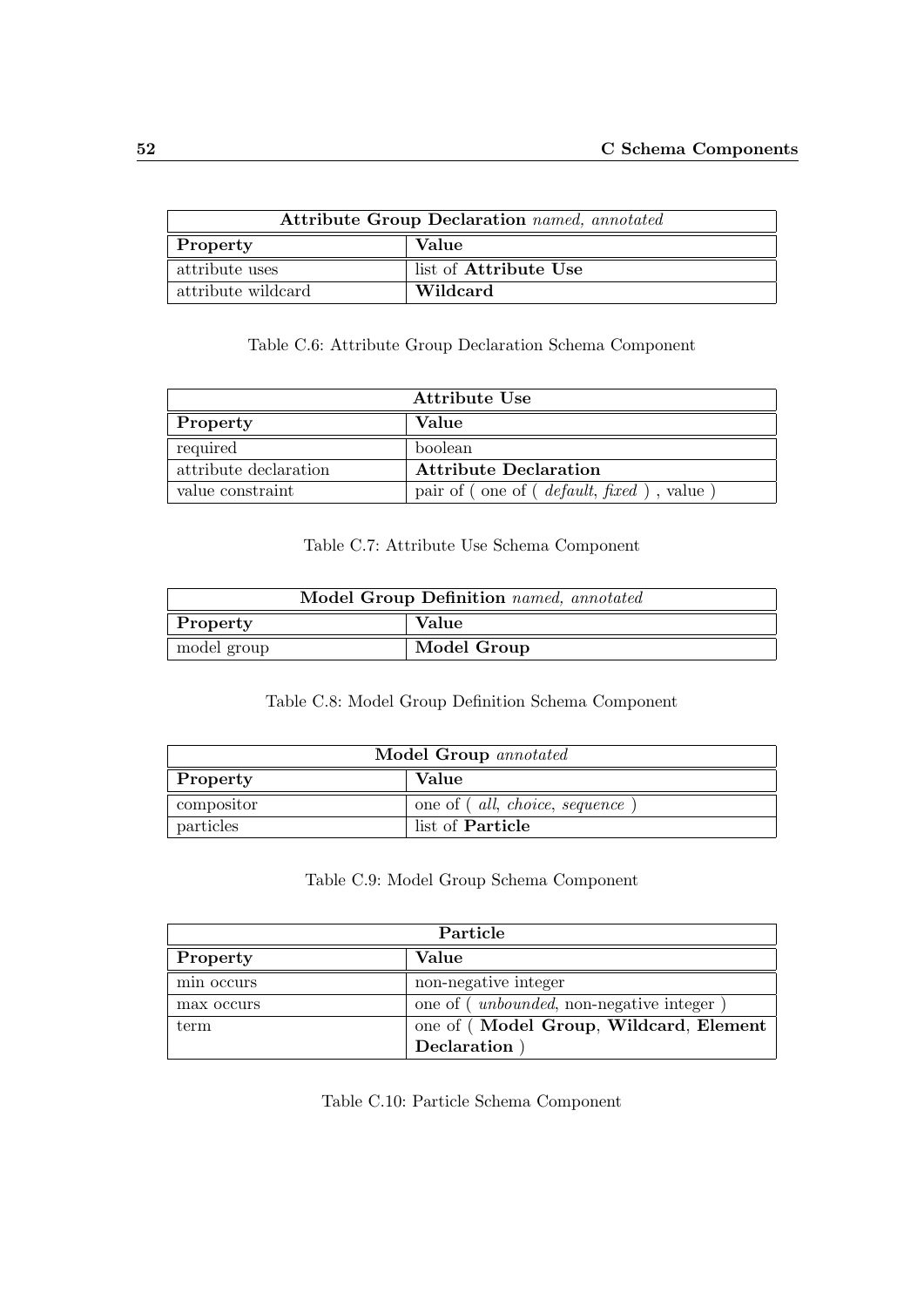| **Attribute Group Declaration** *named, annotated* | |
|---|---|
| **Property** | **Value** |
| attribute uses | list of **Attribute Use** |
| attribute wildcard | **Wildcard** |

Table C.6: Attribute Group Declaration Schema Component

| **Attribute Use** | |
|---|---|
| **Property** | **Value** |
| required | boolean |
| attribute declaration | **Attribute Declaration** |
| value constraint | pair of ( one of ( *default*, *fixed* ) , value ) |

Table C.7: Attribute Use Schema Component

| **Model Group Definition** *named, annotated* | |
|---|---|
| **Property** | **Value** |
| model group | **Model Group** |

Table C.8: Model Group Definition Schema Component

| **Model Group** *annotated* | |
|---|---|
| **Property** | **Value** |
| compositor | one of ( *all*, *choice*, *sequence* ) |
| particles | list of **Particle** |

Table C.9: Model Group Schema Component

| **Particle** | |
|---|---|
| **Property** | **Value** |
| min occurs | non-negative integer |
| max occurs | one of ( *unbounded*, non-negative integer ) |
| term | one of ( **Model Group**, **Wildcard**, **Element Declaration** ) |

Table C.10: Particle Schema Component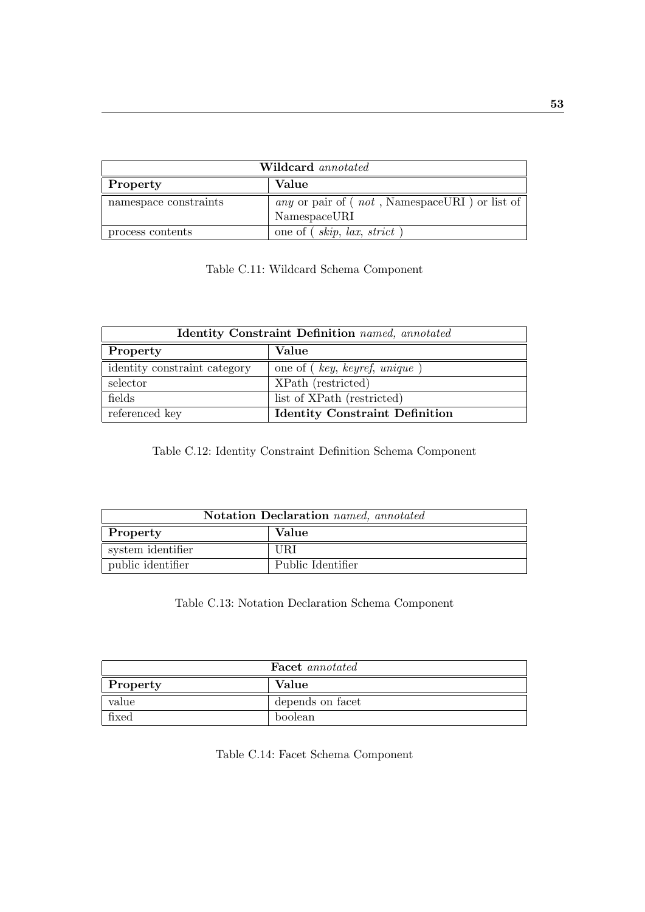| **Wildcard** *annotated* | |
| --- | --- |
| **Property** | **Value** |
| namespace constraints | *any* or pair of ( *not* , NamespaceURI ) or list of NamespaceURI |
| process contents | one of ( *skip*, *lax*, *strict* ) |

Table C.11: Wildcard Schema Component

| **Identity Constraint Definition** *named, annotated* | |
| --- | --- |
| **Property** | **Value** |
| identity constraint category | one of ( *key*, *keyref*, *unique* ) |
| selector | XPath (restricted) |
| fields | list of XPath (restricted) |
| referenced key | **Identity Constraint Definition** |

Table C.12: Identity Constraint Definition Schema Component

| **Notation Declaration** *named, annotated* | |
| --- | --- |
| **Property** | **Value** |
| system identifier | URI |
| public identifier | Public Identifier |

Table C.13: Notation Declaration Schema Component

| **Facet** *annotated* | |
| --- | --- |
| **Property** | **Value** |
| value | depends on facet |
| fixed | boolean |

Table C.14: Facet Schema Component